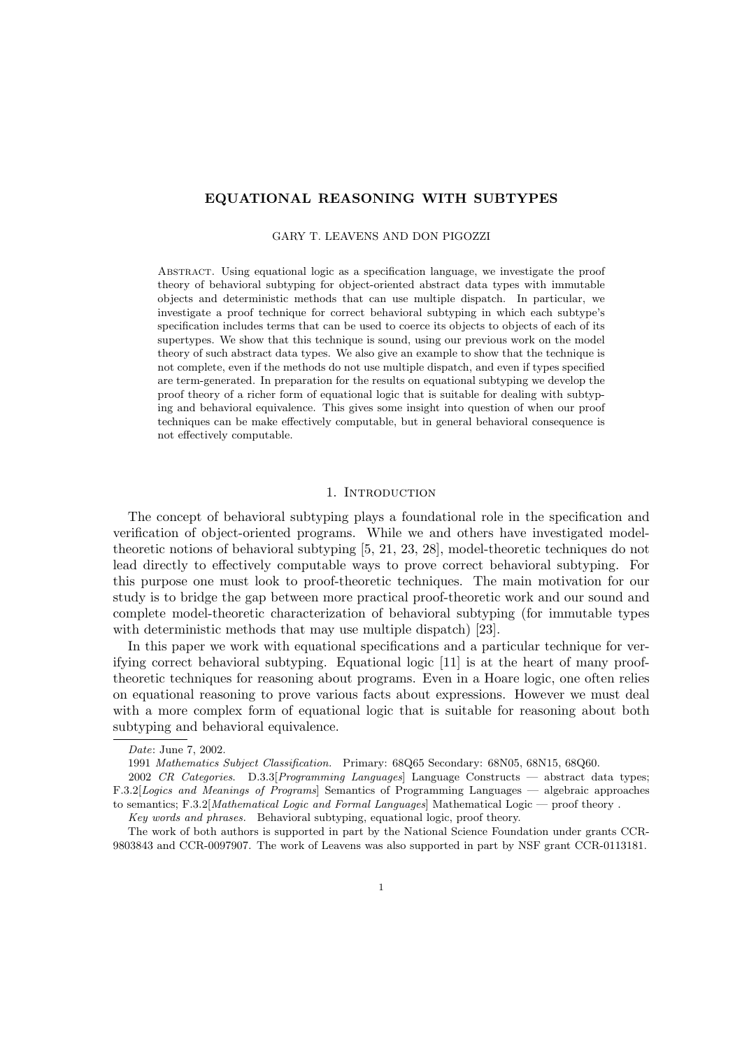# EQUATIONAL REASONING WITH SUBTYPES

GARY T. LEAVENS AND DON PIGOZZI

Abstract. Using equational logic as a specification language, we investigate the proof theory of behavioral subtyping for object-oriented abstract data types with immutable objects and deterministic methods that can use multiple dispatch. In particular, we investigate a proof technique for correct behavioral subtyping in which each subtype's specification includes terms that can be used to coerce its objects to objects of each of its supertypes. We show that this technique is sound, using our previous work on the model theory of such abstract data types. We also give an example to show that the technique is not complete, even if the methods do not use multiple dispatch, and even if types specified are term-generated. In preparation for the results on equational subtyping we develop the proof theory of a richer form of equational logic that is suitable for dealing with subtyping and behavioral equivalence. This gives some insight into question of when our proof techniques can be make effectively computable, but in general behavioral consequence is not effectively computable.

## 1. Introduction

The concept of behavioral subtyping plays a foundational role in the specification and verification of object-oriented programs. While we and others have investigated model-theoretic notions of behavioral subtyping [5, 21, 23, 28], model-theoretic techniques do not lead directly to effectively computable ways to prove correct behavioral subtyping. For this purpose one must look to proof-theoretic techniques. The main motivation for our study is to bridge the gap between more practical proof-theoretic work and our sound and complete model-theoretic characterization of behavioral subtyping (for immutable types with deterministic methods that may use multiple dispatch) [23].

In this paper we work with equational specifications and a particular technique for verifying correct behavioral subtyping. Equational logic [11] is at the heart of many proof-theoretic techniques for reasoning about programs. Even in a Hoare logic, one often relies on equational reasoning to prove various facts about expressions. However we must deal with a more complex form of equational logic that is suitable for reasoning about both subtyping and behavioral equivalence.

---

*Date*: June 7, 2002.

1991 *Mathematics Subject Classification.* Primary: 68Q65 Secondary: 68N05, 68N15, 68Q60.

2002 *CR Categories*. D.3.3[*Programming Languages*] Language Constructs — abstract data types; F.3.2[*Logics and Meanings of Programs*] Semantics of Programming Languages — algebraic approaches to semantics; F.3.2[*Mathematical Logic and Formal Languages*] Mathematical Logic — proof theory .

*Key words and phrases.* Behavioral subtyping, equational logic, proof theory.

The work of both authors is supported in part by the National Science Foundation under grants CCR-9803843 and CCR-0097907. The work of Leavens was also supported in part by NSF grant CCR-0113181.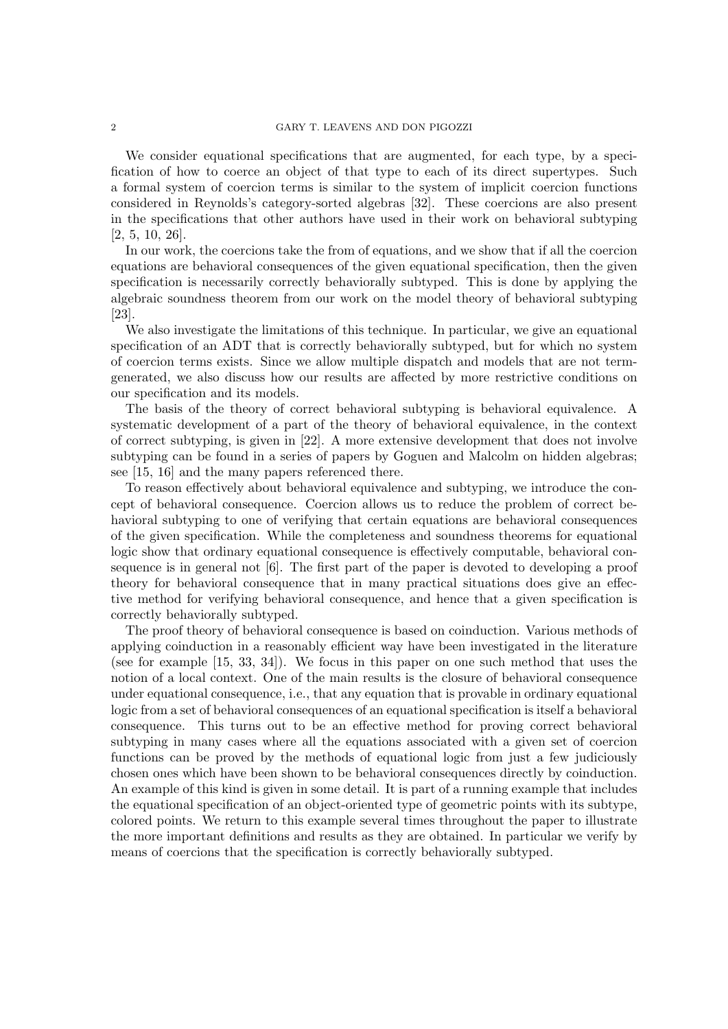We consider equational specifications that are augmented, for each type, by a specification of how to coerce an object of that type to each of its direct supertypes. Such a formal system of coercion terms is similar to the system of implicit coercion functions considered in Reynolds's category-sorted algebras [32]. These coercions are also present in the specifications that other authors have used in their work on behavioral subtyping [2, 5, 10, 26].

In our work, the coercions take the from of equations, and we show that if all the coercion equations are behavioral consequences of the given equational specification, then the given specification is necessarily correctly behaviorally subtyped. This is done by applying the algebraic soundness theorem from our work on the model theory of behavioral subtyping [23].

We also investigate the limitations of this technique. In particular, we give an equational specification of an ADT that is correctly behaviorally subtyped, but for which no system of coercion terms exists. Since we allow multiple dispatch and models that are not term-generated, we also discuss how our results are affected by more restrictive conditions on our specification and its models.

The basis of the theory of correct behavioral subtyping is behavioral equivalence. A systematic development of a part of the theory of behavioral equivalence, in the context of correct subtyping, is given in [22]. A more extensive development that does not involve subtyping can be found in a series of papers by Goguen and Malcolm on hidden algebras; see [15, 16] and the many papers referenced there.

To reason effectively about behavioral equivalence and subtyping, we introduce the concept of behavioral consequence. Coercion allows us to reduce the problem of correct behavioral subtyping to one of verifying that certain equations are behavioral consequences of the given specification. While the completeness and soundness theorems for equational logic show that ordinary equational consequence is effectively computable, behavioral consequence is in general not [6]. The first part of the paper is devoted to developing a proof theory for behavioral consequence that in many practical situations does give an effective method for verifying behavioral consequence, and hence that a given specification is correctly behaviorally subtyped.

The proof theory of behavioral consequence is based on coinduction. Various methods of applying coinduction in a reasonably efficient way have been investigated in the literature (see for example [15, 33, 34]). We focus in this paper on one such method that uses the notion of a local context. One of the main results is the closure of behavioral consequence under equational consequence, i.e., that any equation that is provable in ordinary equational logic from a set of behavioral consequences of an equational specification is itself a behavioral consequence. This turns out to be an effective method for proving correct behavioral subtyping in many cases where all the equations associated with a given set of coercion functions can be proved by the methods of equational logic from just a few judiciously chosen ones which have been shown to be behavioral consequences directly by coinduction. An example of this kind is given in some detail. It is part of a running example that includes the equational specification of an object-oriented type of geometric points with its subtype, colored points. We return to this example several times throughout the paper to illustrate the more important definitions and results as they are obtained. In particular we verify by means of coercions that the specification is correctly behaviorally subtyped.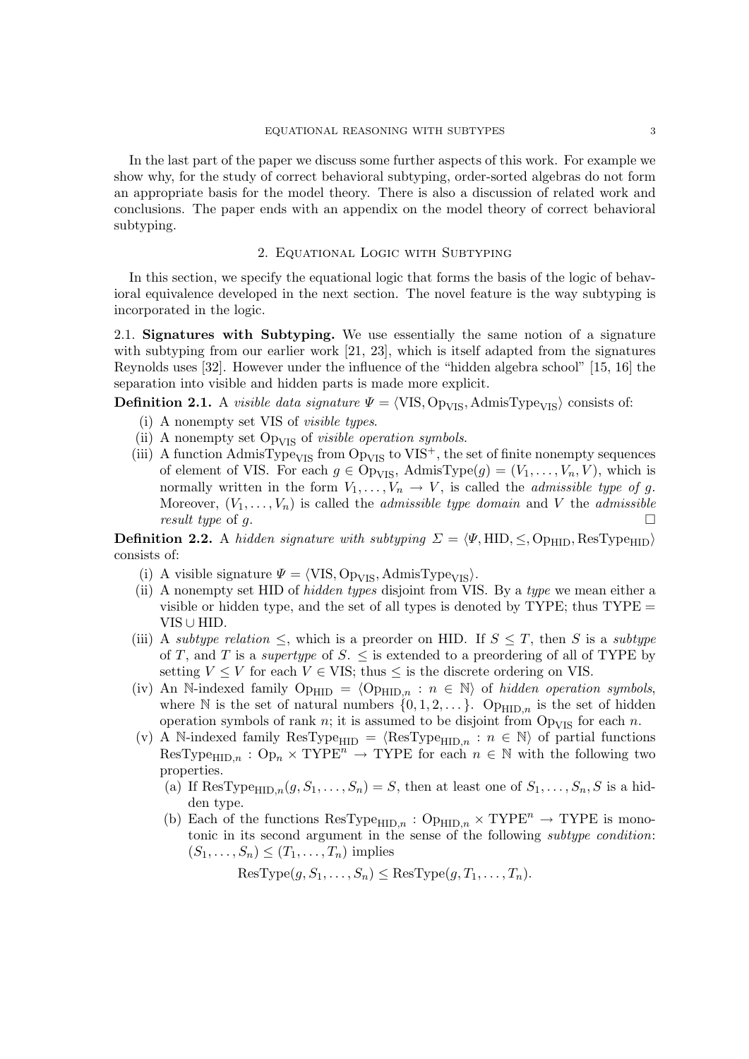In the last part of the paper we discuss some further aspects of this work. For example we show why, for the study of correct behavioral subtyping, order-sorted algebras do not form an appropriate basis for the model theory. There is also a discussion of related work and conclusions. The paper ends with an appendix on the model theory of correct behavioral subtyping.

## 2. Equational Logic with Subtyping

In this section, we specify the equational logic that forms the basis of the logic of behavioral equivalence developed in the next section. The novel feature is the way subtyping is incorporated in the logic.

### 2.1. Signatures with Subtyping.

We use essentially the same notion of a signature with subtyping from our earlier work [21, 23], which is itself adapted from the signatures Reynolds uses [32]. However under the influence of the "hidden algebra school" [15, 16] the separation into visible and hidden parts is made more explicit.

**Definition 2.1.** A *visible data signature* $\Psi = \langle \mathrm{VIS}, \mathrm{Op}_{\mathrm{VIS}}, \mathrm{AdmisType}_{\mathrm{VIS}} \rangle$ consists of:

- (i) A nonempty set VIS of *visible types*.
- (ii) A nonempty set $\mathrm{Op}_{\mathrm{VIS}}$ of *visible operation symbols*.
- (iii) A function $\mathrm{AdmisType}_{\mathrm{VIS}}$ from $\mathrm{Op}_{\mathrm{VIS}}$ to $\mathrm{VIS}^+$, the set of finite nonempty sequences of element of VIS. For each $g \in \mathrm{Op}_{\mathrm{VIS}}$, $\mathrm{AdmisType}(g) = (V_1, \ldots, V_n, V)$, which is normally written in the form $V_1, \ldots, V_n \to V$, is called the *admissible type of* $g$. Moreover, $(V_1, \ldots, V_n)$ is called the *admissible type domain* and $V$ the *admissible result type* of $g$. □

**Definition 2.2.** A *hidden signature with subtyping* $\Sigma = \langle \Psi, \mathrm{HID}, \leq, \mathrm{Op}_{\mathrm{HID}}, \mathrm{ResType}_{\mathrm{HID}} \rangle$ consists of:

- (i) A visible signature $\Psi = \langle \mathrm{VIS}, \mathrm{Op}_{\mathrm{VIS}}, \mathrm{AdmisType}_{\mathrm{VIS}} \rangle$.
- (ii) A nonempty set HID of *hidden types* disjoint from VIS. By a *type* we mean either a visible or hidden type, and the set of all types is denoted by TYPE; thus $\mathrm{TYPE} = \mathrm{VIS} \cup \mathrm{HID}$.
- (iii) A *subtype relation* $\leq$, which is a preorder on HID. If $S \leq T$, then $S$ is a *subtype* of $T$, and $T$ is a *supertype* of $S$. $\leq$ is extended to a preordering of all of TYPE by setting $V \leq V$ for each $V \in \mathrm{VIS}$; thus $\leq$ is the discrete ordering on VIS.
- (iv) An $\mathbb{N}$-indexed family $\mathrm{Op}_{\mathrm{HID}} = \langle \mathrm{Op}_{\mathrm{HID},n} : n \in \mathbb{N} \rangle$ of *hidden operation symbols*, where $\mathbb{N}$ is the set of natural numbers $\{0, 1, 2, \ldots\}$. $\mathrm{Op}_{\mathrm{HID},n}$ is the set of hidden operation symbols of rank $n$; it is assumed to be disjoint from $\mathrm{Op}_{\mathrm{VIS}}$ for each $n$.
- (v) A $\mathbb{N}$-indexed family $\mathrm{ResType}_{\mathrm{HID}} = \langle \mathrm{ResType}_{\mathrm{HID},n} : n \in \mathbb{N} \rangle$ of partial functions $\mathrm{ResType}_{\mathrm{HID},n} : \mathrm{Op}_n \times \mathrm{TYPE}^n \to \mathrm{TYPE}$ for each $n \in \mathbb{N}$ with the following two properties.
  - (a) If $\mathrm{ResType}_{\mathrm{HID},n}(g, S_1, \ldots, S_n) = S$, then at least one of $S_1, \ldots, S_n, S$ is a hidden type.
  - (b) Each of the functions $\mathrm{ResType}_{\mathrm{HID},n} : \mathrm{Op}_{\mathrm{HID},n} \times \mathrm{TYPE}^n \to \mathrm{TYPE}$ is monotonic in its second argument in the sense of the following *subtype condition*: $(S_1, \ldots, S_n) \leq (T_1, \ldots, T_n)$ implies

$$\mathrm{ResType}(g, S_1, \ldots, S_n) \leq \mathrm{ResType}(g, T_1, \ldots, T_n).$$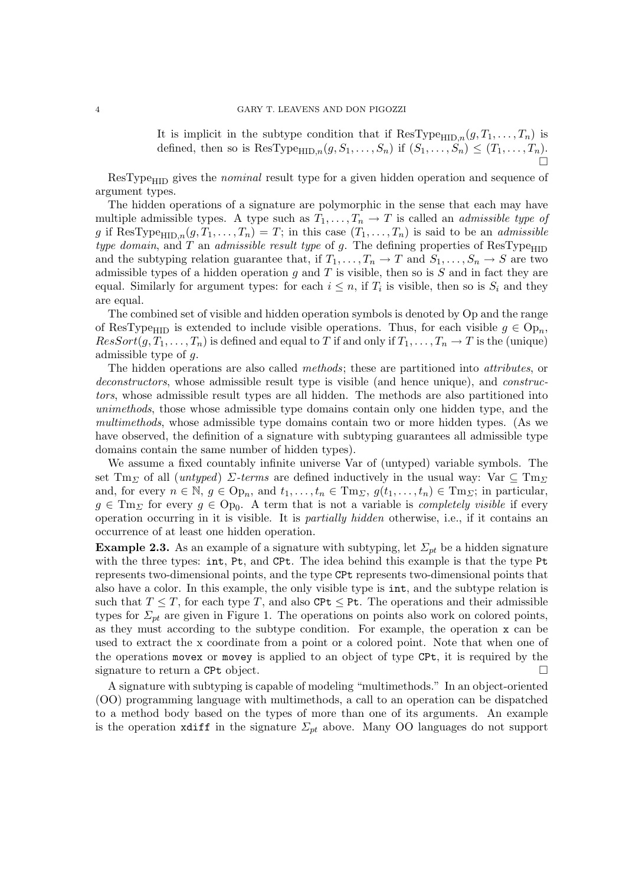It is implicit in the subtype condition that if $\mathrm{ResType}_{\mathrm{HID},n}(g, T_1, \ldots, T_n)$ is defined, then so is $\mathrm{ResType}_{\mathrm{HID},n}(g, S_1, \ldots, S_n)$ if $(S_1, \ldots, S_n) \leq (T_1, \ldots, T_n)$. □

$\mathrm{ResType}_{\mathrm{HID}}$ gives the *nominal* result type for a given hidden operation and sequence of argument types.

The hidden operations of a signature are polymorphic in the sense that each may have multiple admissible types. A type such as $T_1, \ldots, T_n \to T$ is called an *admissible type of* $g$ if $\mathrm{ResType}_{\mathrm{HID},n}(g, T_1, \ldots, T_n) = T$; in this case $(T_1, \ldots, T_n)$ is said to be an *admissible type domain*, and $T$ an *admissible result type* of $g$. The defining properties of $\mathrm{ResType}_{\mathrm{HID}}$ and the subtyping relation guarantee that, if $T_1, \ldots, T_n \to T$ and $S_1, \ldots, S_n \to S$ are two admissible types of a hidden operation $g$ and $T$ is visible, then so is $S$ and in fact they are equal. Similarly for argument types: for each $i \leq n$, if $T_i$ is visible, then so is $S_i$ and they are equal.

The combined set of visible and hidden operation symbols is denoted by Op and the range of $\mathrm{ResType}_{\mathrm{HID}}$ is extended to include visible operations. Thus, for each visible $g \in \mathrm{Op}_n$, $ResSort(g, T_1, \ldots, T_n)$ is defined and equal to $T$ if and only if $T_1, \ldots, T_n \to T$ is the (unique) admissible type of $g$.

The hidden operations are also called *methods*; these are partitioned into *attributes*, or *deconstructors*, whose admissible result type is visible (and hence unique), and *constructors*, whose admissible result types are all hidden. The methods are also partitioned into *unimethods*, those whose admissible type domains contain only one hidden type, and the *multimethods*, whose admissible type domains contain two or more hidden types. (As we have observed, the definition of a signature with subtyping guarantees all admissible type domains contain the same number of hidden types).

We assume a fixed countably infinite universe Var of (untyped) variable symbols. The set $\mathrm{Tm}_\Sigma$ of all (*untyped*) $\Sigma$*-terms* are defined inductively in the usual way: $\mathrm{Var} \subseteq \mathrm{Tm}_\Sigma$ and, for every $n \in \mathbb{N}$, $g \in \mathrm{Op}_n$, and $t_1, \ldots, t_n \in \mathrm{Tm}_\Sigma$, $g(t_1, \ldots, t_n) \in \mathrm{Tm}_\Sigma$; in particular, $g \in \mathrm{Tm}_\Sigma$ for every $g \in \mathrm{Op}_0$. A term that is not a variable is *completely visible* if every operation occurring in it is visible. It is *partially hidden* otherwise, i.e., if it contains an occurrence of at least one hidden operation.

**Example 2.3.** As an example of a signature with subtyping, let $\Sigma_{pt}$ be a hidden signature with the three types: `int`, `Pt`, and `CPt`. The idea behind this example is that the type `Pt` represents two-dimensional points, and the type `CPt` represents two-dimensional points that also have a color. In this example, the only visible type is `int`, and the subtype relation is such that $T \leq T$, for each type $T$, and also `CPt` $\leq$ `Pt`. The operations and their admissible types for $\Sigma_{pt}$ are given in Figure 1. The operations on points also work on colored points, as they must according to the subtype condition. For example, the operation `x` can be used to extract the x coordinate from a point or a colored point. Note that when one of the operations `movex` or `movey` is applied to an object of type `CPt`, it is required by the signature to return a `CPt` object. □

A signature with subtyping is capable of modeling "multimethods." In an object-oriented (OO) programming language with multimethods, a call to an operation can be dispatched to a method body based on the types of more than one of its arguments. An example is the operation `xdiff` in the signature $\Sigma_{pt}$ above. Many OO languages do not support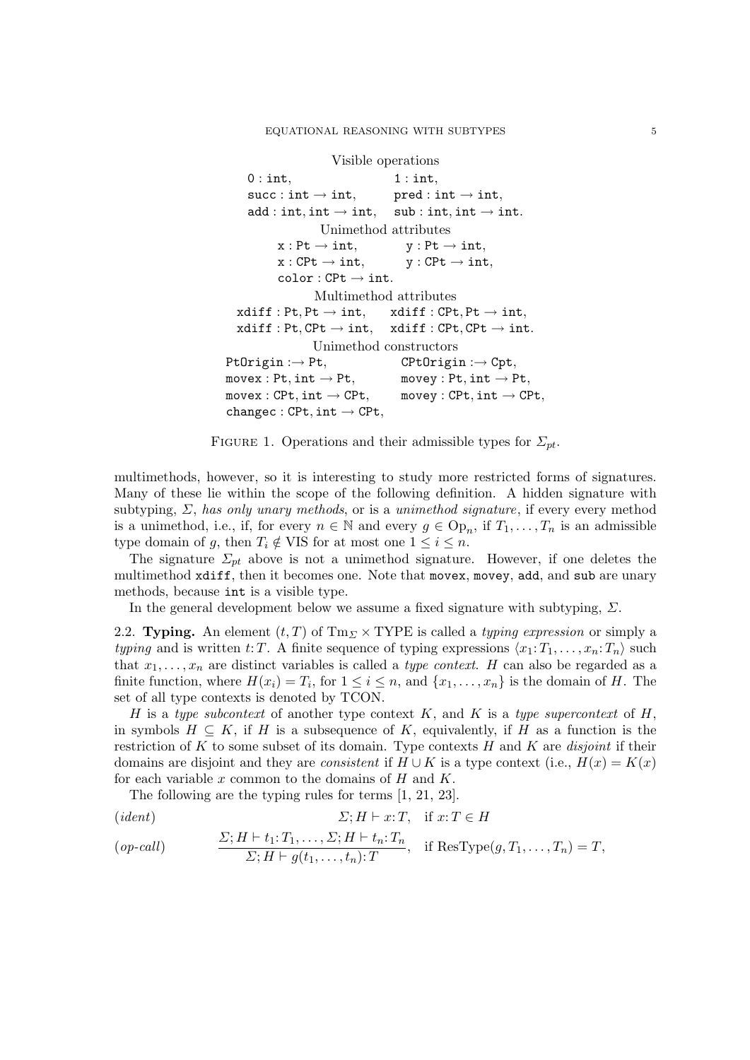Visible operations

$\texttt{0} : \texttt{int}$, $\texttt{1} : \texttt{int}$,
$\texttt{succ} : \texttt{int} \to \texttt{int}$, $\texttt{pred} : \texttt{int} \to \texttt{int}$,
$\texttt{add} : \texttt{int}, \texttt{int} \to \texttt{int}$, $\texttt{sub} : \texttt{int}, \texttt{int} \to \texttt{int}$.

Unimethod attributes

$\texttt{x} : \texttt{Pt} \to \texttt{int}$, $\texttt{y} : \texttt{Pt} \to \texttt{int}$,
$\texttt{x} : \texttt{CPt} \to \texttt{int}$, $\texttt{y} : \texttt{CPt} \to \texttt{int}$,
$\texttt{color} : \texttt{CPt} \to \texttt{int}$.

Multimethod attributes

$\texttt{xdiff} : \texttt{Pt}, \texttt{Pt} \to \texttt{int}$, $\texttt{xdiff} : \texttt{CPt}, \texttt{Pt} \to \texttt{int}$,
$\texttt{xdiff} : \texttt{Pt}, \texttt{CPt} \to \texttt{int}$, $\texttt{xdiff} : \texttt{CPt}, \texttt{CPt} \to \texttt{int}$.

Unimethod constructors

$\texttt{PtOrigin} : \to \texttt{Pt}$, $\texttt{CPtOrigin} : \to \texttt{Cpt}$,
$\texttt{movex} : \texttt{Pt}, \texttt{int} \to \texttt{Pt}$, $\texttt{movey} : \texttt{Pt}, \texttt{int} \to \texttt{Pt}$,
$\texttt{movex} : \texttt{CPt}, \texttt{int} \to \texttt{CPt}$, $\texttt{movey} : \texttt{CPt}, \texttt{int} \to \texttt{CPt}$,
$\texttt{changec} : \texttt{CPt}, \texttt{int} \to \texttt{CPt}$,

Figure 1. Operations and their admissible types for $\Sigma_{pt}$.

multimethods, however, so it is interesting to study more restricted forms of signatures. Many of these lie within the scope of the following definition. A hidden signature with subtyping, $\Sigma$, *has only unary methods*, or is a *unimethod signature*, if every every method is a unimethod, i.e., if, for every $n \in \mathbb{N}$ and every $g \in \mathrm{Op}_n$, if $T_1, \dots, T_n$ is an admissible type domain of $g$, then $T_i \notin \mathrm{VIS}$ for at most one $1 \le i \le n$.

The signature $\Sigma_{pt}$ above is not a unimethod signature. However, if one deletes the multimethod `xdiff`, then it becomes one. Note that `movex`, `movey`, `add`, and `sub` are unary methods, because `int` is a visible type.

In the general development below we assume a fixed signature with subtyping, $\Sigma$.

**2.2. Typing.** An element $(t, T)$ of $\mathrm{Tm}_\Sigma \times \mathrm{TYPE}$ is called a *typing expression* or simply a *typing* and is written $t{:}\,T$. A finite sequence of typing expressions $\langle x_1{:}\,T_1, \dots, x_n{:}\,T_n\rangle$ such that $x_1, \dots, x_n$ are distinct variables is called a *type context*. $H$ can also be regarded as a finite function, where $H(x_i) = T_i$, for $1 \le i \le n$, and $\{x_1, \dots, x_n\}$ is the domain of $H$. The set of all type contexts is denoted by TCON.

$H$ is a *type subcontext* of another type context $K$, and $K$ is a *type supercontext* of $H$, in symbols $H \subseteq K$, if $H$ is a subsequence of $K$, equivalently, if $H$ as a function is the restriction of $K$ to some subset of its domain. Type contexts $H$ and $K$ are *disjoint* if their domains are disjoint and they are *consistent* if $H \cup K$ is a type context (i.e., $H(x) = K(x)$ for each variable $x$ common to the domains of $H$ and $K$.

The following are the typing rules for terms [1, 21, 23].

$$(ident) \qquad \Sigma; H \vdash x{:}\,T, \quad \text{if } x{:}\,T \in H$$

$$(op\text{-}call) \qquad \frac{\Sigma; H \vdash t_1{:}\,T_1, \dots, \Sigma; H \vdash t_n{:}\,T_n}{\Sigma; H \vdash g(t_1, \dots, t_n){:}\,T}, \quad \text{if } \mathrm{ResType}(g, T_1, \dots, T_n) = T,$$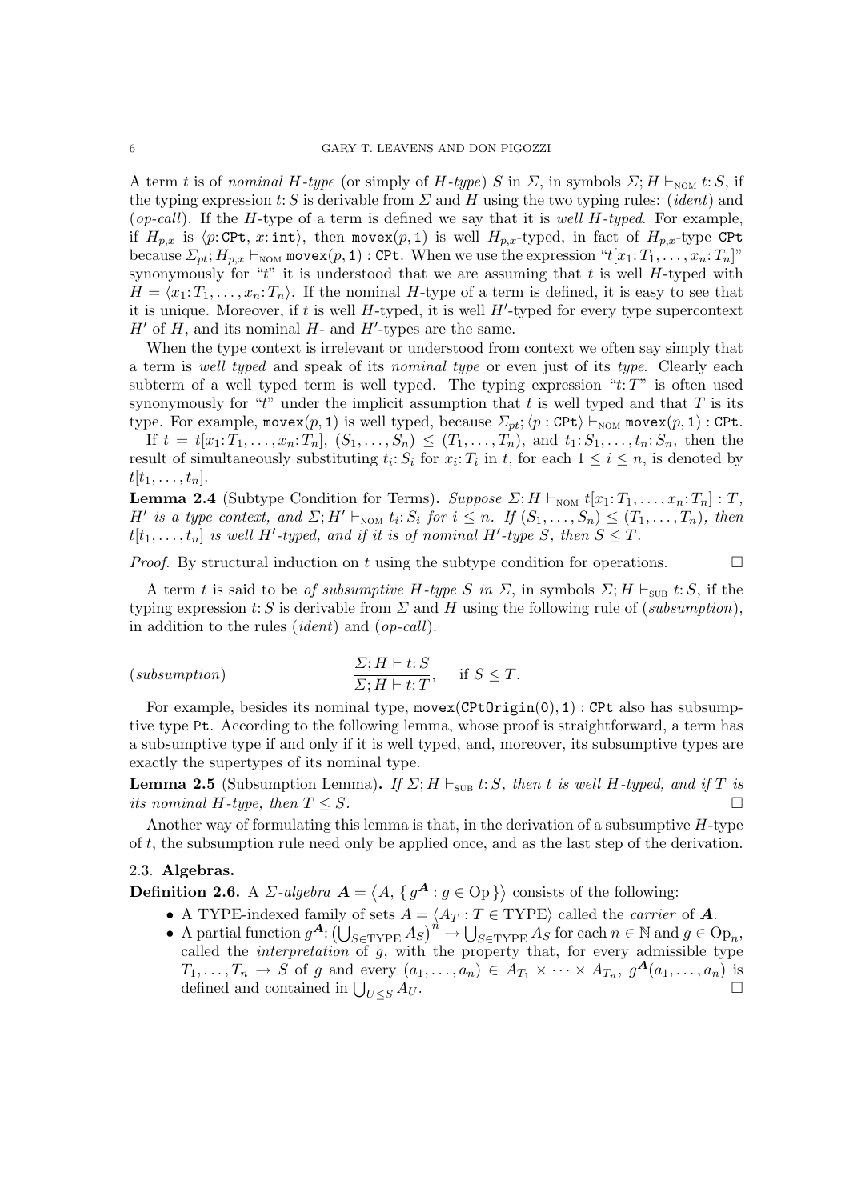A term $t$ is of *nominal $H$-type* (or simply of *$H$-type*) $S$ in $\Sigma$, in symbols $\Sigma; H \vdash_{\text{NOM}} t{:}\, S$, if the typing expression $t{:}\, S$ is derivable from $\Sigma$ and $H$ using the two typing rules: (*ident*) and (*op-call*). If the $H$-type of a term is defined we say that it is *well $H$-typed*. For example, if $H_{p,x}$ is $\langle p{:}\, \texttt{CPt}, x{:}\, \texttt{int}\rangle$, then $\texttt{movex}(p, \texttt{1})$ is well $H_{p,x}$-typed, in fact of $H_{p,x}$-type CPt because $\Sigma_{pt}; H_{p,x} \vdash_{\text{NOM}} \texttt{movex}(p, \texttt{1}) : \texttt{CPt}$. When we use the expression "$t[x_1{:}\, T_1, \dots, x_n{:}\, T_n]$" synonymously for "$t$" it is understood that we are assuming that $t$ is well $H$-typed with $H = \langle x_1{:}\, T_1, \dots, x_n{:}\, T_n\rangle$. If the nominal $H$-type of a term is defined, it is easy to see that it is unique. Moreover, if $t$ is well $H$-typed, it is well $H'$-typed for every type supercontext $H'$ of $H$, and its nominal $H$- and $H'$-types are the same.

When the type context is irrelevant or understood from context we often say simply that a term is *well typed* and speak of its *nominal type* or even just of its *type*. Clearly each subterm of a well typed term is well typed. The typing expression "$t{:}\, T$" is often used synonymously for "$t$" under the implicit assumption that $t$ is well typed and that $T$ is its type. For example, $\texttt{movex}(p, \texttt{1})$ is well typed, because $\Sigma_{pt}; \langle p : \texttt{CPt}\rangle \vdash_{\text{NOM}} \texttt{movex}(p, \texttt{1}) : \texttt{CPt}$.

If $t = t[x_1{:}\, T_1, \dots, x_n{:}\, T_n]$, $(S_1, \dots, S_n) \leq (T_1, \dots, T_n)$, and $t_1{:}\, S_1, \dots, t_n{:}\, S_n$, then the result of simultaneously substituting $t_i{:}\, S_i$ for $x_i{:}\, T_i$ in $t$, for each $1 \leq i \leq n$, is denoted by $t[t_1, \dots, t_n]$.

**Lemma 2.4** (Subtype Condition for Terms)**.** *Suppose $\Sigma; H \vdash_{\text{NOM}} t[x_1{:}\, T_1, \dots, x_n{:}\, T_n] : T$, $H'$ is a type context, and $\Sigma; H' \vdash_{\text{NOM}} t_i{:}\, S_i$ for $i \leq n$. If $(S_1, \dots, S_n) \leq (T_1, \dots, T_n)$, then $t[t_1, \dots, t_n]$ is well $H'$-typed, and if it is of nominal $H'$-type $S$, then $S \leq T$.*

*Proof.* By structural induction on $t$ using the subtype condition for operations. □

A term $t$ is said to be *of subsumptive $H$-type $S$ in $\Sigma$*, in symbols $\Sigma; H \vdash_{\text{SUB}} t{:}\, S$, if the typing expression $t{:}\, S$ is derivable from $\Sigma$ and $H$ using the following rule of (*subsumption*), in addition to the rules (*ident*) and (*op-call*).

$$(\textit{subsumption}) \qquad \frac{\Sigma; H \vdash t{:}\, S}{\Sigma; H \vdash t{:}\, T}, \quad \text{if } S \leq T.$$

For example, besides its nominal type, $\texttt{movex}(\texttt{CPtOrigin}(\texttt{0}), \texttt{1}) : \texttt{CPt}$ also has subsumptive type Pt. According to the following lemma, whose proof is straightforward, a term has a subsumptive type if and only if it is well typed, and, moreover, its subsumptive types are exactly the supertypes of its nominal type.

**Lemma 2.5** (Subsumption Lemma)**.** *If $\Sigma; H \vdash_{\text{SUB}} t{:}\, S$, then $t$ is well $H$-typed, and if $T$ is its nominal $H$-type, then $T \leq S$.* □

Another way of formulating this lemma is that, in the derivation of a subsumptive $H$-type of $t$, the subsumption rule need only be applied once, and as the last step of the derivation.

### 2.3. Algebras.

**Definition 2.6.** A *$\Sigma$-algebra* $\boldsymbol{A} = \langle A, \{ g^{\boldsymbol{A}} : g \in \text{Op} \}\rangle$ consists of the following:

- A TYPE-indexed family of sets $A = \langle A_T : T \in \text{TYPE}\rangle$ called the *carrier* of $\boldsymbol{A}$.
- A partial function $g^{\boldsymbol{A}}\colon \left(\bigcup_{S \in \text{TYPE}} A_S\right)^n \to \bigcup_{S \in \text{TYPE}} A_S$ for each $n \in \mathbb{N}$ and $g \in \text{Op}_n$, called the *interpretation* of $g$, with the property that, for every admissible type $T_1, \dots, T_n \to S$ of $g$ and every $(a_1, \dots, a_n) \in A_{T_1} \times \cdots \times A_{T_n}$, $g^{\boldsymbol{A}}(a_1, \dots, a_n)$ is defined and contained in $\bigcup_{U \leq S} A_U$. □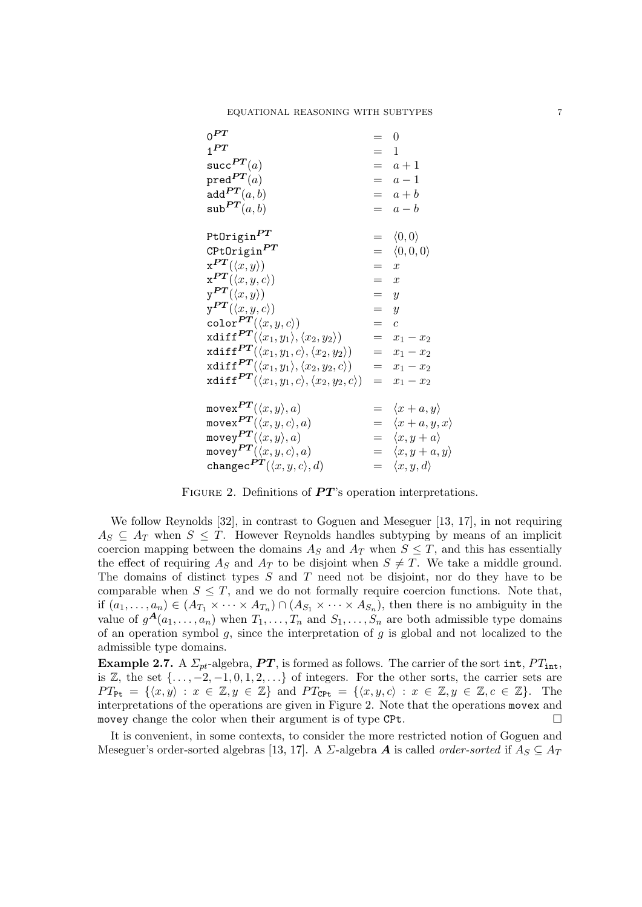$$
\begin{array}{lcl}
\texttt{0}^{\boldsymbol{PT}} & = & 0 \\
\texttt{1}^{\boldsymbol{PT}} & = & 1 \\
\texttt{succ}^{\boldsymbol{PT}}(a) & = & a+1 \\
\texttt{pred}^{\boldsymbol{PT}}(a) & = & a-1 \\
\texttt{add}^{\boldsymbol{PT}}(a,b) & = & a+b \\
\texttt{sub}^{\boldsymbol{PT}}(a,b) & = & a-b \\
\\
\texttt{PtOrigin}^{\boldsymbol{PT}} & = & \langle 0,0\rangle \\
\texttt{CPtOrigin}^{\boldsymbol{PT}} & = & \langle 0,0,0\rangle \\
\texttt{x}^{\boldsymbol{PT}}(\langle x,y\rangle) & = & x \\
\texttt{x}^{\boldsymbol{PT}}(\langle x,y,c\rangle) & = & x \\
\texttt{y}^{\boldsymbol{PT}}(\langle x,y\rangle) & = & y \\
\texttt{y}^{\boldsymbol{PT}}(\langle x,y,c\rangle) & = & y \\
\texttt{color}^{\boldsymbol{PT}}(\langle x,y,c\rangle) & = & c \\
\texttt{xdiff}^{\boldsymbol{PT}}(\langle x_1,y_1\rangle,\langle x_2,y_2\rangle) & = & x_1-x_2 \\
\texttt{xdiff}^{\boldsymbol{PT}}(\langle x_1,y_1,c\rangle,\langle x_2,y_2\rangle) & = & x_1-x_2 \\
\texttt{xdiff}^{\boldsymbol{PT}}(\langle x_1,y_1\rangle,\langle x_2,y_2,c\rangle) & = & x_1-x_2 \\
\texttt{xdiff}^{\boldsymbol{PT}}(\langle x_1,y_1,c\rangle,\langle x_2,y_2,c\rangle) & = & x_1-x_2 \\
\\
\texttt{movex}^{\boldsymbol{PT}}(\langle x,y\rangle,a) & = & \langle x+a,y\rangle \\
\texttt{movex}^{\boldsymbol{PT}}(\langle x,y,c\rangle,a) & = & \langle x+a,y,x\rangle \\
\texttt{movey}^{\boldsymbol{PT}}(\langle x,y\rangle,a) & = & \langle x,y+a\rangle \\
\texttt{movey}^{\boldsymbol{PT}}(\langle x,y,c\rangle,a) & = & \langle x,y+a,y\rangle \\
\texttt{changec}^{\boldsymbol{PT}}(\langle x,y,c\rangle,d) & = & \langle x,y,d\rangle
\end{array}
$$

FIGURE 2. Definitions of $\boldsymbol{PT}$'s operation interpretations.

We follow Reynolds [32], in contrast to Goguen and Meseguer [13, 17], in not requiring $A_S \subseteq A_T$ when $S \leq T$. However Reynolds handles subtyping by means of an implicit coercion mapping between the domains $A_S$ and $A_T$ when $S \leq T$, and this has essentially the effect of requiring $A_S$ and $A_T$ to be disjoint when $S \neq T$. We take a middle ground. The domains of distinct types $S$ and $T$ need not be disjoint, nor do they have to be comparable when $S \leq T$, and we do not formally require coercion functions. Note that, if $(a_1, \ldots, a_n) \in (A_{T_1} \times \cdots \times A_{T_n}) \cap (A_{S_1} \times \cdots \times A_{S_n})$, then there is no ambiguity in the value of $g^{\boldsymbol{A}}(a_1, \ldots, a_n)$ when $T_1, \ldots, T_n$ and $S_1, \ldots, S_n$ are both admissible type domains of an operation symbol $g$, since the interpretation of $g$ is global and not localized to the admissible type domains.

**Example 2.7.** A $\Sigma_{pt}$-algebra, $\boldsymbol{PT}$, is formed as follows. The carrier of the sort `int`, $PT_{\texttt{int}}$, is $\mathbb{Z}$, the set $\{\ldots, -2, -1, 0, 1, 2, \ldots\}$ of integers. For the other sorts, the carrier sets are $PT_{\texttt{Pt}} = \{\langle x, y\rangle : x \in \mathbb{Z}, y \in \mathbb{Z}\}$ and $PT_{\texttt{CPt}} = \{\langle x, y, c\rangle : x \in \mathbb{Z}, y \in \mathbb{Z}, c \in \mathbb{Z}\}$. The interpretations of the operations are given in Figure 2. Note that the operations `movex` and `movey` change the color when their argument is of type `CPt`. □

It is convenient, in some contexts, to consider the more restricted notion of Goguen and Meseguer's order-sorted algebras [13, 17]. A $\Sigma$-algebra $\boldsymbol{A}$ is called *order-sorted* if $A_S \subseteq A_T$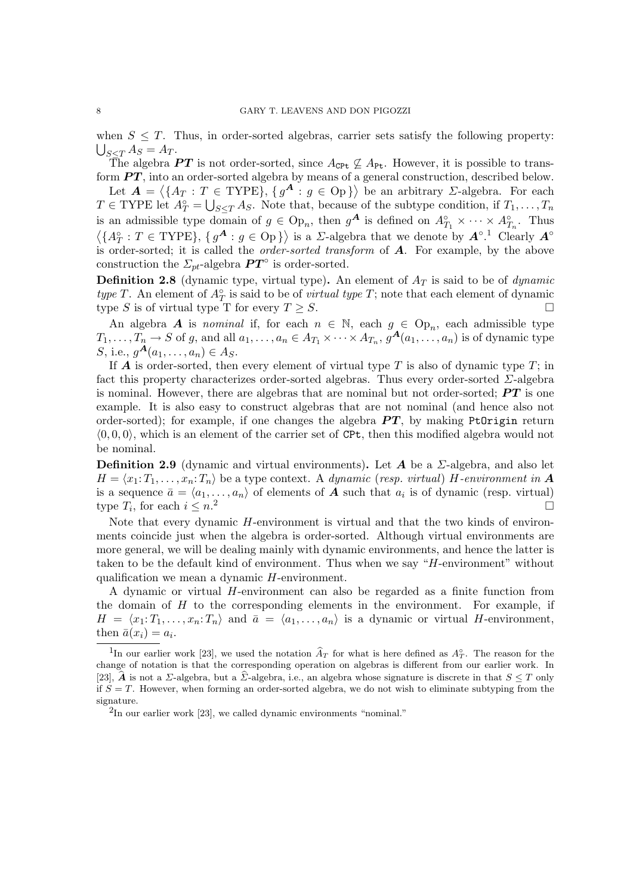when $S \leq T$. Thus, in order-sorted algebras, carrier sets satisfy the following property: $\bigcup_{S \leq T} A_S = A_T$.

The algebra $\boldsymbol{PT}$ is not order-sorted, since $A_{\texttt{CPt}} \not\subseteq A_{\texttt{Pt}}$. However, it is possible to transform $\boldsymbol{PT}$, into an order-sorted algebra by means of a general construction, described below.

Let $\boldsymbol{A} = \langle \{A_T : T \in \text{TYPE}\}, \{ g^{\boldsymbol{A}} : g \in \text{Op} \} \rangle$ be an arbitrary $\Sigma$-algebra. For each $T \in \text{TYPE}$ let $A^{\circ}_T = \bigcup_{S \leq T} A_S$. Note that, because of the subtype condition, if $T_1, \dots, T_n$ is an admissible type domain of $g \in \text{Op}_n$, then $g^{\boldsymbol{A}}$ is defined on $A^{\circ}_{T_1} \times \cdots \times A^{\circ}_{T_n}$. Thus $\langle \{A^{\circ}_T : T \in \text{TYPE}\}, \{ g^{\boldsymbol{A}} : g \in \text{Op} \} \rangle$ is a $\Sigma$-algebra that we denote by $\boldsymbol{A}^{\circ}$.[1] Clearly $\boldsymbol{A}^{\circ}$ is order-sorted; it is called the *order-sorted transform* of $\boldsymbol{A}$. For example, by the above construction the $\Sigma_{pt}$-algebra $\boldsymbol{PT}^{\circ}$ is order-sorted.

**Definition 2.8** (dynamic type, virtual type)**.** An element of $A_T$ is said to be of *dynamic type* $T$. An element of $A^{\circ}_T$ is said to be of *virtual type* $T$; note that each element of dynamic type $S$ is of virtual type T for every $T \geq S$. □

An algebra $\boldsymbol{A}$ is *nominal* if, for each $n \in \mathbb{N}$, each $g \in \text{Op}_n$, each admissible type $T_1, \dots, T_n \to S$ of $g$, and all $a_1, \dots, a_n \in A_{T_1} \times \cdots \times A_{T_n}$, $g^{\boldsymbol{A}}(a_1, \dots, a_n)$ is of dynamic type $S$, i.e., $g^{\boldsymbol{A}}(a_1, \dots, a_n) \in A_S$.

If $\boldsymbol{A}$ is order-sorted, then every element of virtual type $T$ is also of dynamic type $T$; in fact this property characterizes order-sorted algebras. Thus every order-sorted $\Sigma$-algebra is nominal. However, there are algebras that are nominal but not order-sorted; $\boldsymbol{PT}$ is one example. It is also easy to construct algebras that are not nominal (and hence also not order-sorted); for example, if one changes the algebra $\boldsymbol{PT}$, by making `PtOrigin` return $\langle 0, 0, 0 \rangle$, which is an element of the carrier set of `CPt`, then this modified algebra would not be nominal.

**Definition 2.9** (dynamic and virtual environments)**.** Let $\boldsymbol{A}$ be a $\Sigma$-algebra, and also let $H = \langle x_1{:}\,T_1, \dots, x_n{:}\,T_n \rangle$ be a type context. A *dynamic* (*resp. virtual*) *H-environment in* $\boldsymbol{A}$ is a sequence $\bar{a} = \langle a_1, \dots, a_n \rangle$ of elements of $\boldsymbol{A}$ such that $a_i$ is of dynamic (resp. virtual) type $T_i$, for each $i \leq n$.[2] □

Note that every dynamic $H$-environment is virtual and that the two kinds of environments coincide just when the algebra is order-sorted. Although virtual environments are more general, we will be dealing mainly with dynamic environments, and hence the latter is taken to be the default kind of environment. Thus when we say "$H$-environment" without qualification we mean a dynamic $H$-environment.

A dynamic or virtual $H$-environment can also be regarded as a finite function from the domain of $H$ to the corresponding elements in the environment. For example, if $H = \langle x_1{:}\,T_1, \dots, x_n{:}\,T_n \rangle$ and $\bar{a} = \langle a_1, \dots, a_n \rangle$ is a dynamic or virtual $H$-environment, then $\bar{a}(x_i) = a_i$.

---

[1] In our earlier work [23], we used the notation $\widehat{A}_T$ for what is here defined as $A^{\circ}_T$. The reason for the change of notation is that the corresponding operation on algebras is different from our earlier work. In [23], $\widehat{\boldsymbol{A}}$ is not a $\Sigma$-algebra, but a $\widehat{\Sigma}$-algebra, i.e., an algebra whose signature is discrete in that $S \leq T$ only if $S = T$. However, when forming an order-sorted algebra, we do not wish to eliminate subtyping from the signature.

[2] In our earlier work [23], we called dynamic environments "nominal."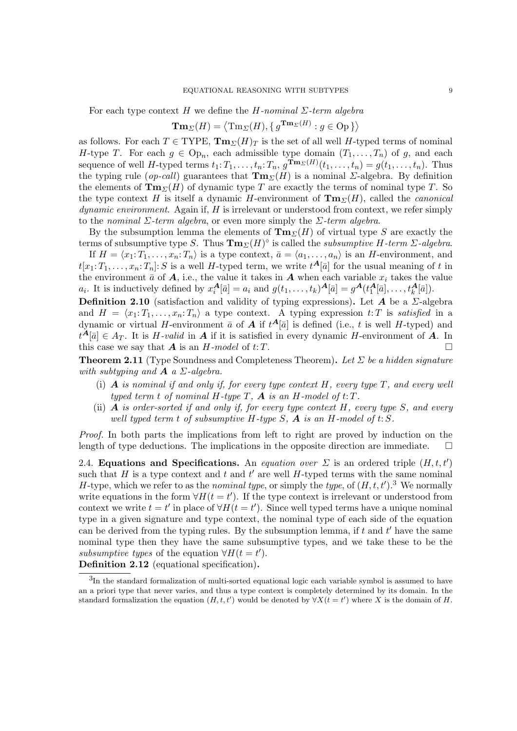For each type context $H$ we define the *$H$-nominal $\Sigma$-term algebra*

$$\mathbf{Tm}_\Sigma(H) = \left\langle \mathrm{Tm}_\Sigma(H), \{ g^{\mathbf{Tm}_\Sigma(H)} : g \in \mathrm{Op} \} \right\rangle$$

as follows. For each $T \in \mathrm{TYPE}$, $\mathbf{Tm}_\Sigma(H)_T$ is the set of all well $H$-typed terms of nominal $H$-type $T$. For each $g \in \mathrm{Op}_n$, each admissible type domain $(T_1, \dots, T_n)$ of $g$, and each sequence of well $H$-typed terms $t_1{:}\,T_1, \dots, t_n{:}\,T_n$, $g^{\mathbf{Tm}_\Sigma(H)}(t_1, \dots, t_n) = g(t_1, \dots, t_n)$. Thus the typing rule (*op-call*) guarantees that $\mathbf{Tm}_\Sigma(H)$ is a nominal $\Sigma$-algebra. By definition the elements of $\mathbf{Tm}_\Sigma(H)$ of dynamic type $T$ are exactly the terms of nominal type $T$. So the type context $H$ is itself a dynamic $H$-environment of $\mathbf{Tm}_\Sigma(H)$, called the *canonical dynamic environment*. Again if, $H$ is irrelevant or understood from context, we refer simply to the *nominal $\Sigma$-term algebra*, or even more simply the *$\Sigma$-term algebra*.

By the subsumption lemma the elements of $\mathbf{Tm}_\Sigma(H)$ of virtual type $S$ are exactly the terms of subsumptive type $S$. Thus $\mathbf{Tm}_\Sigma(H)^\circ$ is called the *subsumptive $H$-term $\Sigma$-algebra*.

If $H = \langle x_1{:}\,T_1, \dots, x_n{:}\,T_n \rangle$ is a type context, $\bar{a} = \langle a_1, \dots, a_n \rangle$ is an $H$-environment, and $t[x_1{:}\,T_1, \dots, x_n{:}\,T_n]{:}\,S$ is a well $H$-typed term, we write $t^{\boldsymbol{A}}[\bar{a}]$ for the usual meaning of $t$ in the environment $\bar{a}$ of $\boldsymbol{A}$, i.e., the value it takes in $\boldsymbol{A}$ when each variable $x_i$ takes the value $a_i$. It is inductively defined by $x_i^{\boldsymbol{A}}[\bar{a}] = a_i$ and $g(t_1, \dots, t_k)^{\boldsymbol{A}}[\bar{a}] = g^{\boldsymbol{A}}(t_1^{\boldsymbol{A}}[\bar{a}], \dots, t_k^{\boldsymbol{A}}[\bar{a}])$.

**Definition 2.10** (satisfaction and validity of typing expressions)**.** Let $\boldsymbol{A}$ be a $\Sigma$-algebra and $H = \langle x_1{:}\,T_1, \dots, x_n{:}\,T_n \rangle$ a type context. A typing expression $t{:}\,T$ is *satisfied* in a dynamic or virtual $H$-environment $\bar{a}$ of $\boldsymbol{A}$ if $t^{\boldsymbol{A}}[\bar{a}]$ is defined (i.e., $t$ is well $H$-typed) and $t^{\boldsymbol{A}}[\bar{a}] \in A_T$. It is *$H$-valid* in $\boldsymbol{A}$ if it is satisfied in every dynamic $H$-environment of $\boldsymbol{A}$. In this case we say that $\boldsymbol{A}$ is an *$H$-model* of $t{:}\,T$. □

**Theorem 2.11** (Type Soundness and Completeness Theorem)**.** *Let $\Sigma$ be a hidden signature with subtyping and $\boldsymbol{A}$ a $\Sigma$-algebra.*

(i) *$\boldsymbol{A}$ is nominal if and only if, for every type context $H$, every type $T$, and every well typed term $t$ of nominal $H$-type $T$, $\boldsymbol{A}$ is an $H$-model of $t{:}\,T$.*

(ii) *$\boldsymbol{A}$ is order-sorted if and only if, for every type context $H$, every type $S$, and every well typed term $t$ of subsumptive $H$-type $S$, $\boldsymbol{A}$ is an $H$-model of $t{:}\,S$.*

*Proof.* In both parts the implications from left to right are proved by induction on the length of type deductions. The implications in the opposite direction are immediate. □

2.4. **Equations and Specifications.** An *equation over $\Sigma$* is an ordered triple $(H, t, t')$ such that $H$ is a type context and $t$ and $t'$ are well $H$-typed terms with the same nominal $H$-type, which we refer to as the *nominal type*, or simply the *type*, of $(H, t, t')$.[3] We normally write equations in the form $\forall H(t = t')$. If the type context is irrelevant or understood from context we write $t = t'$ in place of $\forall H(t = t')$. Since well typed terms have a unique nominal type in a given signature and type context, the nominal type of each side of the equation can be derived from the typing rules. By the subsumption lemma, if $t$ and $t'$ have the same nominal type then they have the same subsumptive types, and we take these to be the *subsumptive types* of the equation $\forall H(t = t')$.

**Definition 2.12** (equational specification)**.**

[3]In the standard formalization of multi-sorted equational logic each variable symbol is assumed to have an a priori type that never varies, and thus a type context is completely determined by its domain. In the standard formalization the equation $(H, t, t')$ would be denoted by $\forall X(t = t')$ where $X$ is the domain of $H$.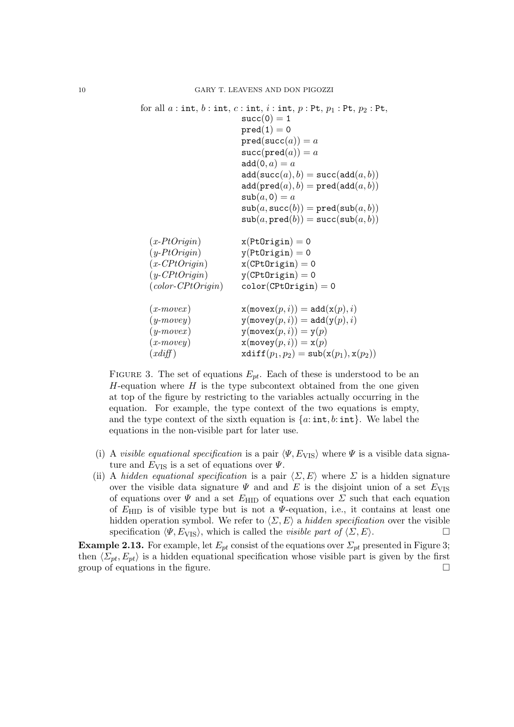for all $a : \mathtt{int}$, $b : \mathtt{int}$, $c : \mathtt{int}$, $i : \mathtt{int}$, $p : \mathtt{Pt}$, $p_1 : \mathtt{Pt}$, $p_2 : \mathtt{Pt}$,

$$\mathtt{succ}(\mathtt{0}) = \mathtt{1}$$
$$\mathtt{pred}(\mathtt{1}) = \mathtt{0}$$
$$\mathtt{pred}(\mathtt{succ}(a)) = a$$
$$\mathtt{succ}(\mathtt{pred}(a)) = a$$
$$\mathtt{add}(\mathtt{0}, a) = a$$
$$\mathtt{add}(\mathtt{succ}(a), b) = \mathtt{succ}(\mathtt{add}(a, b))$$
$$\mathtt{add}(\mathtt{pred}(a), b) = \mathtt{pred}(\mathtt{add}(a, b))$$
$$\mathtt{sub}(a, \mathtt{0}) = a$$
$$\mathtt{sub}(a, \mathtt{succ}(b)) = \mathtt{pred}(\mathtt{sub}(a, b))$$
$$\mathtt{sub}(a, \mathtt{pred}(b)) = \mathtt{succ}(\mathtt{sub}(a, b))$$

| | |
|---|---|
| (*x-PtOrigin*) | $\mathtt{x}(\mathtt{PtOrigin}) = \mathtt{0}$ |
| (*y-PtOrigin*) | $\mathtt{y}(\mathtt{PtOrigin}) = \mathtt{0}$ |
| (*x-CPtOrigin*) | $\mathtt{x}(\mathtt{CPtOrigin}) = \mathtt{0}$ |
| (*y-CPtOrigin*) | $\mathtt{y}(\mathtt{CPtOrigin}) = \mathtt{0}$ |
| (*color-CPtOrigin*) | $\mathtt{color}(\mathtt{CPtOrigin}) = \mathtt{0}$ |
| (*x-movex*) | $\mathtt{x}(\mathtt{movex}(p, i)) = \mathtt{add}(\mathtt{x}(p), i)$ |
| (*y-movey*) | $\mathtt{y}(\mathtt{movey}(p, i)) = \mathtt{add}(\mathtt{y}(p), i)$ |
| (*y-movex*) | $\mathtt{y}(\mathtt{movex}(p, i)) = \mathtt{y}(p)$ |
| (*x-movey*) | $\mathtt{x}(\mathtt{movey}(p, i)) = \mathtt{x}(p)$ |
| (*xdiff*) | $\mathtt{xdiff}(p_1, p_2) = \mathtt{sub}(\mathtt{x}(p_1), \mathtt{x}(p_2))$ |

FIGURE 3. The set of equations $E_{pt}$. Each of these is understood to be an $H$-equation where $H$ is the type subcontext obtained from the one given at top of the figure by restricting to the variables actually occurring in the equation. For example, the type context of the two equations is empty, and the type context of the sixth equation is $\{a\colon \mathtt{int}, b\colon \mathtt{int}\}$. We label the equations in the non-visible part for later use.

(i) A *visible equational specification* is a pair $\langle \Psi, E_{\mathrm{VIS}} \rangle$ where $\Psi$ is a visible data signature and $E_{\mathrm{VIS}}$ is a set of equations over $\Psi$.

(ii) A *hidden equational specification* is a pair $\langle \Sigma, E \rangle$ where $\Sigma$ is a hidden signature over the visible data signature $\Psi$ and and $E$ is the disjoint union of a set $E_{\mathrm{VIS}}$ of equations over $\Psi$ and a set $E_{\mathrm{HID}}$ of equations over $\Sigma$ such that each equation of $E_{\mathrm{HID}}$ is of visible type but is not a $\Psi$-equation, i.e., it contains at least one hidden operation symbol. We refer to $\langle \Sigma, E \rangle$ a *hidden specification* over the visible specification $\langle \Psi, E_{\mathrm{VIS}} \rangle$, which is called the *visible part of* $\langle \Sigma, E \rangle$. □

**Example 2.13.** For example, let $E_{pt}$ consist of the equations over $\Sigma_{pt}$ presented in Figure 3; then $\langle \Sigma_{pt}, E_{pt} \rangle$ is a hidden equational specification whose visible part is given by the first group of equations in the figure. □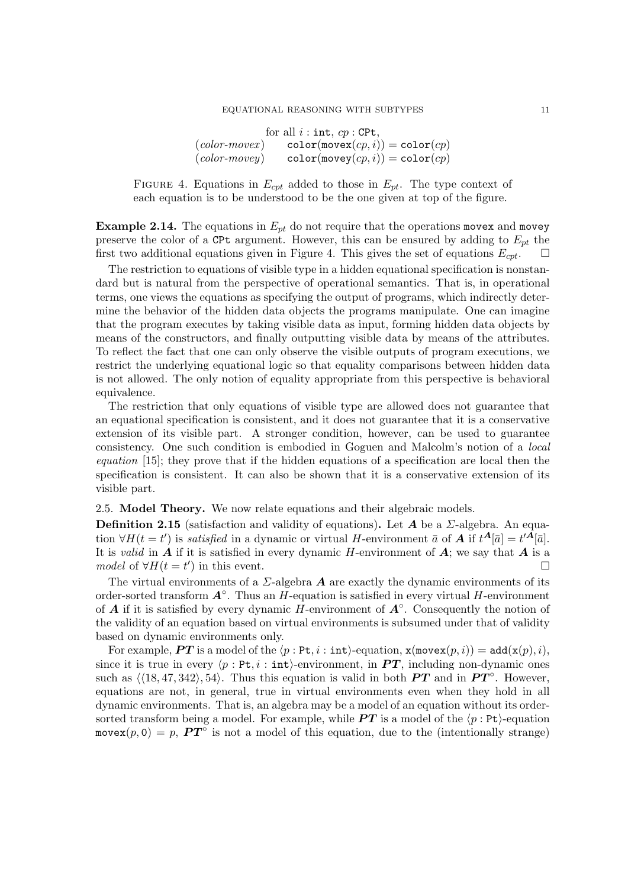$$
\begin{array}{ll}
 & \text{for all } i : \texttt{int},\ cp : \texttt{CPt}, \\
(\textit{color-movex}) & \texttt{color}(\texttt{movex}(cp, i)) = \texttt{color}(cp) \\
(\textit{color-movey}) & \texttt{color}(\texttt{movey}(cp, i)) = \texttt{color}(cp)
\end{array}
$$

Figure 4. Equations in $E_{cpt}$ added to those in $E_{pt}$. The type context of each equation is to be understood to be the one given at top of the figure.

**Example 2.14.** The equations in $E_{pt}$ do not require that the operations movex and movey preserve the color of a CPt argument. However, this can be ensured by adding to $E_{pt}$ the first two additional equations given in Figure 4. This gives the set of equations $E_{cpt}$. □

The restriction to equations of visible type in a hidden equational specification is nonstandard but is natural from the perspective of operational semantics. That is, in operational terms, one views the equations as specifying the output of programs, which indirectly determine the behavior of the hidden data objects the programs manipulate. One can imagine that the program executes by taking visible data as input, forming hidden data objects by means of the constructors, and finally outputting visible data by means of the attributes. To reflect the fact that one can only observe the visible outputs of program executions, we restrict the underlying equational logic so that equality comparisons between hidden data is not allowed. The only notion of equality appropriate from this perspective is behavioral equivalence.

The restriction that only equations of visible type are allowed does not guarantee that an equational specification is consistent, and it does not guarantee that it is a conservative extension of its visible part. A stronger condition, however, can be used to guarantee consistency. One such condition is embodied in Goguen and Malcolm's notion of a *local equation* [15]; they prove that if the hidden equations of a specification are local then the specification is consistent. It can also be shown that it is a conservative extension of its visible part.

### 2.5. Model Theory.

We now relate equations and their algebraic models.

**Definition 2.15** (satisfaction and validity of equations)**.** Let $\boldsymbol{A}$ be a $\Sigma$-algebra. An equation $\forall H(t = t')$ is *satisfied* in a dynamic or virtual $H$-environment $\bar{a}$ of $\boldsymbol{A}$ if $t^{\boldsymbol{A}}[\bar{a}] = t'^{\boldsymbol{A}}[\bar{a}]$. It is *valid* in $\boldsymbol{A}$ if it is satisfied in every dynamic $H$-environment of $\boldsymbol{A}$; we say that $\boldsymbol{A}$ is a *model* of $\forall H(t = t')$ in this event. □

The virtual environments of a $\Sigma$-algebra $\boldsymbol{A}$ are exactly the dynamic environments of its order-sorted transform $\boldsymbol{A}^\circ$. Thus an $H$-equation is satisfied in every virtual $H$-environment of $\boldsymbol{A}$ if it is satisfied by every dynamic $H$-environment of $\boldsymbol{A}^\circ$. Consequently the notion of the validity of an equation based on virtual environments is subsumed under that of validity based on dynamic environments only.

For example, $\boldsymbol{PT}$ is a model of the $\langle p : \texttt{Pt}, i : \texttt{int}\rangle$-equation, $\texttt{x}(\texttt{movex}(p, i)) = \texttt{add}(\texttt{x}(p), i)$, since it is true in every $\langle p : \texttt{Pt}, i : \texttt{int}\rangle$-environment, in $\boldsymbol{PT}$, including non-dynamic ones such as $\langle\langle 18, 47, 342\rangle, 54\rangle$. Thus this equation is valid in both $\boldsymbol{PT}$ and in $\boldsymbol{PT}^\circ$. However, equations are not, in general, true in virtual environments even when they hold in all dynamic environments. That is, an algebra may be a model of an equation without its order-sorted transform being a model. For example, while $\boldsymbol{PT}$ is a model of the $\langle p : \texttt{Pt}\rangle$-equation $\texttt{movex}(p, \texttt{0}) = p$, $\boldsymbol{PT}^\circ$ is not a model of this equation, due to the (intentionally strange)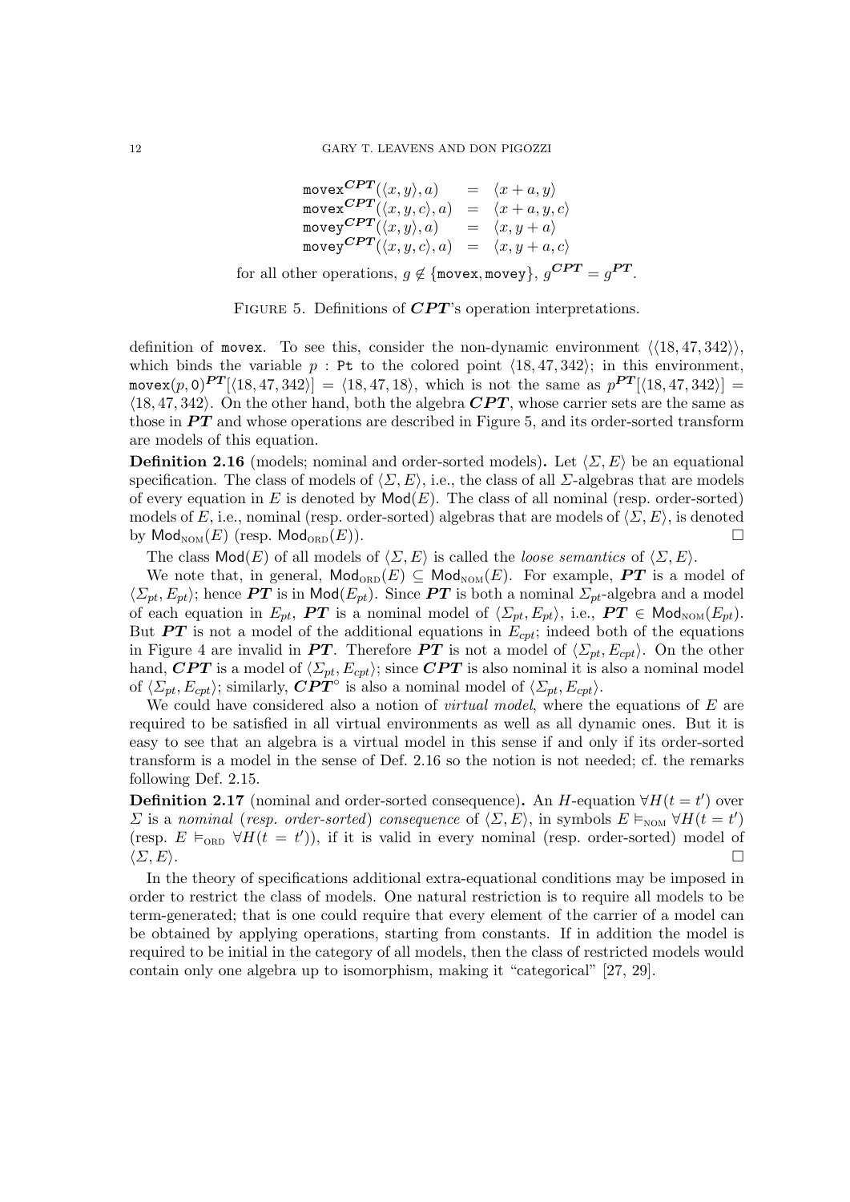$$
\begin{array}{lcl}
\mathtt{movex}^{\boldsymbol{CPT}}(\langle x, y\rangle, a) & = & \langle x+a, y\rangle \\
\mathtt{movex}^{\boldsymbol{CPT}}(\langle x, y, c\rangle, a) & = & \langle x+a, y, c\rangle \\
\mathtt{movey}^{\boldsymbol{CPT}}(\langle x, y\rangle, a) & = & \langle x, y+a\rangle \\
\mathtt{movey}^{\boldsymbol{CPT}}(\langle x, y, c\rangle, a) & = & \langle x, y+a, c\rangle
\end{array}
$$

for all other operations, $g \notin \{\mathtt{movex}, \mathtt{movey}\}$, $g^{\boldsymbol{CPT}} = g^{\boldsymbol{PT}}$.

Figure 5. Definitions of $\boldsymbol{CPT}$'s operation interpretations.

definition of movex. To see this, consider the non-dynamic environment $\langle\langle 18, 47, 342\rangle\rangle$, which binds the variable $p : \mathtt{Pt}$ to the colored point $\langle 18, 47, 342\rangle$; in this environment, $\mathtt{movex}(p, \mathtt{0})^{\boldsymbol{PT}}[\langle 18, 47, 342\rangle] = \langle 18, 47, 18\rangle$, which is not the same as $p^{\boldsymbol{PT}}[\langle 18, 47, 342\rangle] = \langle 18, 47, 342\rangle$. On the other hand, both the algebra $\boldsymbol{CPT}$, whose carrier sets are the same as those in $\boldsymbol{PT}$ and whose operations are described in Figure 5, and its order-sorted transform are models of this equation.

**Definition 2.16** (models; nominal and order-sorted models)**.** Let $\langle\Sigma, E\rangle$ be an equational specification. The class of models of $\langle\Sigma, E\rangle$, i.e., the class of all $\Sigma$-algebras that are models of every equation in $E$ is denoted by $\mathsf{Mod}(E)$. The class of all nominal (resp. order-sorted) models of $E$, i.e., nominal (resp. order-sorted) algebras that are models of $\langle\Sigma, E\rangle$, is denoted by $\mathsf{Mod}_{\text{NOM}}(E)$ (resp. $\mathsf{Mod}_{\text{ORD}}(E)$). □

The class $\mathsf{Mod}(E)$ of all models of $\langle\Sigma, E\rangle$ is called the *loose semantics* of $\langle\Sigma, E\rangle$.

We note that, in general, $\mathsf{Mod}_{\text{ORD}}(E) \subseteq \mathsf{Mod}_{\text{NOM}}(E)$. For example, $\boldsymbol{PT}$ is a model of $\langle\Sigma_{pt}, E_{pt}\rangle$; hence $\boldsymbol{PT}$ is in $\mathsf{Mod}(E_{pt})$. Since $\boldsymbol{PT}$ is both a nominal $\Sigma_{pt}$-algebra and a model of each equation in $E_{pt}$, $\boldsymbol{PT}$ is a nominal model of $\langle\Sigma_{pt}, E_{pt}\rangle$, i.e., $\boldsymbol{PT} \in \mathsf{Mod}_{\text{NOM}}(E_{pt})$. But $\boldsymbol{PT}$ is not a model of the additional equations in $E_{cpt}$; indeed both of the equations in Figure 4 are invalid in $\boldsymbol{PT}$. Therefore $\boldsymbol{PT}$ is not a model of $\langle\Sigma_{pt}, E_{cpt}\rangle$. On the other hand, $\boldsymbol{CPT}$ is a model of $\langle\Sigma_{pt}, E_{cpt}\rangle$; since $\boldsymbol{CPT}$ is also nominal it is also a nominal model of $\langle\Sigma_{pt}, E_{cpt}\rangle$; similarly, $\boldsymbol{CPT}^{\circ}$ is also a nominal model of $\langle\Sigma_{pt}, E_{cpt}\rangle$.

We could have considered also a notion of *virtual model*, where the equations of $E$ are required to be satisfied in all virtual environments as well as all dynamic ones. But it is easy to see that an algebra is a virtual model in this sense if and only if its order-sorted transform is a model in the sense of Def. 2.16 so the notion is not needed; cf. the remarks following Def. 2.15.

**Definition 2.17** (nominal and order-sorted consequence)**.** An $H$-equation $\forall H(t = t')$ over $\Sigma$ is a *nominal* (*resp. order-sorted*) *consequence* of $\langle\Sigma, E\rangle$, in symbols $E \vDash_{\text{NOM}} \forall H(t = t')$ (resp. $E \vDash_{\text{ORD}} \forall H(t = t')$), if it is valid in every nominal (resp. order-sorted) model of $\langle\Sigma, E\rangle$. □

In the theory of specifications additional extra-equational conditions may be imposed in order to restrict the class of models. One natural restriction is to require all models to be term-generated; that is one could require that every element of the carrier of a model can be obtained by applying operations, starting from constants. If in addition the model is required to be initial in the category of all models, then the class of restricted models would contain only one algebra up to isomorphism, making it "categorical" [27, 29].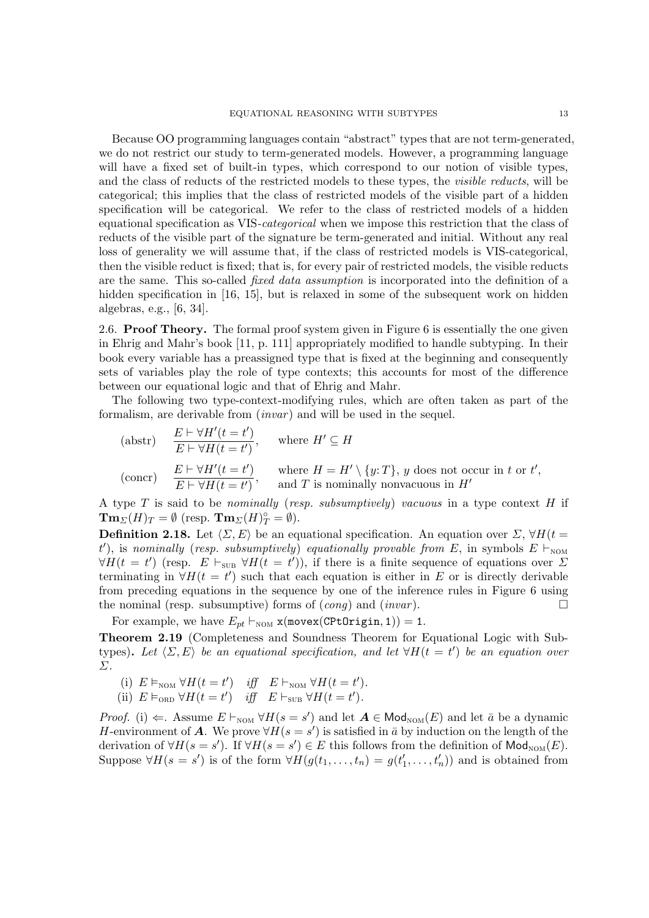Because OO programming languages contain "abstract" types that are not term-generated, we do not restrict our study to term-generated models. However, a programming language will have a fixed set of built-in types, which correspond to our notion of visible types, and the class of reducts of the restricted models to these types, the *visible reducts*, will be categorical; this implies that the class of restricted models of the visible part of a hidden specification will be categorical. We refer to the class of restricted models of a hidden equational specification as VIS-*categorical* when we impose this restriction that the class of reducts of the visible part of the signature be term-generated and initial. Without any real loss of generality we will assume that, if the class of restricted models is VIS-categorical, then the visible reduct is fixed; that is, for every pair of restricted models, the visible reducts are the same. This so-called *fixed data assumption* is incorporated into the definition of a hidden specification in [16, 15], but is relaxed in some of the subsequent work on hidden algebras, e.g., [6, 34].

## 2.6. Proof Theory.

The formal proof system given in Figure 6 is essentially the one given in Ehrig and Mahr's book [11, p. 111] appropriately modified to handle subtyping. In their book every variable has a preassigned type that is fixed at the beginning and consequently sets of variables play the role of type contexts; this accounts for most of the difference between our equational logic and that of Ehrig and Mahr.

The following two type-context-modifying rules, which are often taken as part of the formalism, are derivable from (*invar*) and will be used in the sequel.

(abstr) $\dfrac{E \vdash \forall H'(t = t')}{E \vdash \forall H(t = t')}$, where $H' \subseteq H$

(concr) $\dfrac{E \vdash \forall H'(t = t')}{E \vdash \forall H(t = t')}$, where $H = H' \setminus \{y{:}\,T\}$, $y$ does not occur in $t$ or $t'$, and $T$ is nominally nonvacuous in $H'$

A type $T$ is said to be *nominally* (*resp. subsumptively*) *vacuous* in a type context $H$ if $\mathbf{Tm}_\Sigma(H)_T = \emptyset$ (resp. $\mathbf{Tm}_\Sigma(H)^\circ_T = \emptyset$).

**Definition 2.18.** Let $\langle \Sigma, E\rangle$ be an equational specification. An equation over $\Sigma$, $\forall H(t = t')$, is *nominally* (*resp. subsumptively*) *equationally provable from* $E$, in symbols $E \vdash_{\text{NOM}} \forall H(t = t')$ (resp. $E \vdash_{\text{SUB}} \forall H(t = t')$), if there is a finite sequence of equations over $\Sigma$ terminating in $\forall H(t = t')$ such that each equation is either in $E$ or is directly derivable from preceding equations in the sequence by one of the inference rules in Figure 6 using the nominal (resp. subsumptive) forms of (*cong*) and (*invar*). □

For example, we have $E_{pt} \vdash_{\text{NOM}} \mathtt{x}(\mathtt{movex}(\mathtt{CPtOrigin}, \mathtt{1})) = \mathtt{1}$.

**Theorem 2.19** (Completeness and Soundness Theorem for Equational Logic with Subtypes)**.** *Let $\langle \Sigma, E\rangle$ be an equational specification, and let $\forall H(t = t')$ be an equation over $\Sigma$.*

(i) $E \vDash_{\text{NOM}} \forall H(t = t')$ *iff* $E \vdash_{\text{NOM}} \forall H(t = t')$.
(ii) $E \vDash_{\text{ORD}} \forall H(t = t')$ *iff* $E \vdash_{\text{SUB}} \forall H(t = t')$.

*Proof.* (i) $\Leftarrow$. Assume $E \vdash_{\text{NOM}} \forall H(s = s')$ and let $\boldsymbol{A} \in \mathsf{Mod}_{\text{NOM}}(E)$ and let $\bar{a}$ be a dynamic $H$-environment of $\boldsymbol{A}$. We prove $\forall H(s = s')$ is satisfied in $\bar{a}$ by induction on the length of the derivation of $\forall H(s = s')$. If $\forall H(s = s') \in E$ this follows from the definition of $\mathsf{Mod}_{\text{NOM}}(E)$. Suppose $\forall H(s = s')$ is of the form $\forall H(g(t_1, \ldots, t_n) = g(t'_1, \ldots, t'_n))$ and is obtained from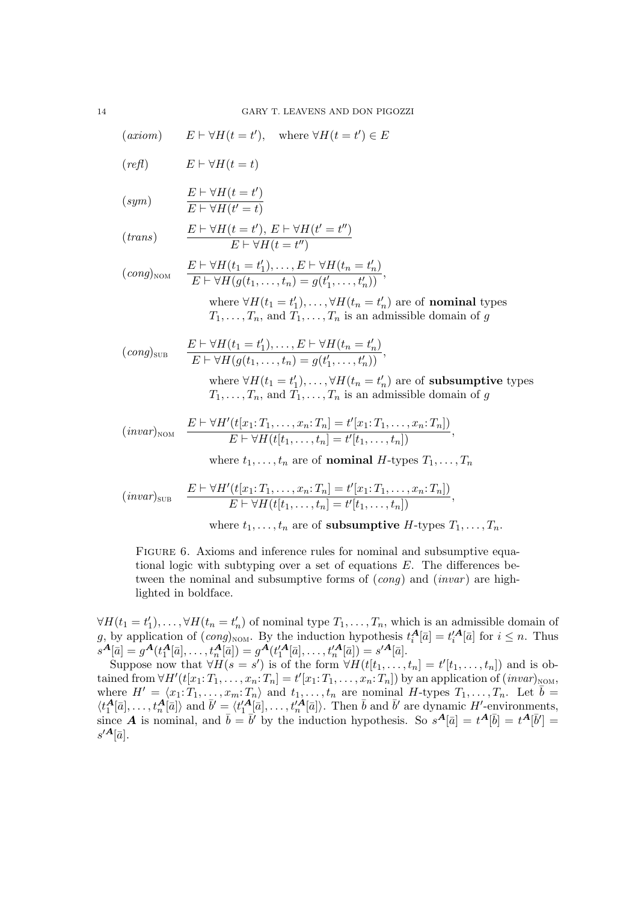$(axiom)$ $\quad E \vdash \forall H(t = t'), \quad$ where $\forall H(t = t') \in E$

$(refl)$ $\quad E \vdash \forall H(t = t)$

$$(sym) \qquad \frac{E \vdash \forall H(t = t')}{E \vdash \forall H(t' = t)}$$

$$(trans) \qquad \frac{E \vdash \forall H(t = t'),\ E \vdash \forall H(t' = t'')}{E \vdash \forall H(t = t'')}$$

$$(cong)_{\text{NOM}} \qquad \frac{E \vdash \forall H(t_1 = t_1'), \dots, E \vdash \forall H(t_n = t_n')}{E \vdash \forall H(g(t_1, \dots, t_n) = g(t_1', \dots, t_n'))},$$

where $\forall H(t_1 = t_1'), \dots, \forall H(t_n = t_n')$ are of **nominal** types $T_1, \dots, T_n$, and $T_1, \dots, T_n$ is an admissible domain of $g$

$$(cong)_{\text{SUB}} \qquad \frac{E \vdash \forall H(t_1 = t_1'), \dots, E \vdash \forall H(t_n = t_n')}{E \vdash \forall H(g(t_1, \dots, t_n) = g(t_1', \dots, t_n'))},$$

where $\forall H(t_1 = t_1'), \dots, \forall H(t_n = t_n')$ are of **subsumptive** types $T_1, \dots, T_n$, and $T_1, \dots, T_n$ is an admissible domain of $g$

$$(invar)_{\text{NOM}} \qquad \frac{E \vdash \forall H'(t[x_1{:}\,T_1, \dots, x_n{:}\,T_n] = t'[x_1{:}\,T_1, \dots, x_n{:}\,T_n])}{E \vdash \forall H(t[t_1, \dots, t_n] = t'[t_1, \dots, t_n])},$$

where $t_1, \dots, t_n$ are of **nominal** $H$-types $T_1, \dots, T_n$

$$(invar)_{\text{SUB}} \qquad \frac{E \vdash \forall H'(t[x_1{:}\,T_1, \dots, x_n{:}\,T_n] = t'[x_1{:}\,T_1, \dots, x_n{:}\,T_n])}{E \vdash \forall H(t[t_1, \dots, t_n] = t'[t_1, \dots, t_n])},$$

where $t_1, \dots, t_n$ are of **subsumptive** $H$-types $T_1, \dots, T_n$.

Figure 6. Axioms and inference rules for nominal and subsumptive equational logic with subtyping over a set of equations $E$. The differences between the nominal and subsumptive forms of $(cong)$ and $(invar)$ are highlighted in boldface.

$\forall H(t_1 = t_1'), \dots, \forall H(t_n = t_n')$ of nominal type $T_1, \dots, T_n$, which is an admissible domain of $g$, by application of $(cong)_{\text{NOM}}$. By the induction hypothesis $t_i^{\boldsymbol{A}}[\bar{a}] = t_i'^{\boldsymbol{A}}[\bar{a}]$ for $i \leq n$. Thus $s^{\boldsymbol{A}}[\bar{a}] = g^{\boldsymbol{A}}(t_1^{\boldsymbol{A}}[\bar{a}], \dots, t_n^{\boldsymbol{A}}[\bar{a}]) = g^{\boldsymbol{A}}(t_1'^{\boldsymbol{A}}[\bar{a}], \dots, t_n'^{\boldsymbol{A}}[\bar{a}]) = s'^{\boldsymbol{A}}[\bar{a}]$.

Suppose now that $\forall H(s = s')$ is of the form $\forall H(t[t_1, \dots, t_n] = t'[t_1, \dots, t_n])$ and is obtained from $\forall H'(t[x_1{:}\,T_1, \dots, x_n{:}\,T_n] = t'[x_1{:}\,T_1, \dots, x_n{:}\,T_n])$ by an application of $(invar)_{\text{NOM}}$, where $H' = \langle x_1{:}\,T_1, \dots, x_m{:}\,T_n\rangle$ and $t_1, \dots, t_n$ are nominal $H$-types $T_1, \dots, T_n$. Let $\bar{b} = \langle t_1^{\boldsymbol{A}}[\bar{a}], \dots, t_n^{\boldsymbol{A}}[\bar{a}]\rangle$ and $\bar{b}' = \langle t_1'^{\boldsymbol{A}}[\bar{a}], \dots, t_n'^{\boldsymbol{A}}[\bar{a}]\rangle$. Then $\bar{b}$ and $\bar{b}'$ are dynamic $H'$-environments, since $\boldsymbol{A}$ is nominal, and $\bar{b} = \bar{b}'$ by the induction hypothesis. So $s^{\boldsymbol{A}}[\bar{a}] = t^{\boldsymbol{A}}[\bar{b}] = t^{\boldsymbol{A}}[\bar{b}'] = s'^{\boldsymbol{A}}[\bar{a}]$.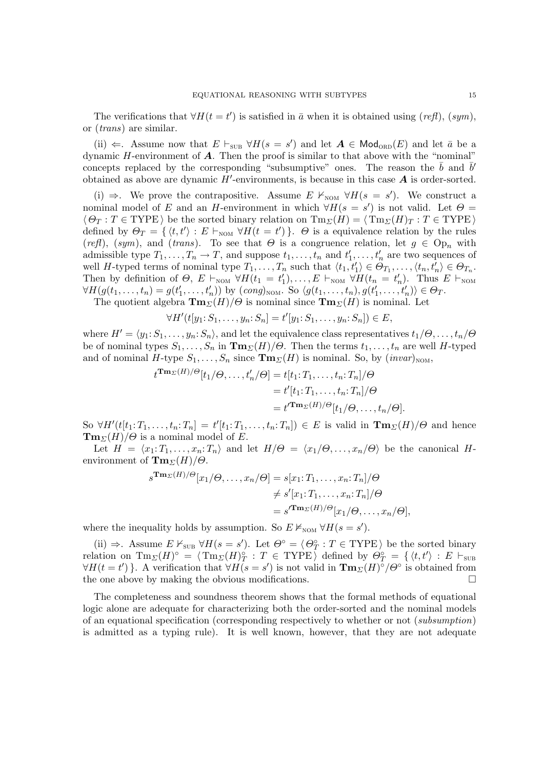The verifications that $\forall H(t = t')$ is satisfied in $\bar{a}$ when it is obtained using (*refl*), (*sym*), or (*trans*) are similar.

(ii) $\Leftarrow$. Assume now that $E \vdash_{\text{SUB}} \forall H(s = s')$ and let $\boldsymbol{A} \in \mathsf{Mod}_{\text{ORD}}(E)$ and let $\bar{a}$ be a dynamic $H$-environment of $\boldsymbol{A}$. Then the proof is similar to that above with the "nominal" concepts replaced by the corresponding "subsumptive" ones. The reason the $\bar{b}$ and $\bar{b}'$ obtained as above are dynamic $H'$-environments, is because in this case $\boldsymbol{A}$ is order-sorted.

(i) $\Rightarrow$. We prove the contrapositive. Assume $E \nvdash_{\text{NOM}} \forall H(s = s')$. We construct a nominal model of $E$ and an $H$-environment in which $\forall H(s = s')$ is not valid. Let $\Theta = \langle \Theta_T : T \in \text{TYPE} \rangle$ be the sorted binary relation on $\text{Tm}_\Sigma(H) = \langle \text{Tm}_\Sigma(H)_T : T \in \text{TYPE} \rangle$ defined by $\Theta_T = \{ \langle t, t' \rangle : E \vdash_{\text{NOM}} \forall H(t = t') \}$. $\Theta$ is a equivalence relation by the rules (*refl*), (*sym*), and (*trans*). To see that $\Theta$ is a congruence relation, let $g \in \text{Op}_n$ with admissible type $T_1, \dots, T_n \to T$, and suppose $t_1, \dots, t_n$ and $t'_1, \dots, t'_n$ are two sequences of well $H$-typed terms of nominal type $T_1, \dots, T_n$ such that $\langle t_1, t'_1 \rangle \in \Theta_{T_1}, \dots, \langle t_n, t'_n \rangle \in \Theta_{T_n}$. Then by definition of $\Theta$, $E \vdash_{\text{NOM}} \forall H(t_1 = t'_1), \dots, E \vdash_{\text{NOM}} \forall H(t_n = t'_n)$. Thus $E \vdash_{\text{NOM}} \forall H(g(t_1, \dots, t_n) = g(t'_1, \dots, t'_n))$ by $(cong)_{\text{NOM}}$. So $\langle g(t_1, \dots, t_n), g(t'_1, \dots, t'_n) \rangle \in \Theta_T$.

The quotient algebra $\mathbf{Tm}_\Sigma(H)/\Theta$ is nominal since $\mathbf{Tm}_\Sigma(H)$ is nominal. Let

$$\forall H'(t[y_1 : S_1, \dots, y_n : S_n] = t'[y_1 : S_1, \dots, y_n : S_n]) \in E,$$

where $H' = \langle y_1 : S_1, \dots, y_n : S_n \rangle$, and let the equivalence class representatives $t_1/\Theta, \dots, t_n/\Theta$ be of nominal types $S_1, \dots, S_n$ in $\mathbf{Tm}_\Sigma(H)/\Theta$. Then the terms $t_1, \dots, t_n$ are well $H$-typed and of nominal $H$-type $S_1, \dots, S_n$ since $\mathbf{Tm}_\Sigma(H)$ is nominal. So, by $(invar)_{\text{NOM}}$,

$$\begin{aligned} t^{\mathbf{Tm}_\Sigma(H)/\Theta}[t_1/\Theta, \dots, t'_n/\Theta] &= t[t_1 : T_1, \dots, t_n : T_n]/\Theta \\ &= t'[t_1 : T_1, \dots, t_n : T_n]/\Theta \\ &= t'^{\mathbf{Tm}_\Sigma(H)/\Theta}[t_1/\Theta, \dots, t_n/\Theta]. \end{aligned}$$

So $\forall H'(t[t_1 : T_1, \dots, t_n : T_n] = t'[t_1 : T_1, \dots, t_n : T_n]) \in E$ is valid in $\mathbf{Tm}_\Sigma(H)/\Theta$ and hence $\mathbf{Tm}_\Sigma(H)/\Theta$ is a nominal model of $E$.

Let $H = \langle x_1 : T_1, \dots, x_n : T_n \rangle$ and let $H/\Theta = \langle x_1/\Theta, \dots, x_n/\Theta \rangle$ be the canonical $H$-environment of $\mathbf{Tm}_\Sigma(H)/\Theta$.

$$\begin{aligned} s^{\mathbf{Tm}_\Sigma(H)/\Theta}[x_1/\Theta, \dots, x_n/\Theta] &= s[x_1 : T_1, \dots, x_n : T_n]/\Theta \\ &\neq s'[x_1 : T_1, \dots, x_n : T_n]/\Theta \\ &= s'^{\mathbf{Tm}_\Sigma(H)/\Theta}[x_1/\Theta, \dots, x_n/\Theta], \end{aligned}$$

where the inequality holds by assumption. So $E \nvDash_{\text{NOM}} \forall H(s = s')$.

(ii) $\Rightarrow$. Assume $E \nvdash_{\text{SUB}} \forall H(s = s')$. Let $\Theta^\circ = \langle \Theta^\circ_T : T \in \text{TYPE} \rangle$ be the sorted binary relation on $\text{Tm}_\Sigma(H)^\circ = \langle \text{Tm}_\Sigma(H)^\circ_T : T \in \text{TYPE} \rangle$ defined by $\Theta^\circ_T = \{ \langle t, t' \rangle : E \vdash_{\text{SUB}} \forall H(t = t') \}$. A verification that $\forall H(s = s')$ is not valid in $\mathbf{Tm}_\Sigma(H)^\circ/\Theta^\circ$ is obtained from the one above by making the obvious modifications. $\square$

The completeness and soundness theorem shows that the formal methods of equational logic alone are adequate for characterizing both the order-sorted and the nominal models of an equational specification (corresponding respectively to whether or not (*subsumption*) is admitted as a typing rule). It is well known, however, that they are not adequate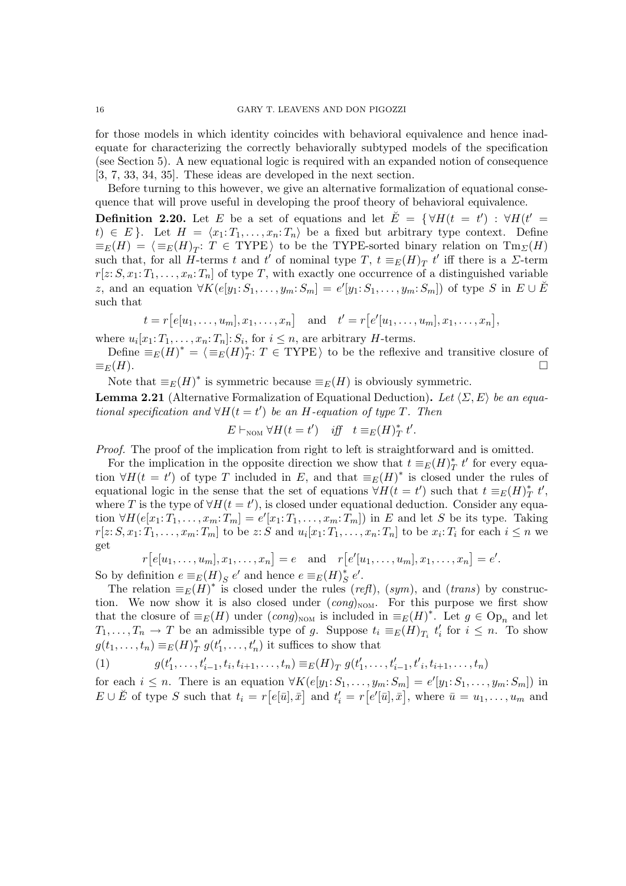for those models in which identity coincides with behavioral equivalence and hence inadequate for characterizing the correctly behaviorally subtyped models of the specification (see Section 5). A new equational logic is required with an expanded notion of consequence [3, 7, 33, 34, 35]. These ideas are developed in the next section.

Before turning to this however, we give an alternative formalization of equational consequence that will prove useful in developing the proof theory of behavioral equivalence.

**Definition 2.20.** Let $E$ be a set of equations and let $\breve{E} = \{\forall H(t = t') : \forall H(t' = t) \in E\}$. Let $H = \langle x_1\colon T_1, \dots, x_n\colon T_n\rangle$ be a fixed but arbitrary type context. Define $\equiv_E(H) = \langle \equiv_E(H)_T \colon T \in \text{TYPE}\rangle$ to be the TYPE-sorted binary relation on $\text{Tm}_\Sigma(H)$ such that, for all $H$-terms $t$ and $t'$ of nominal type $T$, $t \equiv_E(H)_T\, t'$ iff there is a $\Sigma$-term $r[z\colon S, x_1\colon T_1, \dots, x_n\colon T_n]$ of type $T$, with exactly one occurrence of a distinguished variable $z$, and an equation $\forall K(e[y_1\colon S_1, \dots, y_m\colon S_m] = e'[y_1\colon S_1, \dots, y_m\colon S_m])$ of type $S$ in $E \cup \breve{E}$ such that

$$t = r\big[e[u_1, \dots, u_m], x_1, \dots, x_n\big] \quad \text{and} \quad t' = r\big[e'[u_1, \dots, u_m], x_1, \dots, x_n\big],$$

where $u_i[x_1\colon T_1, \dots, x_n\colon T_n]\colon S_i$, for $i \le n$, are arbitrary $H$-terms.

Define $\equiv_E(H)^* = \langle \equiv_E(H)^*_T \colon T \in \text{TYPE}\rangle$ to be the reflexive and transitive closure of $\equiv_E(H)$. □

Note that $\equiv_E(H)^*$ is symmetric because $\equiv_E(H)$ is obviously symmetric.

**Lemma 2.21** (Alternative Formalization of Equational Deduction)**.** *Let $\langle \Sigma, E\rangle$ be an equational specification and $\forall H(t = t')$ be an $H$-equation of type $T$. Then*

$$E \vdash_{\text{NOM}} \forall H(t = t') \quad \textit{iff} \quad t \equiv_E(H)^*_T\, t'.$$

*Proof.* The proof of the implication from right to left is straightforward and is omitted.

For the implication in the opposite direction we show that $t \equiv_E(H)^*_T\, t'$ for every equation $\forall H(t = t')$ of type $T$ included in $E$, and that $\equiv_E(H)^*$ is closed under the rules of equational logic in the sense that the set of equations $\forall H(t = t')$ such that $t \equiv_E(H)^*_T\, t'$, where $T$ is the type of $\forall H(t = t')$, is closed under equational deduction. Consider any equation $\forall H(e[x_1\colon T_1, \dots, x_m\colon T_m] = e'[x_1\colon T_1, \dots, x_m\colon T_m])$ in $E$ and let $S$ be its type. Taking $r[z\colon S, x_1\colon T_1, \dots, x_m\colon T_m]$ to be $z\colon S$ and $u_i[x_1\colon T_1, \dots, x_n\colon T_n]$ to be $x_i\colon T_i$ for each $i \le n$ we get

$$r\big[e[u_1, \dots, u_m], x_1, \dots, x_n\big] = e \quad \text{and} \quad r\big[e'[u_1, \dots, u_m], x_1, \dots, x_n\big] = e'.$$

So by definition $e \equiv_E(H)_S\, e'$ and hence $e \equiv_E(H)^*_S\, e'$.

The relation $\equiv_E(H)^*$ is closed under the rules (*refl*), (*sym*), and (*trans*) by construction. We now show it is also closed under $(\textit{cong})_{\text{NOM}}$. For this purpose we first show that the closure of $\equiv_E(H)$ under $(\textit{cong})_{\text{NOM}}$ is included in $\equiv_E(H)^*$. Let $g \in \text{Op}_n$ and let $T_1, \dots, T_n \to T$ be an admissible type of $g$. Suppose $t_i \equiv_E(H)_{T_i}\, t'_i$ for $i \le n$. To show $g(t_1, \dots, t_n) \equiv_E(H)^*_T\, g(t'_1, \dots, t'_n)$ it suffices to show that

$$g(t'_1, \dots, t'_{i-1}, t_i, t_{i+1}, \dots, t_n) \equiv_E(H)_T\, g(t'_1, \dots, t'_{i-1}, t'{}_i, t_{i+1}, \dots, t_n) \tag{1}$$

for each $i \le n$. There is an equation $\forall K(e[y_1\colon S_1, \dots, y_m\colon S_m] = e'[y_1\colon S_1, \dots, y_m\colon S_m])$ in $E \cup \breve{E}$ of type $S$ such that $t_i = r\big[e[\bar{u}], \bar{x}\big]$ and $t'_i = r\big[e'[\bar{u}], \bar{x}\big]$, where $\bar{u} = u_1, \dots, u_m$ and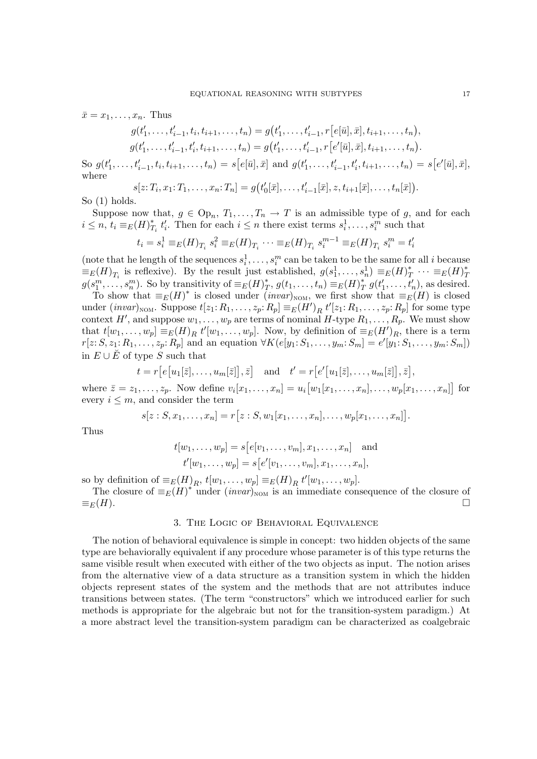$\bar{x} = x_1, \ldots, x_n$. Thus

$$g(t'_1, \ldots, t'_{i-1}, t_i, t_{i+1}, \ldots, t_n) = g\big(t'_1, \ldots, t'_{i-1}, r\big[e[\bar{u}], \bar{x}\big], t_{i+1}, \ldots, t_n\big),$$
$$g(t'_1, \ldots, t'_{i-1}, t'_i, t_{i+1}, \ldots, t_n) = g\big(t'_1, \ldots, t'_{i-1}, r\big[e'[\bar{u}], \bar{x}\big], t_{i+1}, \ldots, t_n\big).$$

So $g(t'_1, \ldots, t'_{i-1}, t_i, t_{i+1}, \ldots, t_n) = s\big[e[\bar{u}], \bar{x}\big]$ and $g(t'_1, \ldots, t'_{i-1}, t'_i, t_{i+1}, \ldots, t_n) = s\big[e'[\bar{u}], \bar{x}\big]$, where

$$s[z\colon T_i, x_1\colon T_1, \ldots, x_n\colon T_n] = g\big(t'_0[\bar{x}], \ldots, t'_{i-1}[\bar{x}], z, t_{i+1}[\bar{x}], \ldots, t_n[\bar{x}]\big).$$

So (1) holds.

Suppose now that, $g \in \mathrm{Op}_n$, $T_1, \ldots, T_n \to T$ is an admissible type of $g$, and for each $i \leq n$, $t_i \equiv_E(H)^*_{T_i} t'_i$. Then for each $i \leq n$ there exist terms $s_i^1, \ldots, s_i^m$ such that

$$t_i = s_i^1 \equiv_E(H)_{T_i} s_i^2 \equiv_E(H)_{T_i} \cdots \equiv_E(H)_{T_i} s_i^{m-1} \equiv_E(H)_{T_i} s_i^m = t'_i$$

(note that he length of the sequences $s_i^1, \ldots, s_i^m$ can be taken to be the same for all $i$ because $\equiv_E(H)_{T_i}$ is reflexive). By the result just established, $g(s_1^1, \ldots, s_n^1) \equiv_E(H)^*_T \cdots \equiv_E(H)^*_T g(s_1^m, \ldots, s_n^m)$. So by transitivity of $\equiv_E(H)^*_T$, $g(t_1, \ldots, t_n) \equiv_E(H)^*_T g(t'_1, \ldots, t'_n)$, as desired.

To show that $\equiv_E(H)^*$ is closed under $(invar)_{\text{NOM}}$, we first show that $\equiv_E(H)$ is closed under $(invar)_{\text{NOM}}$. Suppose $t[z_1\colon R_1, \ldots, z_p\colon R_p] \equiv_E(H')_R\, t'[z_1\colon R_1, \ldots, z_p\colon R_p]$ for some type context $H'$, and suppose $w_1, \ldots, w_p$ are terms of nominal $H$-type $R_1, \ldots, R_p$. We must show that $t[w_1, \ldots, w_p] \equiv_E(H)_R\, t'[w_1, \ldots, w_p]$. Now, by definition of $\equiv_E(H')_R$, there is a term $r[z\colon S, z_1\colon R_1, \ldots, z_p\colon R_p]$ and an equation $\forall K(e[y_1\colon S_1, \ldots, y_m\colon S_m] = e'[y_1\colon S_1, \ldots, y_m\colon S_m])$ in $E \cup \breve{E}$ of type $S$ such that

$$t = r\big[e\big[u_1[\bar{z}], \ldots, u_m[\bar{z}]\big], \bar{z}\big] \quad \text{and} \quad t' = r\big[e'\big[u_1[\bar{z}], \ldots, u_m[\bar{z}]\big], \bar{z}\big],$$

where $\bar{z} = z_1, \ldots, z_p$. Now define $v_i[x_1, \ldots, x_n] = u_i\big[w_1[x_1, \ldots, x_n], \ldots, w_p[x_1, \ldots, x_n]\big]$ for every $i \leq m$, and consider the term

$$s[z : S, x_1, \ldots, x_n] = r\big[z : S, w_1[x_1, \ldots, x_n], \ldots, w_p[x_1, \ldots, x_n]\big].$$

Thus

$$t[w_1, \ldots, w_p] = s\big[e[v_1, \ldots, v_m], x_1, \ldots, x_n\big] \quad \text{and}$$
$$t'[w_1, \ldots, w_p] = s\big[e'[v_1, \ldots, v_m], x_1, \ldots, x_n\big],$$

so by definition of $\equiv_E(H)_R$, $t[w_1, \ldots, w_p] \equiv_E(H)_R\, t'[w_1, \ldots, w_p]$.

The closure of $\equiv_E(H)^*$ under $(invar)_{\text{NOM}}$ is an immediate consequence of the closure of $\equiv_E(H)$. □

## 3. The Logic of Behavioral Equivalence

The notion of behavioral equivalence is simple in concept: two hidden objects of the same type are behaviorally equivalent if any procedure whose parameter is of this type returns the same visible result when executed with either of the two objects as input. The notion arises from the alternative view of a data structure as a transition system in which the hidden objects represent states of the system and the methods that are not attributes induce transitions between states. (The term "constructors" which we introduced earlier for such methods is appropriate for the algebraic but not for the transition-system paradigm.) At a more abstract level the transition-system paradigm can be characterized as coalgebraic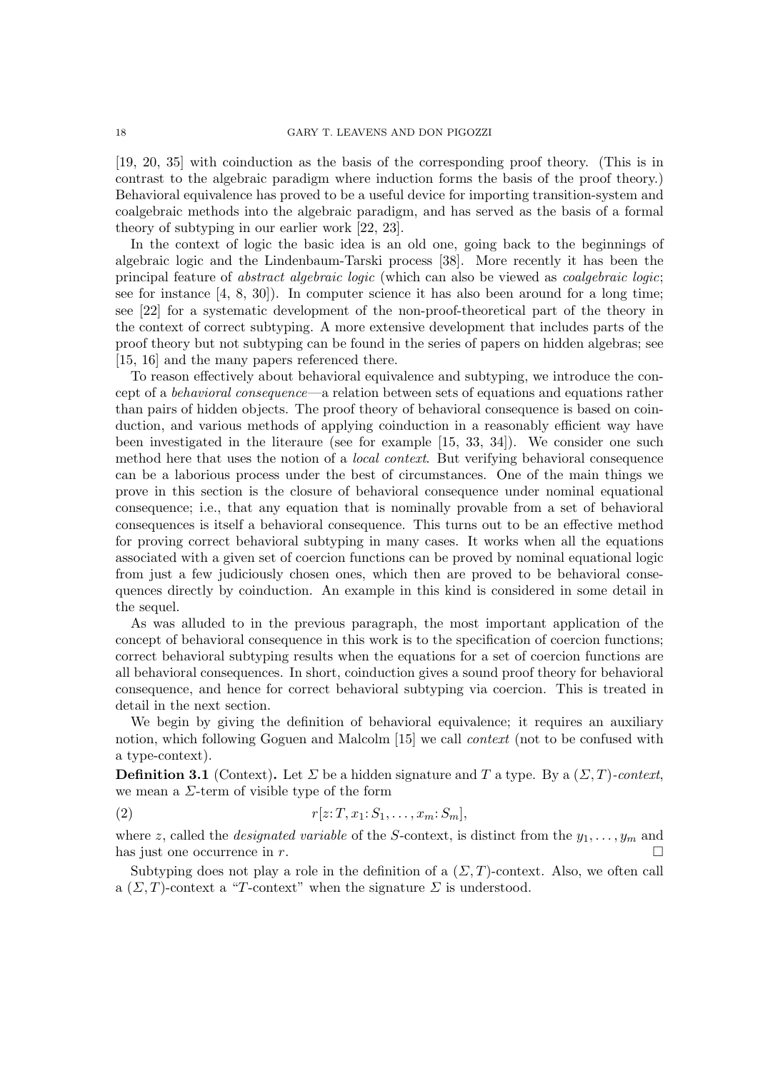[19, 20, 35] with coinduction as the basis of the corresponding proof theory. (This is in contrast to the algebraic paradigm where induction forms the basis of the proof theory.) Behavioral equivalence has proved to be a useful device for importing transition-system and coalgebraic methods into the algebraic paradigm, and has served as the basis of a formal theory of subtyping in our earlier work [22, 23].

In the context of logic the basic idea is an old one, going back to the beginnings of algebraic logic and the Lindenbaum-Tarski process [38]. More recently it has been the principal feature of *abstract algebraic logic* (which can also be viewed as *coalgebraic logic*; see for instance [4, 8, 30]). In computer science it has also been around for a long time; see [22] for a systematic development of the non-proof-theoretical part of the theory in the context of correct subtyping. A more extensive development that includes parts of the proof theory but not subtyping can be found in the series of papers on hidden algebras; see [15, 16] and the many papers referenced there.

To reason effectively about behavioral equivalence and subtyping, we introduce the concept of a *behavioral consequence*—a relation between sets of equations and equations rather than pairs of hidden objects. The proof theory of behavioral consequence is based on coinduction, and various methods of applying coinduction in a reasonably efficient way have been investigated in the literaure (see for example [15, 33, 34]). We consider one such method here that uses the notion of a *local context*. But verifying behavioral consequence can be a laborious process under the best of circumstances. One of the main things we prove in this section is the closure of behavioral consequence under nominal equational consequence; i.e., that any equation that is nominally provable from a set of behavioral consequences is itself a behavioral consequence. This turns out to be an effective method for proving correct behavioral subtyping in many cases. It works when all the equations associated with a given set of coercion functions can be proved by nominal equational logic from just a few judiciously chosen ones, which then are proved to be behavioral consequences directly by coinduction. An example in this kind is considered in some detail in the sequel.

As was alluded to in the previous paragraph, the most important application of the concept of behavioral consequence in this work is to the specification of coercion functions; correct behavioral subtyping results when the equations for a set of coercion functions are all behavioral consequences. In short, coinduction gives a sound proof theory for behavioral consequence, and hence for correct behavioral subtyping via coercion. This is treated in detail in the next section.

We begin by giving the definition of behavioral equivalence; it requires an auxiliary notion, which following Goguen and Malcolm [15] we call *context* (not to be confused with a type-context).

**Definition 3.1** (Context)**.** Let $\Sigma$ be a hidden signature and $T$ a type. By a $(\Sigma, T)$-*context*, we mean a $\Sigma$-term of visible type of the form

$$r[z{:}\, T, x_1{:}\, S_1, \dots, x_m{:}\, S_m], \tag{2}$$

where $z$, called the *designated variable* of the $S$-context, is distinct from the $y_1, \dots, y_m$ and has just one occurrence in $r$. □

Subtyping does not play a role in the definition of a $(\Sigma, T)$-context. Also, we often call a $(\Sigma, T)$-context a "$T$-context" when the signature $\Sigma$ is understood.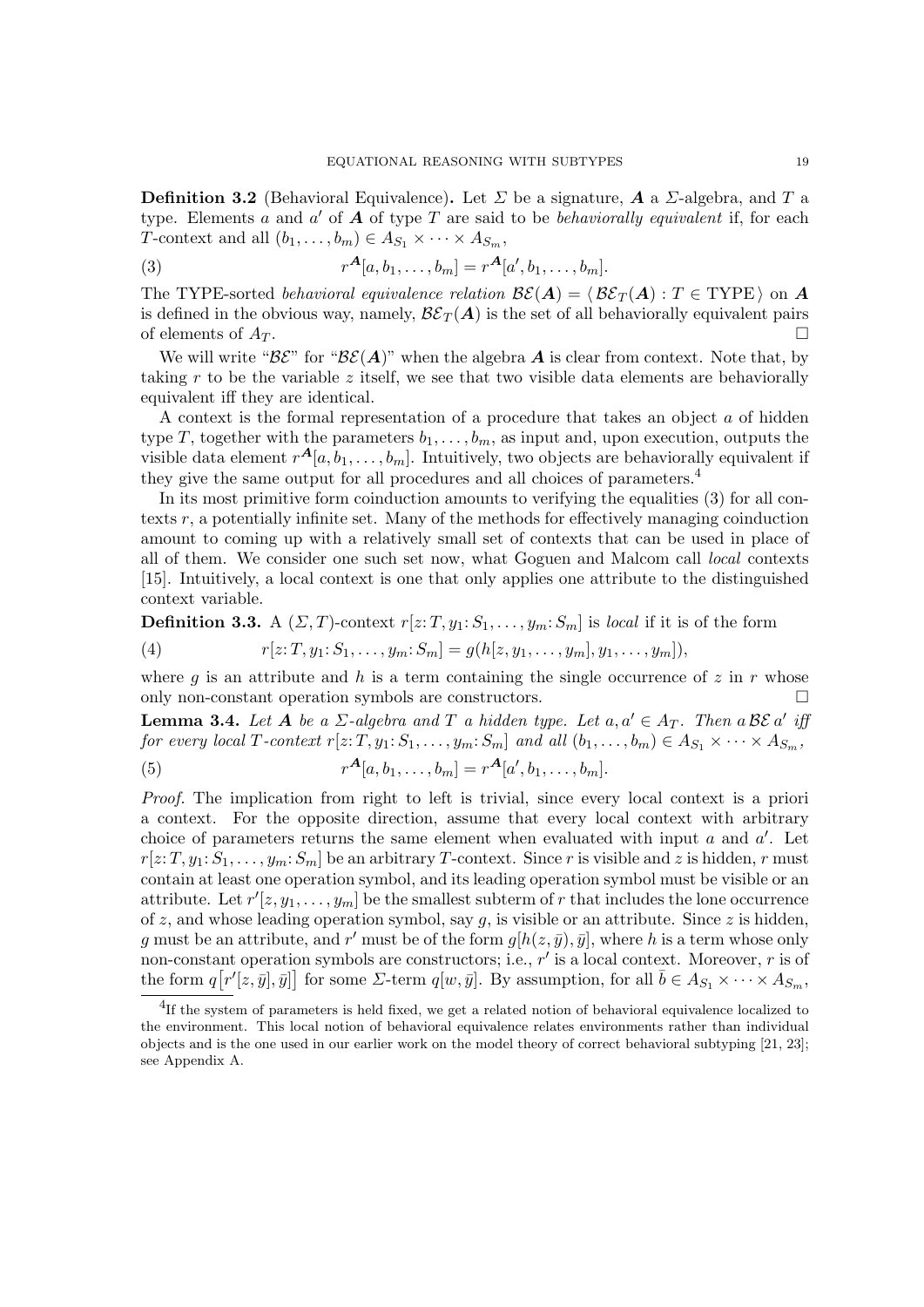**Definition 3.2** (Behavioral Equivalence)**.** Let $\Sigma$ be a signature, $\boldsymbol{A}$ a $\Sigma$-algebra, and $T$ a type. Elements $a$ and $a'$ of $\boldsymbol{A}$ of type $T$ are said to be *behaviorally equivalent* if, for each $T$-context and all $(b_1, \dots, b_m) \in A_{S_1} \times \cdots \times A_{S_m}$,

$$r^{\boldsymbol{A}}[a, b_1, \dots, b_m] = r^{\boldsymbol{A}}[a', b_1, \dots, b_m]. \tag{3}$$

The TYPE-sorted *behavioral equivalence relation* $\mathcal{BE}(\boldsymbol{A}) = \langle\, \mathcal{BE}_T(\boldsymbol{A}) : T \in \text{TYPE}\,\rangle$ on $\boldsymbol{A}$ is defined in the obvious way, namely, $\mathcal{BE}_T(\boldsymbol{A})$ is the set of all behaviorally equivalent pairs of elements of $A_T$. □

We will write "$\mathcal{BE}$" for "$\mathcal{BE}(\boldsymbol{A})$" when the algebra $\boldsymbol{A}$ is clear from context. Note that, by taking $r$ to be the variable $z$ itself, we see that two visible data elements are behaviorally equivalent iff they are identical.

A context is the formal representation of a procedure that takes an object $a$ of hidden type $T$, together with the parameters $b_1, \dots, b_m$, as input and, upon execution, outputs the visible data element $r^{\boldsymbol{A}}[a, b_1, \dots, b_m]$. Intuitively, two objects are behaviorally equivalent if they give the same output for all procedures and all choices of parameters.[4]

In its most primitive form coinduction amounts to verifying the equalities (3) for all contexts $r$, a potentially infinite set. Many of the methods for effectively managing coinduction amount to coming up with a relatively small set of contexts that can be used in place of all of them. We consider one such set now, what Goguen and Malcom call *local* contexts [15]. Intuitively, a local context is one that only applies one attribute to the distinguished context variable.

**Definition 3.3.** A $(\Sigma, T)$-context $r[z{:}\, T, y_1{:}\, S_1, \dots, y_m{:}\, S_m]$ is *local* if it is of the form

$$r[z{:}\, T, y_1{:}\, S_1, \dots, y_m{:}\, S_m] = g(h[z, y_1, \dots, y_m], y_1, \dots, y_m]), \tag{4}$$

where $g$ is an attribute and $h$ is a term containing the single occurrence of $z$ in $r$ whose only non-constant operation symbols are constructors. □

**Lemma 3.4.** *Let $\boldsymbol{A}$ be a $\Sigma$-algebra and $T$ a hidden type. Let $a, a' \in A_T$. Then $a \,\mathcal{BE}\, a'$ iff for every local $T$-context $r[z{:}\, T, y_1{:}\, S_1, \dots, y_m{:}\, S_m]$ and all $(b_1, \dots, b_m) \in A_{S_1} \times \cdots \times A_{S_m}$,*

$$r^{\boldsymbol{A}}[a, b_1, \dots, b_m] = r^{\boldsymbol{A}}[a', b_1, \dots, b_m]. \tag{5}$$

*Proof.* The implication from right to left is trivial, since every local context is a priori a context. For the opposite direction, assume that every local context with arbitrary choice of parameters returns the same element when evaluated with input $a$ and $a'$. Let $r[z{:}\, T, y_1{:}\, S_1, \dots, y_m{:}\, S_m]$ be an arbitrary $T$-context. Since $r$ is visible and $z$ is hidden, $r$ must contain at least one operation symbol, and its leading operation symbol must be visible or an attribute. Let $r'[z, y_1, \dots, y_m]$ be the smallest subterm of $r$ that includes the lone occurrence of $z$, and whose leading operation symbol, say $g$, is visible or an attribute. Since $z$ is hidden, $g$ must be an attribute, and $r'$ must be of the form $g[h(z, \bar{y}), \bar{y}]$, where $h$ is a term whose only non-constant operation symbols are constructors; i.e., $r'$ is a local context. Moreover, $r$ is of the form $q\big[r'[z, \bar{y}], \bar{y}\big]$ for some $\Sigma$-term $q[w, \bar{y}]$. By assumption, for all $\bar{b} \in A_{S_1} \times \cdots \times A_{S_m}$,

[4] If the system of parameters is held fixed, we get a related notion of behavioral equivalence localized to the environment. This local notion of behavioral equivalence relates environments rather than individual objects and is the one used in our earlier work on the model theory of correct behavioral subtyping [21, 23]; see Appendix A.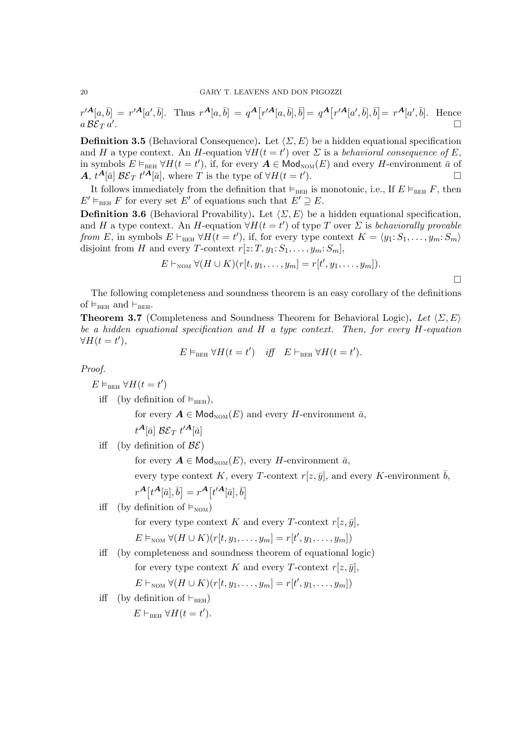$r'^{\boldsymbol{A}}[a, \bar{b}] = r'^{\boldsymbol{A}}[a', \bar{b}]$. Thus $r^{\boldsymbol{A}}[a, \bar{b}] = q^{\boldsymbol{A}}\big[r'^{\boldsymbol{A}}[a, \bar{b}], \bar{b}\big] = q^{\boldsymbol{A}}\big[r'^{\boldsymbol{A}}[a', \bar{b}], \bar{b}\big] = r^{\boldsymbol{A}}[a', \bar{b}]$. Hence $a \, \mathcal{BE}_T \, a'$. □

**Definition 3.5** (Behavioral Consequence)**.** Let $\langle \Sigma, E \rangle$ be a hidden equational specification and $H$ a type context. An $H$-equation $\forall H(t = t')$ over $\Sigma$ is a *behavioral consequence of* $E$, in symbols $E \vDash_{\text{BEH}} \forall H(t = t')$, if, for every $\boldsymbol{A} \in \mathsf{Mod}_{\text{NOM}}(E)$ and every $H$-environment $\bar{a}$ of $\boldsymbol{A}$, $t^{\boldsymbol{A}}[\bar{a}] \; \mathcal{BE}_T \; t'^{\boldsymbol{A}}[\bar{a}]$, where $T$ is the type of $\forall H(t = t')$. □

It follows immediately from the definition that $\vDash_{\text{BEH}}$ is monotonic, i.e., If $E \vDash_{\text{BEH}} F$, then $E' \vDash_{\text{BEH}} F$ for every set $E'$ of equations such that $E' \supseteq E$.

**Definition 3.6** (Behavioral Provability)**.** Let $\langle \Sigma, E \rangle$ be a hidden equational specification, and $H$ a type context. An $H$-equation $\forall H(t = t')$ of type $T$ over $\Sigma$ is *behaviorally provable from* $E$, in symbols $E \vdash_{\text{BEH}} \forall H(t = t')$, if, for every type context $K = \langle y_1 \colon S_1, \dots, y_m \colon S_m \rangle$ disjoint from $H$ and every $T$-context $r[z \colon T, y_1 \colon S_1, \dots, y_m \colon S_m]$,

$$E \vdash_{\text{NOM}} \forall (H \cup K)(r[t, y_1, \dots, y_m] = r[t', y_1, \dots, y_m]).$$

□

The following completeness and soundness theorem is an easy corollary of the definitions of $\vDash_{\text{BEH}}$ and $\vdash_{\text{BEH}}$.

**Theorem 3.7** (Completeness and Soundness Theorem for Behavioral Logic)**.** *Let $\langle \Sigma, E \rangle$ be a hidden equational specification and $H$ a type context. Then, for every $H$-equation $\forall H(t = t')$,*

$$E \vDash_{\text{BEH}} \forall H(t = t') \quad \textit{iff} \quad E \vdash_{\text{BEH}} \forall H(t = t').$$

*Proof.*

$E \vDash_{\text{BEH}} \forall H(t = t')$

iff (by definition of $\vDash_{\text{BEH}}$),

for every $\boldsymbol{A} \in \mathsf{Mod}_{\text{NOM}}(E)$ and every $H$-environment $\bar{a}$,

$t^{\boldsymbol{A}}[\bar{a}] \; \mathcal{BE}_T \; t'^{\boldsymbol{A}}[\bar{a}]$

iff (by definition of $\mathcal{BE}$)

for every $\boldsymbol{A} \in \mathsf{Mod}_{\text{NOM}}(E)$, every $H$-environment $\bar{a}$,

every type context $K$, every $T$-context $r[z, \bar{y}]$, and every $K$-environment $\bar{b}$,

$r^{\boldsymbol{A}}\big[t^{\boldsymbol{A}}[\bar{a}], \bar{b}\big] = r^{\boldsymbol{A}}\big[t'^{\boldsymbol{A}}[\bar{a}], \bar{b}\big]$

iff (by definition of $\vDash_{\text{NOM}}$)

for every type context $K$ and every $T$-context $r[z, \bar{y}]$,

$E \vDash_{\text{NOM}} \forall (H \cup K)(r[t, y_1, \dots, y_m] = r[t', y_1, \dots, y_m])$

iff (by completeness and soundness theorem of equational logic)

for every type context $K$ and every $T$-context $r[z, \bar{y}]$,

$E \vdash_{\text{NOM}} \forall (H \cup K)(r[t, y_1, \dots, y_m] = r[t', y_1, \dots, y_m])$

iff (by definition of $\vdash_{\text{BEH}}$)

$E \vdash_{\text{BEH}} \forall H(t = t')$.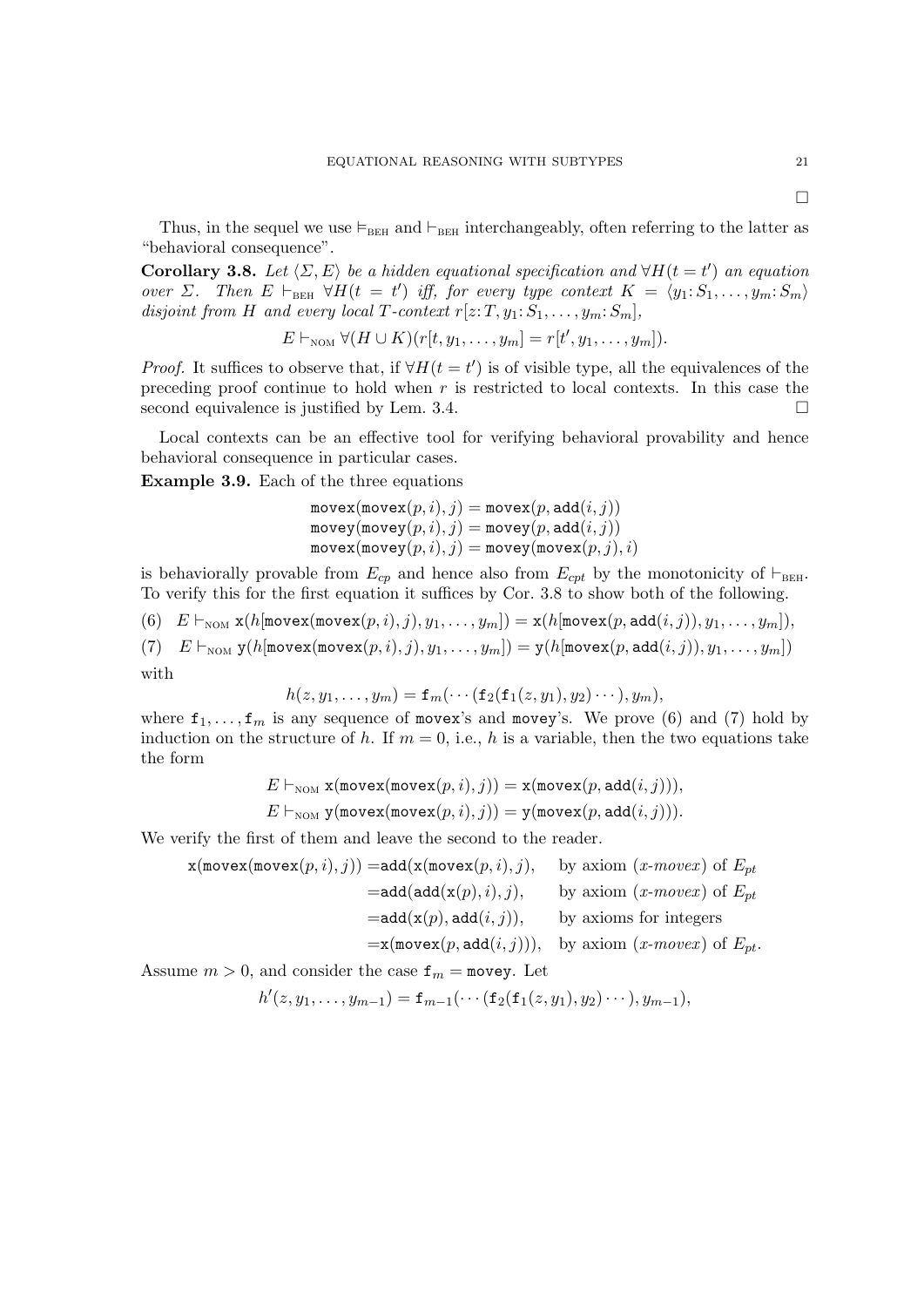□

Thus, in the sequel we use $\models_{\text{BEH}}$ and $\vdash_{\text{BEH}}$ interchangeably, often referring to the latter as "behavioral consequence".

**Corollary 3.8.** *Let $\langle \Sigma, E\rangle$ be a hidden equational specification and $\forall H(t = t')$ an equation over $\Sigma$. Then $E \vdash_{\text{BEH}} \forall H(t = t')$ iff, for every type context $K = \langle y_1{:}\, S_1, \ldots, y_m{:}\, S_m\rangle$ disjoint from $H$ and every local $T$-context $r[z{:}\, T, y_1{:}\, S_1, \ldots, y_m{:}\, S_m]$,*

$$E \vdash_{\text{NOM}} \forall (H \cup K)(r[t, y_1, \ldots, y_m] = r[t', y_1, \ldots, y_m]).$$

*Proof.* It suffices to observe that, if $\forall H(t = t')$ is of visible type, all the equivalences of the preceding proof continue to hold when $r$ is restricted to local contexts. In this case the second equivalence is justified by Lem. 3.4. □

Local contexts can be an effective tool for verifying behavioral provability and hence behavioral consequence in particular cases.

**Example 3.9.** Each of the three equations

$$\begin{aligned}
&\texttt{movex}(\texttt{movex}(p, i), j) = \texttt{movex}(p, \texttt{add}(i, j))\\
&\texttt{movey}(\texttt{movey}(p, i), j) = \texttt{movey}(p, \texttt{add}(i, j))\\
&\texttt{movex}(\texttt{movey}(p, i), j) = \texttt{movey}(\texttt{movex}(p, j), i)
\end{aligned}$$

is behaviorally provable from $E_{cp}$ and hence also from $E_{cpt}$ by the monotonicity of $\vdash_{\text{BEH}}$. To verify this for the first equation it suffices by Cor. 3.8 to show both of the following.

(6) $\quad E \vdash_{\text{NOM}} \texttt{x}(h[\texttt{movex}(\texttt{movex}(p, i), j), y_1, \ldots, y_m]) = \texttt{x}(h[\texttt{movex}(p, \texttt{add}(i, j)), y_1, \ldots, y_m]),$

(7) $\quad E \vdash_{\text{NOM}} \texttt{y}(h[\texttt{movex}(\texttt{movex}(p, i), j), y_1, \ldots, y_m]) = \texttt{y}(h[\texttt{movex}(p, \texttt{add}(i, j)), y_1, \ldots, y_m])$

with

$$h(z, y_1, \ldots, y_m) = \texttt{f}_m(\cdots(\texttt{f}_2(\texttt{f}_1(z, y_1), y_2)\cdots), y_m),$$

where $\texttt{f}_1, \ldots, \texttt{f}_m$ is any sequence of movex's and movey's. We prove (6) and (7) hold by induction on the structure of $h$. If $m = 0$, i.e., $h$ is a variable, then the two equations take the form

$$E \vdash_{\text{NOM}} \texttt{x}(\texttt{movex}(\texttt{movex}(p, i), j)) = \texttt{x}(\texttt{movex}(p, \texttt{add}(i, j))),$$
$$E \vdash_{\text{NOM}} \texttt{y}(\texttt{movex}(\texttt{movex}(p, i), j)) = \texttt{y}(\texttt{movex}(p, \texttt{add}(i, j))).$$

We verify the first of them and leave the second to the reader.

$$\begin{aligned}
\texttt{x}(\texttt{movex}(\texttt{movex}(p, i), j)) &= \texttt{add}(\texttt{x}(\texttt{movex}(p, i), j), && \text{by axiom } (\textit{x-movex}) \text{ of } E_{pt}\\
&= \texttt{add}(\texttt{add}(\texttt{x}(p), i), j), && \text{by axiom } (\textit{x-movex}) \text{ of } E_{pt}\\
&= \texttt{add}(\texttt{x}(p), \texttt{add}(i, j)), && \text{by axioms for integers}\\
&= \texttt{x}(\texttt{movex}(p, \texttt{add}(i, j))), && \text{by axiom } (\textit{x-movex}) \text{ of } E_{pt}.
\end{aligned}$$

Assume $m > 0$, and consider the case $\texttt{f}_m = \texttt{movey}$. Let

$$h'(z, y_1, \ldots, y_{m-1}) = \texttt{f}_{m-1}(\cdots(\texttt{f}_2(\texttt{f}_1(z, y_1), y_2)\cdots), y_{m-1}),$$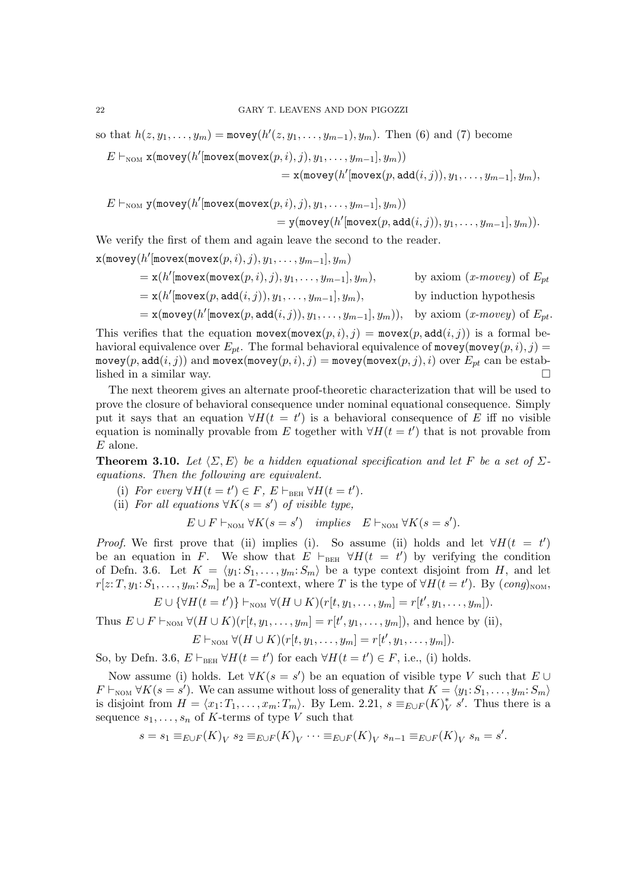so that $h(z, y_1, \ldots, y_m) = \mathtt{movey}(h'(z, y_1, \ldots, y_{m-1}), y_m)$. Then (6) and (7) become

$$E \vdash_{\text{NOM}} \mathtt{x}(\mathtt{movey}(h'[\mathtt{movex}(\mathtt{movex}(p, i), j), y_1, \ldots, y_{m-1}], y_m)) \\ = \mathtt{x}(\mathtt{movey}(h'[\mathtt{movex}(p, \mathtt{add}(i, j)), y_1, \ldots, y_{m-1}], y_m),$$

$$E \vdash_{\text{NOM}} \mathtt{y}(\mathtt{movey}(h'[\mathtt{movex}(\mathtt{movex}(p, i), j), y_1, \ldots, y_{m-1}], y_m)) \\ = \mathtt{y}(\mathtt{movey}(h'[\mathtt{movex}(p, \mathtt{add}(i, j)), y_1, \ldots, y_{m-1}], y_m)).$$

We verify the first of them and again leave the second to the reader.

$$\begin{aligned}
&\mathtt{x}(\mathtt{movey}(h'[\mathtt{movex}(\mathtt{movex}(p, i), j), y_1, \ldots, y_{m-1}], y_m) \\
&\quad = \mathtt{x}(h'[\mathtt{movex}(\mathtt{movex}(p, i), j), y_1, \ldots, y_{m-1}], y_m), && \text{by axiom } (\textit{x-movey}) \text{ of } E_{pt} \\
&\quad = \mathtt{x}(h'[\mathtt{movex}(p, \mathtt{add}(i, j)), y_1, \ldots, y_{m-1}], y_m), && \text{by induction hypothesis} \\
&\quad = \mathtt{x}(\mathtt{movey}(h'[\mathtt{movex}(p, \mathtt{add}(i, j)), y_1, \ldots, y_{m-1}], y_m)), && \text{by axiom } (\textit{x-movey}) \text{ of } E_{pt}.
\end{aligned}$$

This verifies that the equation $\mathtt{movex}(\mathtt{movex}(p, i), j) = \mathtt{movex}(p, \mathtt{add}(i, j))$ is a formal behavioral equivalence over $E_{pt}$. The formal behavioral equivalence of $\mathtt{movey}(\mathtt{movey}(p, i), j) = \mathtt{movey}(p, \mathtt{add}(i, j))$ and $\mathtt{movex}(\mathtt{movey}(p, i), j) = \mathtt{movey}(\mathtt{movex}(p, j), i)$ over $E_{pt}$ can be established in a similar way. □

The next theorem gives an alternate proof-theoretic characterization that will be used to prove the closure of behavioral consequence under nominal equational consequence. Simply put it says that an equation $\forall H(t = t')$ is a behavioral consequence of $E$ iff no visible equation is nominally provable from $E$ together with $\forall H(t = t')$ that is not provable from $E$ alone.

**Theorem 3.10.** *Let $\langle \Sigma, E \rangle$ be a hidden equational specification and let $F$ be a set of $\Sigma$-equations. Then the following are equivalent.*

(i) *For every $\forall H(t = t') \in F$, $E \vdash_{\text{BEH}} \forall H(t = t')$.*

(ii) *For all equations $\forall K(s = s')$ of visible type,*

$$E \cup F \vdash_{\text{NOM}} \forall K(s = s') \quad \textit{implies} \quad E \vdash_{\text{NOM}} \forall K(s = s').$$

*Proof.* We first prove that (ii) implies (i). So assume (ii) holds and let $\forall H(t = t')$ be an equation in $F$. We show that $E \vdash_{\text{BEH}} \forall H(t = t')$ by verifying the condition of Defn. 3.6. Let $K = \langle y_1 \colon S_1, \ldots, y_m \colon S_m \rangle$ be a type context disjoint from $H$, and let $r[z \colon T, y_1 \colon S_1, \ldots, y_m \colon S_m]$ be a $T$-context, where $T$ is the type of $\forall H(t = t')$. By $(\mathit{cong})_{\text{NOM}}$,

$$E \cup \{\forall H(t = t')\} \vdash_{\text{NOM}} \forall (H \cup K)(r[t, y_1, \ldots, y_m] = r[t', y_1, \ldots, y_m]).$$

Thus $E \cup F \vdash_{\text{NOM}} \forall (H \cup K)(r[t, y_1, \ldots, y_m] = r[t', y_1, \ldots, y_m])$, and hence by (ii),

$$E \vdash_{\text{NOM}} \forall (H \cup K)(r[t, y_1, \ldots, y_m] = r[t', y_1, \ldots, y_m]).$$

So, by Defn. 3.6, $E \vdash_{\text{BEH}} \forall H(t = t')$ for each $\forall H(t = t') \in F$, i.e., (i) holds.

Now assume (i) holds. Let $\forall K(s = s')$ be an equation of visible type $V$ such that $E \cup F \vdash_{\text{NOM}} \forall K(s = s')$. We can assume without loss of generality that $K = \langle y_1 \colon S_1, \ldots, y_m \colon S_m \rangle$ is disjoint from $H = \langle x_1 \colon T_1, \ldots, x_m \colon T_m \rangle$. By Lem. 2.21, $s \equiv_{E \cup F}(K)_V^* \, s'$. Thus there is a sequence $s_1, \ldots, s_n$ of $K$-terms of type $V$ such that

$$s = s_1 \equiv_{E \cup F}(K)_V \, s_2 \equiv_{E \cup F}(K)_V \cdots \equiv_{E \cup F}(K)_V \, s_{n-1} \equiv_{E \cup F}(K)_V \, s_n = s'.$$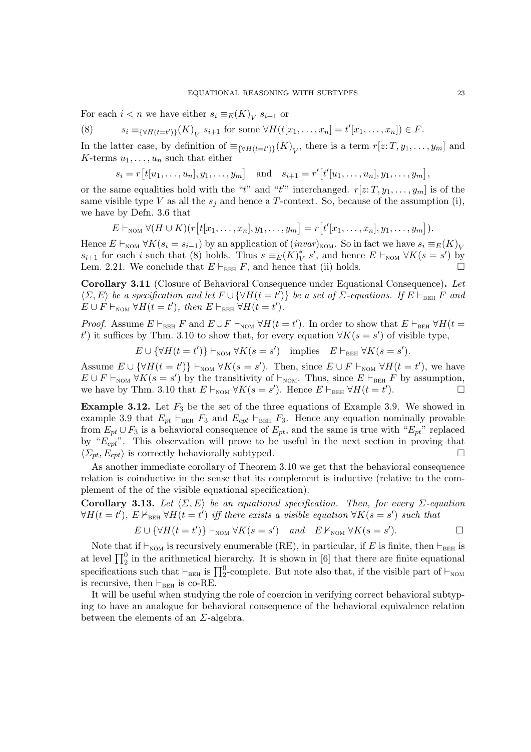For each $i < n$ we have either $s_i \equiv_E(K)_V\; s_{i+1}$ or

$$s_i \equiv_{\{\forall H(t=t')\}}(K)_V\; s_{i+1} \text{ for some } \forall H(t[x_1,\ldots,x_n] = t'[x_1,\ldots,x_n]) \in F. \tag{8}$$

In the latter case, by definition of $\equiv_{\{\forall H(t=t')\}}(K)_V$, there is a term $r[z\colon T, y_1,\ldots,y_m]$ and $K$-terms $u_1,\ldots,u_n$ such that either

$$s_i = r\big[t[u_1,\ldots,u_n], y_1,\ldots,y_m\big] \quad\text{and}\quad s_{i+1} = r'\big[t'[u_1,\ldots,u_n], y_1,\ldots,y_m\big],$$

or the same equalities hold with the "$t$" and "$t'$" interchanged. $r[z\colon T, y_1,\ldots,y_m]$ is of the same visible type $V$ as all the $s_j$ and hence a $T$-context. So, because of the assumption (i), we have by Defn. 3.6 that

$$E \vdash_{\text{NOM}} \forall(H\cup K)(r\big[t[x_1,\ldots,x_n], y_1,\ldots,y_m\big] = r\big[t'[x_1,\ldots,x_n], y_1,\ldots,y_m\big]).$$

Hence $E \vdash_{\text{NOM}} \forall K(s_i = s_{i-1})$ by an application of $(invar)_{\text{NOM}}$. So in fact we have $s_i \equiv_E(K)_V$ $s_{i+1}$ for each $i$ such that (8) holds. Thus $s \equiv_E(K)^*_V\; s'$, and hence $E \vdash_{\text{NOM}} \forall K(s = s')$ by Lem. 2.21. We conclude that $E \vdash_{\text{BEH}} F$, and hence that (ii) holds. □

**Corollary 3.11** (Closure of Behavioral Consequence under Equational Consequence)**.** *Let $\langle \Sigma, E\rangle$ be a specification and let $F \cup \{\forall H(t = t')\}$ be a set of $\Sigma$-equations. If $E \vdash_{\text{BEH}} F$ and $E \cup F \vdash_{\text{NOM}} \forall H(t = t')$, then $E \vdash_{\text{BEH}} \forall H(t = t')$.*

*Proof.* Assume $E \vdash_{\text{BEH}} F$ and $E\cup F \vdash_{\text{NOM}} \forall H(t = t')$. In order to show that $E \vdash_{\text{BEH}} \forall H(t = t')$ it suffices by Thm. 3.10 to show that, for every equation $\forall K(s = s')$ of visible type,

$$E \cup \{\forall H(t = t')\} \vdash_{\text{NOM}} \forall K(s = s') \quad\text{implies}\quad E \vdash_{\text{BEH}} \forall K(s = s').$$

Assume $E \cup \{\forall H(t = t')\} \vdash_{\text{NOM}} \forall K(s = s')$. Then, since $E\cup F \vdash_{\text{NOM}} \forall H(t = t')$, we have $E \cup F \vdash_{\text{NOM}} \forall K(s = s')$ by the transitivity of $\vdash_{\text{NOM}}$. Thus, since $E \vdash_{\text{BEH}} F$ by assumption, we have by Thm. 3.10 that $E \vdash_{\text{NOM}} \forall K(s = s')$. Hence $E \vdash_{\text{BEH}} \forall H(t = t')$. □

**Example 3.12.** Let $F_3$ be the set of the three equations of Example 3.9. We showed in example 3.9 that $E_{pt} \vdash_{\text{BEH}} F_3$ and $E_{cpt} \vdash_{\text{BEH}} F_3$. Hence any equation nominally provable from $E_{pt} \cup F_3$ is a behavioral consequence of $E_{pt}$, and the same is true with "$E_{pt}$" replaced by "$E_{cpt}$". This observation will prove to be useful in the next section in proving that $\langle \Sigma_{pt}, E_{cpt}\rangle$ is correctly behaviorally subtyped. □

As another immediate corollary of Theorem 3.10 we get that the behavioral consequence relation is coinductive in the sense that its complement is inductive (relative to the complement of the of the visible equational specification).

**Corollary 3.13.** *Let $\langle \Sigma, E\rangle$ be an equational specification. Then, for every $\Sigma$-equation $\forall H(t = t')$, $E \nvdash_{\text{BEH}} \forall H(t = t')$ iff there exists a visible equation $\forall K(s = s')$ such that*

$$E \cup \{\forall H(t = t')\} \vdash_{\text{NOM}} \forall K(s = s') \quad\textit{and}\quad E \nvdash_{\text{NOM}} \forall K(s = s'). \qquad \square$$

Note that if $\vdash_{\text{NOM}}$ is recursively enumerable (RE), in particular, if $E$ is finite, then $\vdash_{\text{BEH}}$ is at level $\prod^0_2$ in the arithmetical hierarchy. It is shown in [6] that there are finite equational specifications such that $\vdash_{\text{BEH}}$ is $\prod^0_2$-complete. But note also that, if the visible part of $\vdash_{\text{NOM}}$ is recursive, then $\vdash_{\text{BEH}}$ is co-RE.

It will be useful when studying the role of coercion in verifying correct behavioral subtyping to have an analogue for behavioral consequence of the behavioral equivalence relation between the elements of an $\Sigma$-algebra.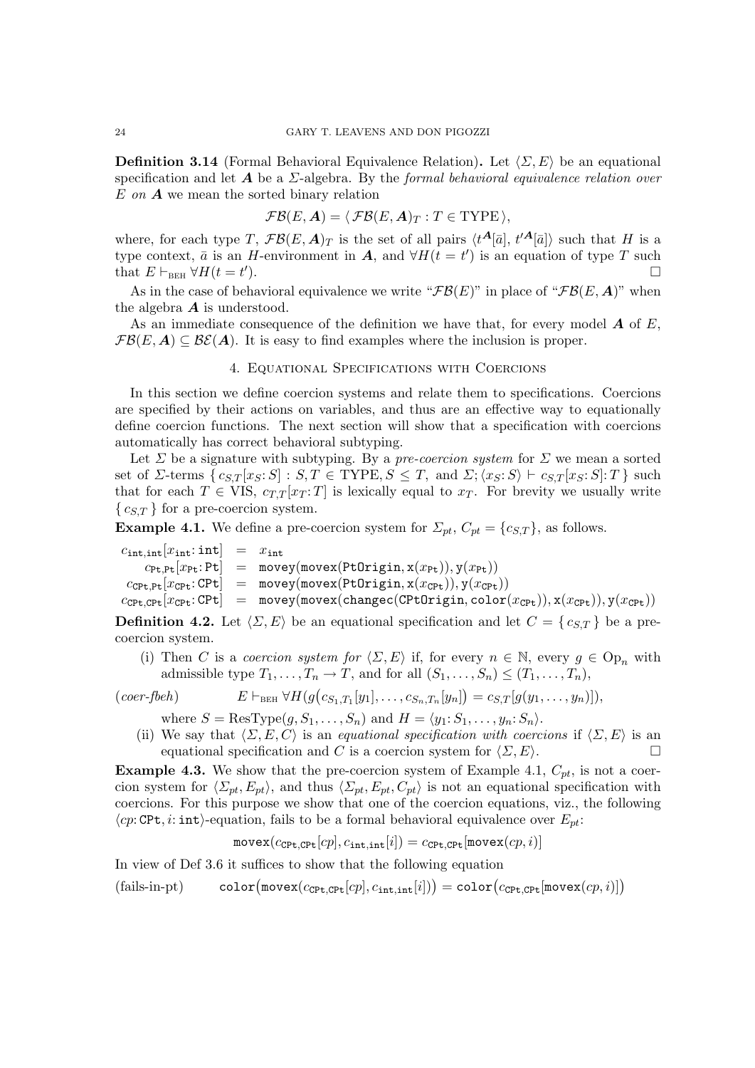**Definition 3.14** (Formal Behavioral Equivalence Relation)**.** Let $\langle \Sigma, E\rangle$ be an equational specification and let $\boldsymbol{A}$ be a $\Sigma$-algebra. By the *formal behavioral equivalence relation over $E$ on $\boldsymbol{A}$* we mean the sorted binary relation

$$\mathcal{FB}(E, \boldsymbol{A}) = \langle\, \mathcal{FB}(E, \boldsymbol{A})_T : T \in \mathrm{TYPE}\,\rangle,$$

where, for each type $T$, $\mathcal{FB}(E, \boldsymbol{A})_T$ is the set of all pairs $\langle t^{\boldsymbol{A}}[\bar{a}],\, t'^{\boldsymbol{A}}[\bar{a}]\rangle$ such that $H$ is a type context, $\bar{a}$ is an $H$-environment in $\boldsymbol{A}$, and $\forall H(t = t')$ is an equation of type $T$ such that $E \vdash_{\text{BEH}} \forall H(t = t')$. □

As in the case of behavioral equivalence we write "$\mathcal{FB}(E)$" in place of "$\mathcal{FB}(E, \boldsymbol{A})$" when the algebra $\boldsymbol{A}$ is understood.

As an immediate consequence of the definition we have that, for every model $\boldsymbol{A}$ of $E$, $\mathcal{FB}(E, \boldsymbol{A}) \subseteq \mathcal{BE}(\boldsymbol{A})$. It is easy to find examples where the inclusion is proper.

## 4. Equational Specifications with Coercions

In this section we define coercion systems and relate them to specifications. Coercions are specified by their actions on variables, and thus are an effective way to equationally define coercion functions. The next section will show that a specification with coercions automatically has correct behavioral subtyping.

Let $\Sigma$ be a signature with subtyping. By a *pre-coercion system* for $\Sigma$ we mean a sorted set of $\Sigma$-terms $\{\, c_{S,T}[x_S\!: S] : S, T \in \mathrm{TYPE}, S \leq T, \text{ and } \Sigma; \langle x_S\!: S\rangle \vdash c_{S,T}[x_S\!: S]\!: T \,\}$ such that for each $T \in \mathrm{VIS}$, $c_{T,T}[x_T\!: T]$ is lexically equal to $x_T$. For brevity we usually write $\{\, c_{S,T} \,\}$ for a pre-coercion system.

**Example 4.1.** We define a pre-coercion system for $\Sigma_{pt}$, $C_{pt} = \{c_{S,T}\}$, as follows.

$$
\begin{aligned}
c_{\texttt{int},\texttt{int}}[x_{\texttt{int}}\!: \texttt{int}] &= x_{\texttt{int}}\\
c_{\texttt{Pt},\texttt{Pt}}[x_{\texttt{Pt}}\!: \texttt{Pt}] &= \texttt{movey}(\texttt{movex}(\texttt{PtOrigin}, \texttt{x}(x_{\texttt{Pt}})), \texttt{y}(x_{\texttt{Pt}}))\\
c_{\texttt{CPt},\texttt{Pt}}[x_{\texttt{CPt}}\!: \texttt{CPt}] &= \texttt{movey}(\texttt{movex}(\texttt{PtOrigin}, \texttt{x}(x_{\texttt{CPt}})), \texttt{y}(x_{\texttt{CPt}}))\\
c_{\texttt{CPt},\texttt{CPt}}[x_{\texttt{CPt}}\!: \texttt{CPt}] &= \texttt{movey}(\texttt{movex}(\texttt{changec}(\texttt{CPtOrigin}, \texttt{color}(x_{\texttt{CPt}})), \texttt{x}(x_{\texttt{CPt}})), \texttt{y}(x_{\texttt{CPt}}))
\end{aligned}
$$

**Definition 4.2.** Let $\langle \Sigma, E\rangle$ be an equational specification and let $C = \{\, c_{S,T} \,\}$ be a pre-coercion system.

(i) Then $C$ is a *coercion system for* $\langle \Sigma, E\rangle$ if, for every $n \in \mathbb{N}$, every $g \in \mathrm{Op}_n$ with admissible type $T_1, \ldots, T_n \to T$, and for all $(S_1, \ldots, S_n) \leq (T_1, \ldots, T_n)$,

$$(\textit{coer-fbeh}) \qquad E \vdash_{\text{BEH}} \forall H\big(g\big(c_{S_1,T_1}[y_1], \ldots, c_{S_n,T_n}[y_n]\big) = c_{S,T}[g(y_1, \ldots, y_n)]\big),$$

where $S = \mathrm{ResType}(g, S_1, \ldots, S_n)$ and $H = \langle y_1\!: S_1, \ldots, y_n\!: S_n\rangle$.

(ii) We say that $\langle \Sigma, E, C\rangle$ is an *equational specification with coercions* if $\langle \Sigma, E\rangle$ is an equational specification and $C$ is a coercion system for $\langle \Sigma, E\rangle$. □

**Example 4.3.** We show that the pre-coercion system of Example 4.1, $C_{pt}$, is not a coercion system for $\langle \Sigma_{pt}, E_{pt}\rangle$, and thus $\langle \Sigma_{pt}, E_{pt}, C_{pt}\rangle$ is not an equational specification with coercions. For this purpose we show that one of the coercion equations, viz., the following $\langle cp\!: \texttt{CPt}, i\!: \texttt{int}\rangle$-equation, fails to be a formal behavioral equivalence over $E_{pt}$:

$$\texttt{movex}(c_{\texttt{CPt},\texttt{CPt}}[cp], c_{\texttt{int},\texttt{int}}[i]) = c_{\texttt{CPt},\texttt{CPt}}[\texttt{movex}(cp, i)]$$

In view of Def 3.6 it suffices to show that the following equation

$$(\text{fails-in-pt}) \qquad \texttt{color}\big(\texttt{movex}(c_{\texttt{CPt},\texttt{CPt}}[cp], c_{\texttt{int},\texttt{int}}[i])\big) = \texttt{color}\big(c_{\texttt{CPt},\texttt{CPt}}[\texttt{movex}(cp, i)]\big)$$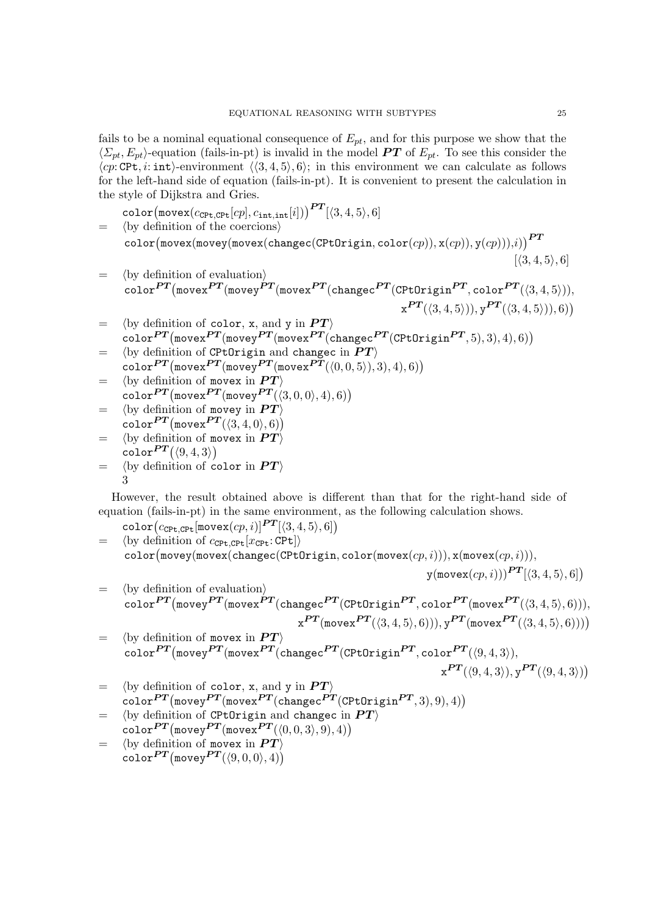fails to be a nominal equational consequence of $E_{pt}$, and for this purpose we show that the $\langle \Sigma_{pt}, E_{pt}\rangle$-equation (fails-in-pt) is invalid in the model $\boldsymbol{PT}$ of $E_{pt}$. To see this consider the $\langle cp\colon \texttt{CPt}, i\colon \texttt{int}\rangle$-environment $\langle\langle 3,4,5\rangle, 6\rangle$; in this environment we can calculate as follows for the left-hand side of equation (fails-in-pt). It is convenient to present the calculation in the style of Dijkstra and Gries.

$$
\begin{array}{ll}
 & \texttt{color}\big(\texttt{movex}(c_{\texttt{CPt},\texttt{CPt}}[cp], c_{\texttt{int},\texttt{int}}[i])\big)^{\boldsymbol{PT}}[\langle 3,4,5\rangle, 6] \\
= & \langle \text{by definition of the coercions} \rangle \\
 & \texttt{color}\big(\texttt{movex}(\texttt{movey}(\texttt{movex}(\texttt{changec}(\texttt{CPtOrigin}, \texttt{color}(cp)), \texttt{x}(cp)), \texttt{y}(cp))), i)\big)^{\boldsymbol{PT}} \\
 & \hfill [\langle 3,4,5\rangle, 6] \\
= & \langle \text{by definition of evaluation} \rangle \\
 & \texttt{color}^{\boldsymbol{PT}}\big(\texttt{movex}^{\boldsymbol{PT}}(\texttt{movey}^{\boldsymbol{PT}}(\texttt{movex}^{\boldsymbol{PT}}(\texttt{changec}^{\boldsymbol{PT}}(\texttt{CPtOrigin}^{\boldsymbol{PT}}, \texttt{color}^{\boldsymbol{PT}}(\langle 3,4,5\rangle)), \\
 & \hfill \texttt{x}^{\boldsymbol{PT}}(\langle 3,4,5\rangle)), \texttt{y}^{\boldsymbol{PT}}(\langle 3,4,5\rangle)), 6)\big) \\
= & \langle \text{by definition of } \texttt{color}, \texttt{x}, \text{ and } \texttt{y} \text{ in } \boldsymbol{PT} \rangle \\
 & \texttt{color}^{\boldsymbol{PT}}\big(\texttt{movex}^{\boldsymbol{PT}}(\texttt{movey}^{\boldsymbol{PT}}(\texttt{movex}^{\boldsymbol{PT}}(\texttt{changec}^{\boldsymbol{PT}}(\texttt{CPtOrigin}^{\boldsymbol{PT}}, 5), 3), 4), 6)\big) \\
= & \langle \text{by definition of } \texttt{CPtOrigin} \text{ and } \texttt{changec} \text{ in } \boldsymbol{PT} \rangle \\
 & \texttt{color}^{\boldsymbol{PT}}\big(\texttt{movex}^{\boldsymbol{PT}}(\texttt{movey}^{\boldsymbol{PT}}(\texttt{movex}^{\boldsymbol{PT}}(\langle 0,0,5\rangle), 3), 4), 6)\big) \\
= & \langle \text{by definition of } \texttt{movex} \text{ in } \boldsymbol{PT} \rangle \\
 & \texttt{color}^{\boldsymbol{PT}}\big(\texttt{movex}^{\boldsymbol{PT}}(\texttt{movey}^{\boldsymbol{PT}}(\langle 3,0,0\rangle, 4), 6)\big) \\
= & \langle \text{by definition of } \texttt{movey} \text{ in } \boldsymbol{PT} \rangle \\
 & \texttt{color}^{\boldsymbol{PT}}\big(\texttt{movex}^{\boldsymbol{PT}}(\langle 3,4,0\rangle, 6)\big) \\
= & \langle \text{by definition of } \texttt{movex} \text{ in } \boldsymbol{PT} \rangle \\
 & \texttt{color}^{\boldsymbol{PT}}\big(\langle 9,4,3\rangle\big) \\
= & \langle \text{by definition of } \texttt{color} \text{ in } \boldsymbol{PT} \rangle \\
 & 3
\end{array}
$$

However, the result obtained above is different than that for the right-hand side of equation (fails-in-pt) in the same environment, as the following calculation shows.

$$
\begin{array}{ll}
 & \texttt{color}\big(c_{\texttt{CPt},\texttt{CPt}}[\texttt{movex}(cp,i)]^{\boldsymbol{PT}}[\langle 3,4,5\rangle, 6]\big) \\
= & \langle \text{by definition of } c_{\texttt{CPt},\texttt{CPt}}[x_{\texttt{CPt}}\colon \texttt{CPt}] \rangle \\
 & \texttt{color}\big(\texttt{movey}(\texttt{movex}(\texttt{changec}(\texttt{CPtOrigin}, \texttt{color}(\texttt{movex}(cp,i))), \texttt{x}(\texttt{movex}(cp,i))), \\
 & \hfill \texttt{y}(\texttt{movex}(cp,i)))^{\boldsymbol{PT}}[\langle 3,4,5\rangle, 6]\big) \\
= & \langle \text{by definition of evaluation} \rangle \\
 & \texttt{color}^{\boldsymbol{PT}}\big(\texttt{movey}^{\boldsymbol{PT}}(\texttt{movex}^{\boldsymbol{PT}}(\texttt{changec}^{\boldsymbol{PT}}(\texttt{CPtOrigin}^{\boldsymbol{PT}}, \texttt{color}^{\boldsymbol{PT}}(\texttt{movex}^{\boldsymbol{PT}}(\langle 3,4,5\rangle, 6))), \\
 & \hfill \texttt{x}^{\boldsymbol{PT}}(\texttt{movex}^{\boldsymbol{PT}}(\langle 3,4,5\rangle, 6))), \texttt{y}^{\boldsymbol{PT}}(\texttt{movex}^{\boldsymbol{PT}}(\langle 3,4,5\rangle, 6)))\big) \\
= & \langle \text{by definition of } \texttt{movex} \text{ in } \boldsymbol{PT} \rangle \\
 & \texttt{color}^{\boldsymbol{PT}}\big(\texttt{movey}^{\boldsymbol{PT}}(\texttt{movex}^{\boldsymbol{PT}}(\texttt{changec}^{\boldsymbol{PT}}(\texttt{CPtOrigin}^{\boldsymbol{PT}}, \texttt{color}^{\boldsymbol{PT}}(\langle 9,4,3\rangle), \\
 & \hfill \texttt{x}^{\boldsymbol{PT}}(\langle 9,4,3\rangle), \texttt{y}^{\boldsymbol{PT}}(\langle 9,4,3\rangle))\big) \\
= & \langle \text{by definition of } \texttt{color}, \texttt{x}, \text{ and } \texttt{y} \text{ in } \boldsymbol{PT} \rangle \\
 & \texttt{color}^{\boldsymbol{PT}}\big(\texttt{movey}^{\boldsymbol{PT}}(\texttt{movex}^{\boldsymbol{PT}}(\texttt{changec}^{\boldsymbol{PT}}(\texttt{CPtOrigin}^{\boldsymbol{PT}}, 3), 9), 4)\big) \\
= & \langle \text{by definition of } \texttt{CPtOrigin} \text{ and } \texttt{changec} \text{ in } \boldsymbol{PT} \rangle \\
 & \texttt{color}^{\boldsymbol{PT}}\big(\texttt{movey}^{\boldsymbol{PT}}(\texttt{movex}^{\boldsymbol{PT}}(\langle 0,0,3\rangle, 9), 4)\big) \\
= & \langle \text{by definition of } \texttt{movex} \text{ in } \boldsymbol{PT} \rangle \\
 & \texttt{color}^{\boldsymbol{PT}}\big(\texttt{movey}^{\boldsymbol{PT}}(\langle 9,0,0\rangle, 4)\big)
\end{array}
$$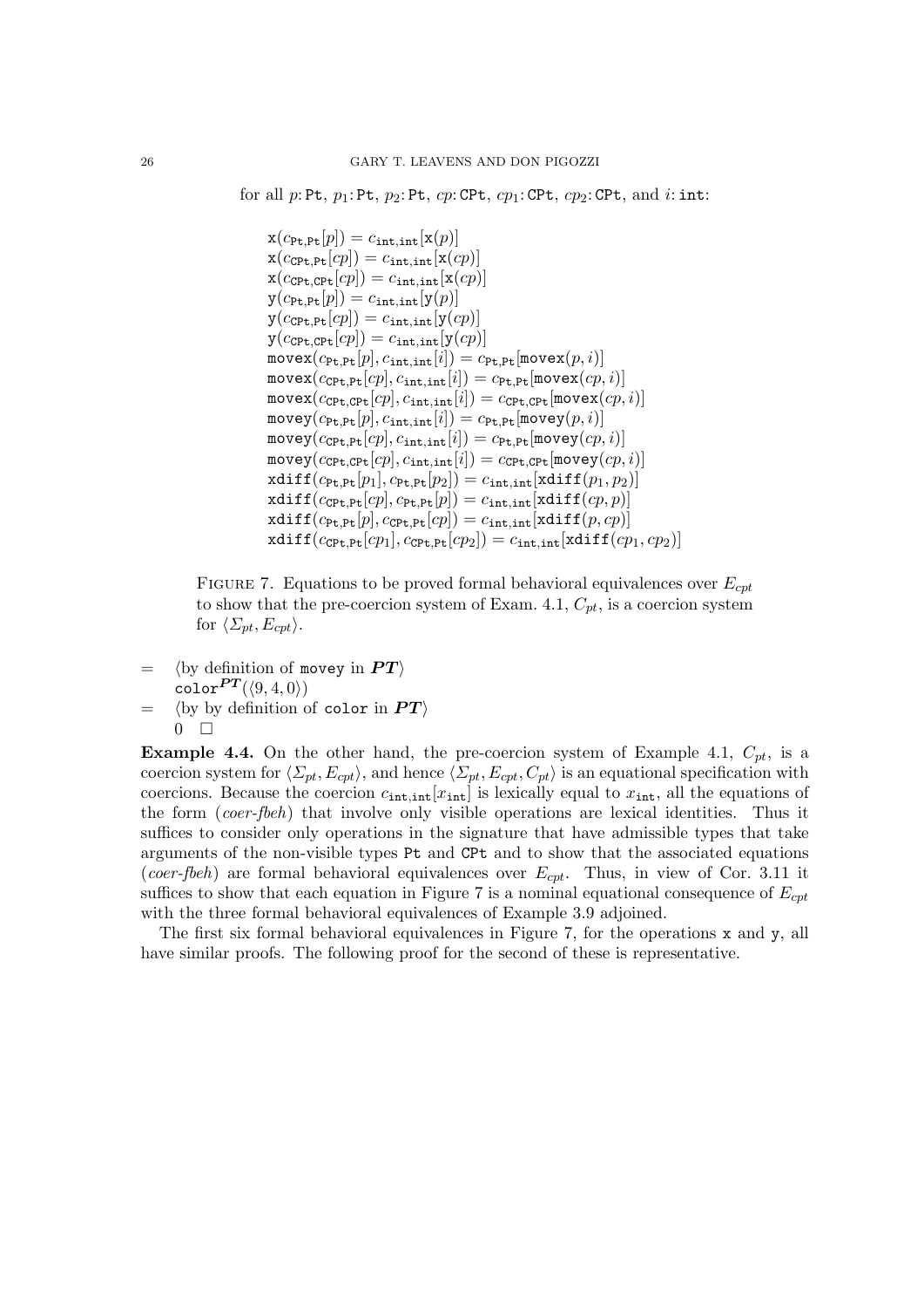for all $p\colon \mathtt{Pt}$, $p_1\colon \mathtt{Pt}$, $p_2\colon \mathtt{Pt}$, $cp\colon \mathtt{CPt}$, $cp_1\colon \mathtt{CPt}$, $cp_2\colon \mathtt{CPt}$, and $i\colon \mathtt{int}$:

$$
\begin{aligned}
&\mathtt{x}(c_{\mathtt{Pt},\mathtt{Pt}}[p]) = c_{\mathtt{int},\mathtt{int}}[\mathtt{x}(p)]\\
&\mathtt{x}(c_{\mathtt{CPt},\mathtt{Pt}}[cp]) = c_{\mathtt{int},\mathtt{int}}[\mathtt{x}(cp)]\\
&\mathtt{x}(c_{\mathtt{CPt},\mathtt{CPt}}[cp]) = c_{\mathtt{int},\mathtt{int}}[\mathtt{x}(cp)]\\
&\mathtt{y}(c_{\mathtt{Pt},\mathtt{Pt}}[p]) = c_{\mathtt{int},\mathtt{int}}[\mathtt{y}(p)]\\
&\mathtt{y}(c_{\mathtt{CPt},\mathtt{Pt}}[cp]) = c_{\mathtt{int},\mathtt{int}}[\mathtt{y}(cp)]\\
&\mathtt{y}(c_{\mathtt{CPt},\mathtt{CPt}}[cp]) = c_{\mathtt{int},\mathtt{int}}[\mathtt{y}(cp)]\\
&\mathtt{movex}(c_{\mathtt{Pt},\mathtt{Pt}}[p], c_{\mathtt{int},\mathtt{int}}[i]) = c_{\mathtt{Pt},\mathtt{Pt}}[\mathtt{movex}(p,i)]\\
&\mathtt{movex}(c_{\mathtt{CPt},\mathtt{Pt}}[cp], c_{\mathtt{int},\mathtt{int}}[i]) = c_{\mathtt{Pt},\mathtt{Pt}}[\mathtt{movex}(cp,i)]\\
&\mathtt{movex}(c_{\mathtt{CPt},\mathtt{CPt}}[cp], c_{\mathtt{int},\mathtt{int}}[i]) = c_{\mathtt{CPt},\mathtt{CPt}}[\mathtt{movex}(cp,i)]\\
&\mathtt{movey}(c_{\mathtt{Pt},\mathtt{Pt}}[p], c_{\mathtt{int},\mathtt{int}}[i]) = c_{\mathtt{Pt},\mathtt{Pt}}[\mathtt{movey}(p,i)]\\
&\mathtt{movey}(c_{\mathtt{CPt},\mathtt{Pt}}[cp], c_{\mathtt{int},\mathtt{int}}[i]) = c_{\mathtt{Pt},\mathtt{Pt}}[\mathtt{movey}(cp,i)]\\
&\mathtt{movey}(c_{\mathtt{CPt},\mathtt{CPt}}[cp], c_{\mathtt{int},\mathtt{int}}[i]) = c_{\mathtt{CPt},\mathtt{CPt}}[\mathtt{movey}(cp,i)]\\
&\mathtt{xdiff}(c_{\mathtt{Pt},\mathtt{Pt}}[p_1], c_{\mathtt{Pt},\mathtt{Pt}}[p_2]) = c_{\mathtt{int},\mathtt{int}}[\mathtt{xdiff}(p_1,p_2)]\\
&\mathtt{xdiff}(c_{\mathtt{CPt},\mathtt{Pt}}[cp], c_{\mathtt{Pt},\mathtt{Pt}}[p]) = c_{\mathtt{int},\mathtt{int}}[\mathtt{xdiff}(cp,p)]\\
&\mathtt{xdiff}(c_{\mathtt{Pt},\mathtt{Pt}}[p], c_{\mathtt{CPt},\mathtt{Pt}}[cp]) = c_{\mathtt{int},\mathtt{int}}[\mathtt{xdiff}(p,cp)]\\
&\mathtt{xdiff}(c_{\mathtt{CPt},\mathtt{Pt}}[cp_1], c_{\mathtt{CPt},\mathtt{Pt}}[cp_2]) = c_{\mathtt{int},\mathtt{int}}[\mathtt{xdiff}(cp_1,cp_2)]
\end{aligned}
$$

Figure 7. Equations to be proved formal behavioral equivalences over $E_{cpt}$ to show that the pre-coercion system of Exam. 4.1, $C_{pt}$, is a coercion system for $\langle \Sigma_{pt}, E_{cpt}\rangle$.

$=$ ⟨by definition of movey in $\boldsymbol{PT}$⟩
$\mathtt{color}^{\boldsymbol{PT}}(\langle 9,4,0\rangle)$
$=$ ⟨by by definition of color in $\boldsymbol{PT}$⟩
$0 \quad \square$

**Example 4.4.** On the other hand, the pre-coercion system of Example 4.1, $C_{pt}$, is a coercion system for $\langle \Sigma_{pt}, E_{cpt}\rangle$, and hence $\langle \Sigma_{pt}, E_{cpt}, C_{pt}\rangle$ is an equational specification with coercions. Because the coercion $c_{\mathtt{int},\mathtt{int}}[x_{\mathtt{int}}]$ is lexically equal to $x_{\mathtt{int}}$, all the equations of the form (*coer-fbeh*) that involve only visible operations are lexical identities. Thus it suffices to consider only operations in the signature that have admissible types that take arguments of the non-visible types Pt and CPt and to show that the associated equations (*coer-fbeh*) are formal behavioral equivalences over $E_{cpt}$. Thus, in view of Cor. 3.11 it suffices to show that each equation in Figure 7 is a nominal equational consequence of $E_{cpt}$ with the three formal behavioral equivalences of Example 3.9 adjoined.

The first six formal behavioral equivalences in Figure 7, for the operations x and y, all have similar proofs. The following proof for the second of these is representative.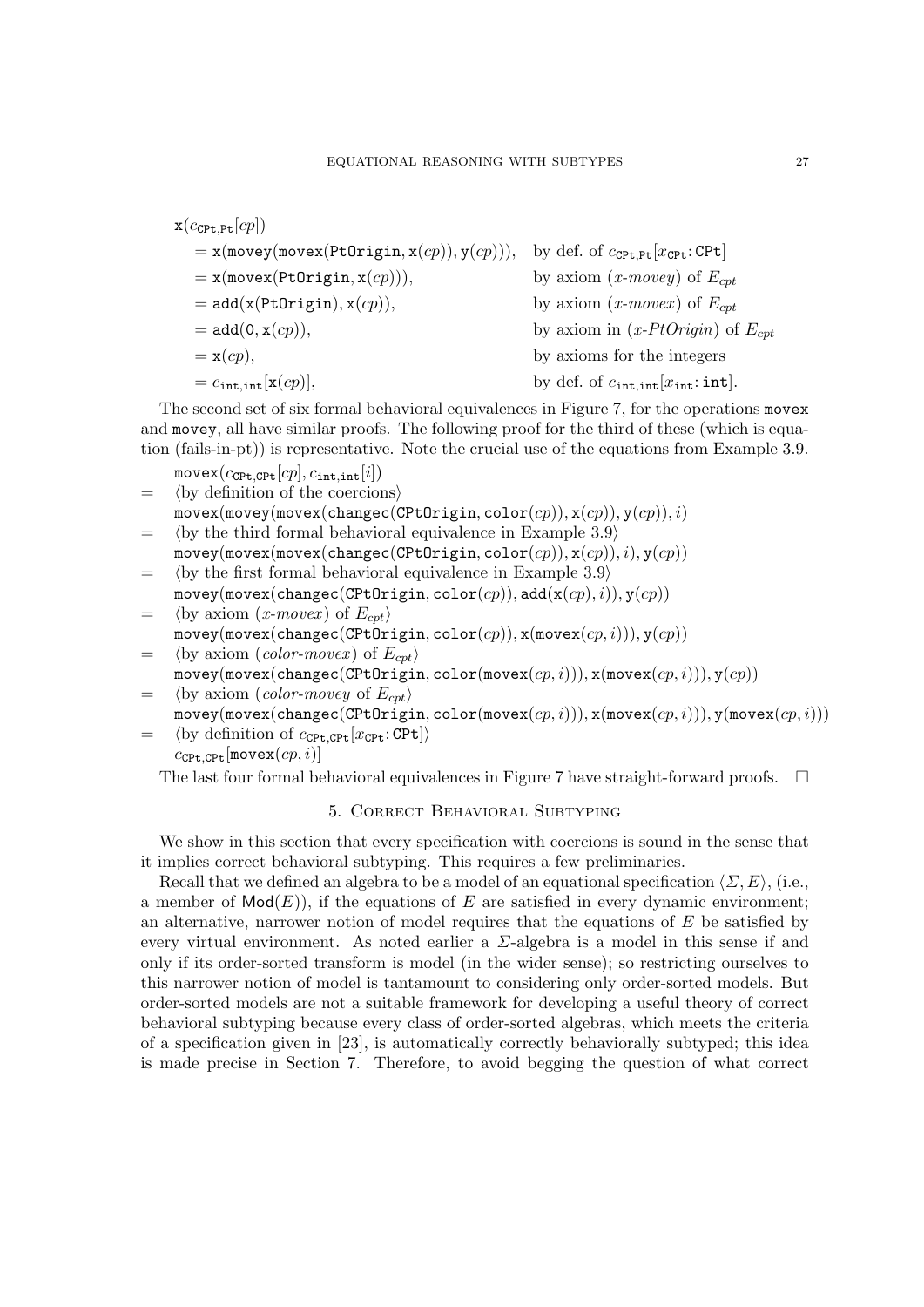$$
\begin{array}{ll}
\mathtt{x}(c_{\mathtt{CPt},\mathtt{Pt}}[cp]) & \\
\quad = \mathtt{x}(\mathtt{movey}(\mathtt{movex}(\mathtt{PtOrigin}, \mathtt{x}(cp)), \mathtt{y}(cp))), & \text{by def. of } c_{\mathtt{CPt},\mathtt{Pt}}[x_{\mathtt{CPt}}\colon \mathtt{CPt}] \\
\quad = \mathtt{x}(\mathtt{movex}(\mathtt{PtOrigin}, \mathtt{x}(cp))), & \text{by axiom } (\textit{x-movey}) \text{ of } E_{cpt} \\
\quad = \mathtt{add}(\mathtt{x}(\mathtt{PtOrigin}), \mathtt{x}(cp)), & \text{by axiom } (\textit{x-movex}) \text{ of } E_{cpt} \\
\quad = \mathtt{add}(\mathtt{0}, \mathtt{x}(cp)), & \text{by axiom in } (\textit{x-PtOrigin}) \text{ of } E_{cpt} \\
\quad = \mathtt{x}(cp), & \text{by axioms for the integers} \\
\quad = c_{\mathtt{int},\mathtt{int}}[\mathtt{x}(cp)], & \text{by def. of } c_{\mathtt{int},\mathtt{int}}[x_{\mathtt{int}}\colon \mathtt{int}].
\end{array}
$$

The second set of six formal behavioral equivalences in Figure 7, for the operations movex and movey, all have similar proofs. The following proof for the third of these (which is equation (fails-in-pt)) is representative. Note the crucial use of the equations from Example 3.9.

$$
\begin{array}{cl}
 & \mathtt{movex}(c_{\mathtt{CPt},\mathtt{CPt}}[cp], c_{\mathtt{int},\mathtt{int}}[i]) \\
= & \langle \text{by definition of the coercions} \rangle \\
 & \mathtt{movex}(\mathtt{movey}(\mathtt{movex}(\mathtt{changec}(\mathtt{CPtOrigin}, \mathtt{color}(cp)), \mathtt{x}(cp)), \mathtt{y}(cp)), i) \\
= & \langle \text{by the third formal behavioral equivalence in Example 3.9} \rangle \\
 & \mathtt{movey}(\mathtt{movex}(\mathtt{movex}(\mathtt{changec}(\mathtt{CPtOrigin}, \mathtt{color}(cp)), \mathtt{x}(cp)), i), \mathtt{y}(cp)) \\
= & \langle \text{by the first formal behavioral equivalence in Example 3.9} \rangle \\
 & \mathtt{movey}(\mathtt{movex}(\mathtt{changec}(\mathtt{CPtOrigin}, \mathtt{color}(cp)), \mathtt{add}(\mathtt{x}(cp), i)), \mathtt{y}(cp)) \\
= & \langle \text{by axiom } (\textit{x-movex}) \text{ of } E_{cpt} \rangle \\
 & \mathtt{movey}(\mathtt{movex}(\mathtt{changec}(\mathtt{CPtOrigin}, \mathtt{color}(cp)), \mathtt{x}(\mathtt{movex}(cp, i))), \mathtt{y}(cp)) \\
= & \langle \text{by axiom } (\textit{color-movex}) \text{ of } E_{cpt} \rangle \\
 & \mathtt{movey}(\mathtt{movex}(\mathtt{changec}(\mathtt{CPtOrigin}, \mathtt{color}(\mathtt{movex}(cp, i))), \mathtt{x}(\mathtt{movex}(cp, i))), \mathtt{y}(cp)) \\
= & \langle \text{by axiom } (\textit{color-movey} \text{ of } E_{cpt} \rangle \\
 & \mathtt{movey}(\mathtt{movex}(\mathtt{changec}(\mathtt{CPtOrigin}, \mathtt{color}(\mathtt{movex}(cp, i))), \mathtt{x}(\mathtt{movex}(cp, i))), \mathtt{y}(\mathtt{movex}(cp, i))) \\
= & \langle \text{by definition of } c_{\mathtt{CPt},\mathtt{CPt}}[x_{\mathtt{CPt}}\colon \mathtt{CPt}] \rangle \\
 & c_{\mathtt{CPt},\mathtt{CPt}}[\mathtt{movex}(cp, i)]
\end{array}
$$

The last four formal behavioral equivalences in Figure 7 have straight-forward proofs. □

## 5. Correct Behavioral Subtyping

We show in this section that every specification with coercions is sound in the sense that it implies correct behavioral subtyping. This requires a few preliminaries.

Recall that we defined an algebra to be a model of an equational specification $\langle \Sigma, E \rangle$, (i.e., a member of $\mathsf{Mod}(E)$), if the equations of $E$ are satisfied in every dynamic environment; an alternative, narrower notion of model requires that the equations of $E$ be satisfied by every virtual environment. As noted earlier a $\Sigma$-algebra is a model in this sense if and only if its order-sorted transform is model (in the wider sense); so restricting ourselves to this narrower notion of model is tantamount to considering only order-sorted models. But order-sorted models are not a suitable framework for developing a useful theory of correct behavioral subtyping because every class of order-sorted algebras, which meets the criteria of a specification given in [23], is automatically correctly behaviorally subtyped; this idea is made precise in Section 7. Therefore, to avoid begging the question of what correct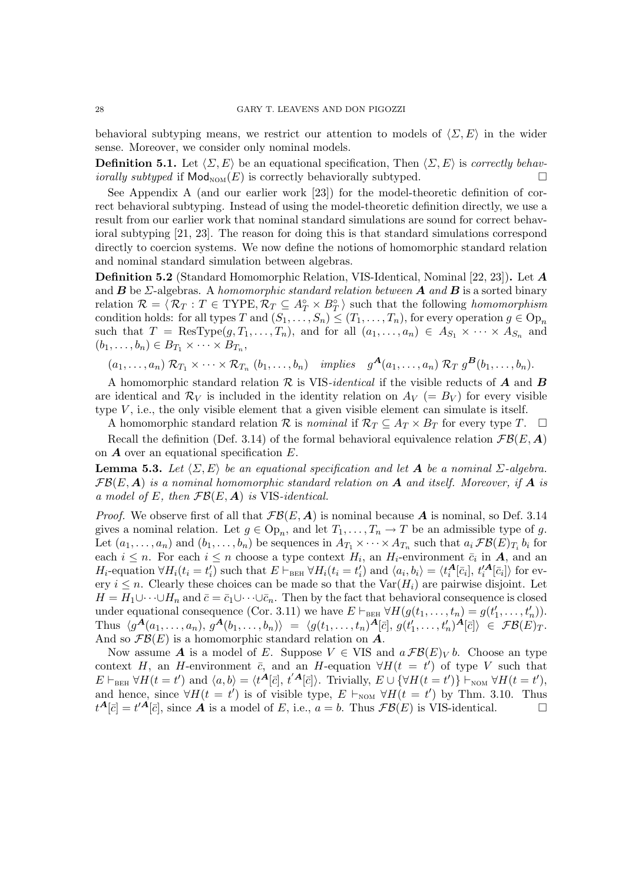behavioral subtyping means, we restrict our attention to models of $\langle \Sigma, E \rangle$ in the wider sense. Moreover, we consider only nominal models.

**Definition 5.1.** Let $\langle \Sigma, E \rangle$ be an equational specification, Then $\langle \Sigma, E \rangle$ is *correctly behaviorally subtyped* if $\mathsf{Mod}_{\text{NOM}}(E)$ is correctly behaviorally subtyped. □

See Appendix A (and our earlier work [23]) for the model-theoretic definition of correct behavioral subtyping. Instead of using the model-theoretic definition directly, we use a result from our earlier work that nominal standard simulations are sound for correct behavioral subtyping [21, 23]. The reason for doing this is that standard simulations correspond directly to coercion systems. We now define the notions of homomorphic standard relation and nominal standard simulation between algebras.

**Definition 5.2** (Standard Homomorphic Relation, VIS-Identical, Nominal [22, 23])**.** Let $\boldsymbol{A}$ and $\boldsymbol{B}$ be $\Sigma$-algebras. A *homomorphic standard relation between* $\boldsymbol{A}$ *and* $\boldsymbol{B}$ is a sorted binary relation $\mathcal{R} = \langle \mathcal{R}_T : T \in \text{TYPE}, \mathcal{R}_T \subseteq A_T^\circ \times B_T^\circ \rangle$ such that the following *homomorphism* condition holds: for all types $T$ and $(S_1, \ldots, S_n) \leq (T_1, \ldots, T_n)$, for every operation $g \in \text{Op}_n$ such that $T = \text{ResType}(g, T_1, \ldots, T_n)$, and for all $(a_1, \ldots, a_n) \in A_{S_1} \times \cdots \times A_{S_n}$ and $(b_1, \ldots, b_n) \in B_{T_1} \times \cdots \times B_{T_n}$,

$$(a_1, \ldots, a_n)\ \mathcal{R}_{T_1} \times \cdots \times \mathcal{R}_{T_n}\ (b_1, \ldots, b_n) \quad \textit{implies} \quad g^{\boldsymbol{A}}(a_1, \ldots, a_n)\ \mathcal{R}_T\ g^{\boldsymbol{B}}(b_1, \ldots, b_n).$$

A homomorphic standard relation $\mathcal{R}$ is VIS-*identical* if the visible reducts of $\boldsymbol{A}$ and $\boldsymbol{B}$ are identical and $\mathcal{R}_V$ is included in the identity relation on $A_V$ $(= B_V)$ for every visible type $V$, i.e., the only visible element that a given visible element can simulate is itself.

A homomorphic standard relation $\mathcal{R}$ is *nominal* if $\mathcal{R}_T \subseteq A_T \times B_T$ for every type $T$. □

Recall the definition (Def. 3.14) of the formal behavioral equivalence relation $\mathcal{FB}(E, \boldsymbol{A})$ on $\boldsymbol{A}$ over an equational specification $E$.

**Lemma 5.3.** *Let $\langle \Sigma, E \rangle$ be an equational specification and let $\boldsymbol{A}$ be a nominal $\Sigma$-algebra. $\mathcal{FB}(E, \boldsymbol{A})$ is a nominal homomorphic standard relation on $\boldsymbol{A}$ and itself. Moreover, if $\boldsymbol{A}$ is a model of $E$, then $\mathcal{FB}(E, \boldsymbol{A})$ is* VIS*-identical.*

*Proof.* We observe first of all that $\mathcal{FB}(E, \boldsymbol{A})$ is nominal because $\boldsymbol{A}$ is nominal, so Def. 3.14 gives a nominal relation. Let $g \in \text{Op}_n$, and let $T_1, \ldots, T_n \to T$ be an admissible type of $g$. Let $(a_1, \ldots, a_n)$ and $(b_1, \ldots, b_n)$ be sequences in $A_{T_1} \times \cdots \times A_{T_n}$ such that $a_i\, \mathcal{FB}(E)_{T_i}\, b_i$ for each $i \leq n$. For each $i \leq n$ choose a type context $H_i$, an $H_i$-environment $\bar{c}_i$ in $\boldsymbol{A}$, and an $H_i$-equation $\forall H_i(t_i = t_i')$ such that $E \vdash_{\text{BEH}} \forall H_i(t_i = t_i')$ and $\langle a_i, b_i \rangle = \langle t_i^{\boldsymbol{A}}[\bar{c}_i],\, t_i'^{\boldsymbol{A}}[\bar{c}_i] \rangle$ for every $i \leq n$. Clearly these choices can be made so that the $\text{Var}(H_i)$ are pairwise disjoint. Let $H = H_1 \cup \cdots \cup H_n$ and $\bar{c} = \bar{c}_1 \cup \cdots \cup \bar{c}_n$. Then by the fact that behavioral consequence is closed under equational consequence (Cor. 3.11) we have $E \vdash_{\text{BEH}} \forall H(g(t_1, \ldots, t_n) = g(t_1', \ldots, t_n'))$. Thus $\langle g^{\boldsymbol{A}}(a_1, \ldots, a_n),\, g^{\boldsymbol{A}}(b_1, \ldots, b_n) \rangle = \langle g(t_1, \ldots, t_n)^{\boldsymbol{A}}[\bar{c}],\, g(t_1', \ldots, t_n')^{\boldsymbol{A}}[\bar{c}] \rangle \in \mathcal{FB}(E)_T$. And so $\mathcal{FB}(E)$ is a homomorphic standard relation on $\boldsymbol{A}$.

Now assume $\boldsymbol{A}$ is a model of $E$. Suppose $V \in \text{VIS}$ and $a\, \mathcal{FB}(E)_V\, b$. Choose an type context $H$, an $H$-environment $\bar{c}$, and an $H$-equation $\forall H(t = t')$ of type $V$ such that $E \vdash_{\text{BEH}} \forall H(t = t')$ and $\langle a, b \rangle = \langle t^{\boldsymbol{A}}[\bar{c}],\, t'^{\boldsymbol{A}}[\bar{c}] \rangle$. Trivially, $E \cup \{\forall H(t = t')\} \vdash_{\text{NOM}} \forall H(t = t')$, and hence, since $\forall H(t = t')$ is of visible type, $E \vdash_{\text{NOM}} \forall H(t = t')$ by Thm. 3.10. Thus $t^{\boldsymbol{A}}[\bar{c}] = t'^{\boldsymbol{A}}[\bar{c}]$, since $\boldsymbol{A}$ is a model of $E$, i.e., $a = b$. Thus $\mathcal{FB}(E)$ is VIS-identical. □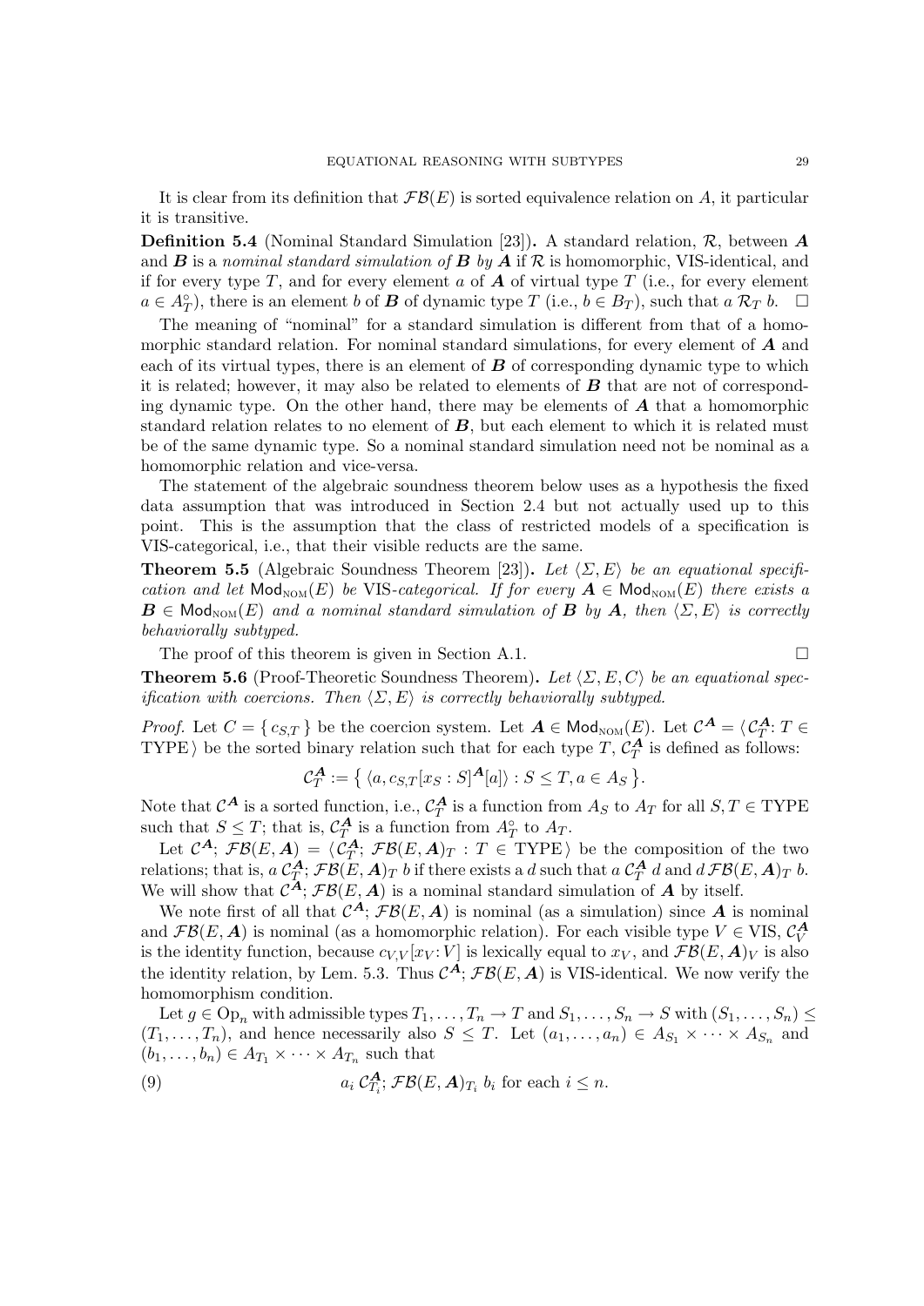It is clear from its definition that $\mathcal{FB}(E)$ is sorted equivalence relation on $A$, it particular it is transitive.

**Definition 5.4** (Nominal Standard Simulation [23])**.** A standard relation, $\mathcal{R}$, between $\boldsymbol{A}$ and $\boldsymbol{B}$ is a *nominal standard simulation of* $\boldsymbol{B}$ *by* $\boldsymbol{A}$ if $\mathcal{R}$ is homomorphic, VIS-identical, and if for every type $T$, and for every element $a$ of $\boldsymbol{A}$ of virtual type $T$ (i.e., for every element $a \in A_T^\circ$), there is an element $b$ of $\boldsymbol{B}$ of dynamic type $T$ (i.e., $b \in B_T$), such that $a \,\mathcal{R}_T\, b$. $\square$

The meaning of "nominal" for a standard simulation is different from that of a homomorphic standard relation. For nominal standard simulations, for every element of $\boldsymbol{A}$ and each of its virtual types, there is an element of $\boldsymbol{B}$ of corresponding dynamic type to which it is related; however, it may also be related to elements of $\boldsymbol{B}$ that are not of corresponding dynamic type. On the other hand, there may be elements of $\boldsymbol{A}$ that a homomorphic standard relation relates to no element of $\boldsymbol{B}$, but each element to which it is related must be of the same dynamic type. So a nominal standard simulation need not be nominal as a homomorphic relation and vice-versa.

The statement of the algebraic soundness theorem below uses as a hypothesis the fixed data assumption that was introduced in Section 2.4 but not actually used up to this point. This is the assumption that the class of restricted models of a specification is VIS-categorical, i.e., that their visible reducts are the same.

**Theorem 5.5** (Algebraic Soundness Theorem [23])**.** *Let $\langle \Sigma, E \rangle$ be an equational specification and let $\mathsf{Mod}_{\text{NOM}}(E)$ be* VIS*-categorical. If for every $\boldsymbol{A} \in \mathsf{Mod}_{\text{NOM}}(E)$ there exists a $\boldsymbol{B} \in \mathsf{Mod}_{\text{NOM}}(E)$ and a nominal standard simulation of $\boldsymbol{B}$ by $\boldsymbol{A}$, then $\langle \Sigma, E \rangle$ is correctly behaviorally subtyped.*

The proof of this theorem is given in Section A.1. $\square$

**Theorem 5.6** (Proof-Theoretic Soundness Theorem)**.** *Let $\langle \Sigma, E, C \rangle$ be an equational specification with coercions. Then $\langle \Sigma, E \rangle$ is correctly behaviorally subtyped.*

*Proof.* Let $C = \{ c_{S,T} \}$ be the coercion system. Let $\boldsymbol{A} \in \mathsf{Mod}_{\text{NOM}}(E)$. Let $\mathcal{C}^{\boldsymbol{A}} = \langle \mathcal{C}^{\boldsymbol{A}}_T \colon T \in \text{TYPE} \rangle$ be the sorted binary relation such that for each type $T$, $\mathcal{C}^{\boldsymbol{A}}_T$ is defined as follows:

$$\mathcal{C}^{\boldsymbol{A}}_T := \big\{ \langle a, c_{S,T}[x_S : S]^{\boldsymbol{A}}[a] \rangle : S \leq T, a \in A_S \big\}.$$

Note that $\mathcal{C}^{\boldsymbol{A}}$ is a sorted function, i.e., $\mathcal{C}^{\boldsymbol{A}}_T$ is a function from $A_S$ to $A_T$ for all $S, T \in \text{TYPE}$ such that $S \leq T$; that is, $\mathcal{C}^{\boldsymbol{A}}_T$ is a function from $A^\circ_T$ to $A_T$.

Let $\mathcal{C}^{\boldsymbol{A}}; \mathcal{FB}(E, \boldsymbol{A}) = \langle \mathcal{C}^{\boldsymbol{A}}_T; \mathcal{FB}(E, \boldsymbol{A})_T : T \in \text{TYPE} \rangle$ be the composition of the two relations; that is, $a \,\mathcal{C}^{\boldsymbol{A}}_T; \mathcal{FB}(E, \boldsymbol{A})_T\, b$ if there exists a $d$ such that $a \,\mathcal{C}^{\boldsymbol{A}}_T\, d$ and $d \,\mathcal{FB}(E, \boldsymbol{A})_T\, b$. We will show that $\mathcal{C}^{\boldsymbol{A}}; \mathcal{FB}(E, \boldsymbol{A})$ is a nominal standard simulation of $\boldsymbol{A}$ by itself.

We note first of all that $\mathcal{C}^{\boldsymbol{A}}; \mathcal{FB}(E, \boldsymbol{A})$ is nominal (as a simulation) since $\boldsymbol{A}$ is nominal and $\mathcal{FB}(E, \boldsymbol{A})$ is nominal (as a homomorphic relation). For each visible type $V \in \text{VIS}$, $\mathcal{C}^{\boldsymbol{A}}_V$ is the identity function, because $c_{V,V}[x_V \colon V]$ is lexically equal to $x_V$, and $\mathcal{FB}(E, \boldsymbol{A})_V$ is also the identity relation, by Lem. 5.3. Thus $\mathcal{C}^{\boldsymbol{A}}; \mathcal{FB}(E, \boldsymbol{A})$ is VIS-identical. We now verify the homomorphism condition.

Let $g \in \text{Op}_n$ with admissible types $T_1, \dots, T_n \to T$ and $S_1, \dots, S_n \to S$ with $(S_1, \dots, S_n) \leq (T_1, \dots, T_n)$, and hence necessarily also $S \leq T$. Let $(a_1, \dots, a_n) \in A_{S_1} \times \cdots \times A_{S_n}$ and $(b_1, \dots, b_n) \in A_{T_1} \times \cdots \times A_{T_n}$ such that

$$a_i \,\mathcal{C}^{\boldsymbol{A}}_{T_i}; \mathcal{FB}(E, \boldsymbol{A})_{T_i}\, b_i \text{ for each } i \leq n. \tag{9}$$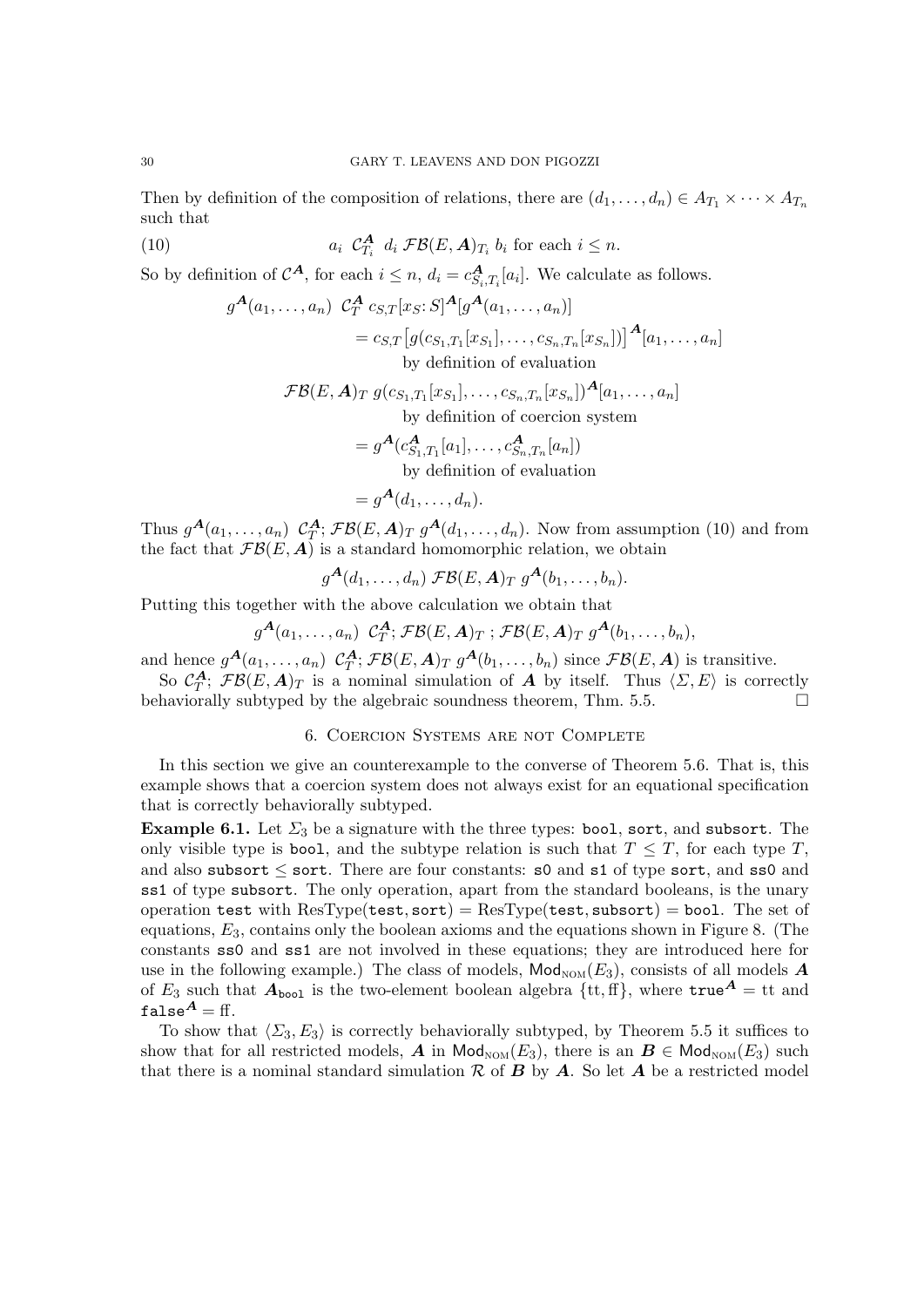Then by definition of the composition of relations, there are $(d_1, \ldots, d_n) \in A_{T_1} \times \cdots \times A_{T_n}$ such that

$$a_i \;\; \mathcal{C}^{\boldsymbol{A}}_{T_i} \;\; d_i \;\; \mathcal{FB}(E, \boldsymbol{A})_{T_i} \;\; b_i \text{ for each } i \leq n. \tag{10}$$

So by definition of $\mathcal{C}^{\boldsymbol{A}}$, for each $i \leq n$, $d_i = c^{\boldsymbol{A}}_{S_i,T_i}[a_i]$. We calculate as follows.

$$\begin{aligned}
g^{\boldsymbol{A}}(a_1, \ldots, a_n) \;\; \mathcal{C}^{\boldsymbol{A}}_T \;\; & c_{S,T}[x_S\colon S]^{\boldsymbol{A}}[g^{\boldsymbol{A}}(a_1, \ldots, a_n)] \\
&= c_{S,T}\big[g(c_{S_1,T_1}[x_{S_1}], \ldots, c_{S_n,T_n}[x_{S_n}])\big]^{\boldsymbol{A}}[a_1, \ldots, a_n] \\
&\qquad \text{by definition of evaluation} \\
\mathcal{FB}(E, \boldsymbol{A})_T \;\; & g(c_{S_1,T_1}[x_{S_1}], \ldots, c_{S_n,T_n}[x_{S_n}])^{\boldsymbol{A}}[a_1, \ldots, a_n] \\
&\qquad \text{by definition of coercion system} \\
&= g^{\boldsymbol{A}}(c^{\boldsymbol{A}}_{S_1,T_1}[a_1], \ldots, c^{\boldsymbol{A}}_{S_n,T_n}[a_n]) \\
&\qquad \text{by definition of evaluation} \\
&= g^{\boldsymbol{A}}(d_1, \ldots, d_n).
\end{aligned}$$

Thus $g^{\boldsymbol{A}}(a_1, \ldots, a_n) \;\; \mathcal{C}^{\boldsymbol{A}}_T ; \mathcal{FB}(E, \boldsymbol{A})_T \;\; g^{\boldsymbol{A}}(d_1, \ldots, d_n)$. Now from assumption (10) and from the fact that $\mathcal{FB}(E, \boldsymbol{A})$ is a standard homomorphic relation, we obtain

$$g^{\boldsymbol{A}}(d_1, \ldots, d_n) \;\; \mathcal{FB}(E, \boldsymbol{A})_T \;\; g^{\boldsymbol{A}}(b_1, \ldots, b_n).$$

Putting this together with the above calculation we obtain that

$$g^{\boldsymbol{A}}(a_1, \ldots, a_n) \;\; \mathcal{C}^{\boldsymbol{A}}_T ; \mathcal{FB}(E, \boldsymbol{A})_T \; ; \mathcal{FB}(E, \boldsymbol{A})_T \;\; g^{\boldsymbol{A}}(b_1, \ldots, b_n),$$

and hence $g^{\boldsymbol{A}}(a_1, \ldots, a_n) \;\; \mathcal{C}^{\boldsymbol{A}}_T ; \mathcal{FB}(E, \boldsymbol{A})_T \;\; g^{\boldsymbol{A}}(b_1, \ldots, b_n)$ since $\mathcal{FB}(E, \boldsymbol{A})$ is transitive.

So $\mathcal{C}^{\boldsymbol{A}}_T ; \mathcal{FB}(E, \boldsymbol{A})_T$ is a nominal simulation of $\boldsymbol{A}$ by itself. Thus $\langle \Sigma, E \rangle$ is correctly behaviorally subtyped by the algebraic soundness theorem, Thm. 5.5. □

## 6. Coercion Systems are not Complete

In this section we give an counterexample to the converse of Theorem 5.6. That is, this example shows that a coercion system does not always exist for an equational specification that is correctly behaviorally subtyped.

**Example 6.1.** Let $\Sigma_3$ be a signature with the three types: `bool`, `sort`, and `subsort`. The only visible type is `bool`, and the subtype relation is such that $T \leq T$, for each type $T$, and also `subsort` $\leq$ `sort`. There are four constants: `s0` and `s1` of type `sort`, and `ss0` and `ss1` of type `subsort`. The only operation, apart from the standard booleans, is the unary operation `test` with ResType(`test`, `sort`) = ResType(`test`, `subsort`) = `bool`. The set of equations, $E_3$, contains only the boolean axioms and the equations shown in Figure 8. (The constants `ss0` and `ss1` are not involved in these equations; they are introduced here for use in the following example.) The class of models, $\mathsf{Mod}_{\text{NOM}}(E_3)$, consists of all models $\boldsymbol{A}$ of $E_3$ such that $\boldsymbol{A}_{\texttt{bool}}$ is the two-element boolean algebra $\{\text{tt}, \text{ff}\}$, where $\texttt{true}^{\boldsymbol{A}} = \text{tt}$ and $\texttt{false}^{\boldsymbol{A}} = \text{ff}$.

To show that $\langle \Sigma_3, E_3 \rangle$ is correctly behaviorally subtyped, by Theorem 5.5 it suffices to show that for all restricted models, $\boldsymbol{A}$ in $\mathsf{Mod}_{\text{NOM}}(E_3)$, there is an $\boldsymbol{B} \in \mathsf{Mod}_{\text{NOM}}(E_3)$ such that there is a nominal standard simulation $\mathcal{R}$ of $\boldsymbol{B}$ by $\boldsymbol{A}$. So let $\boldsymbol{A}$ be a restricted model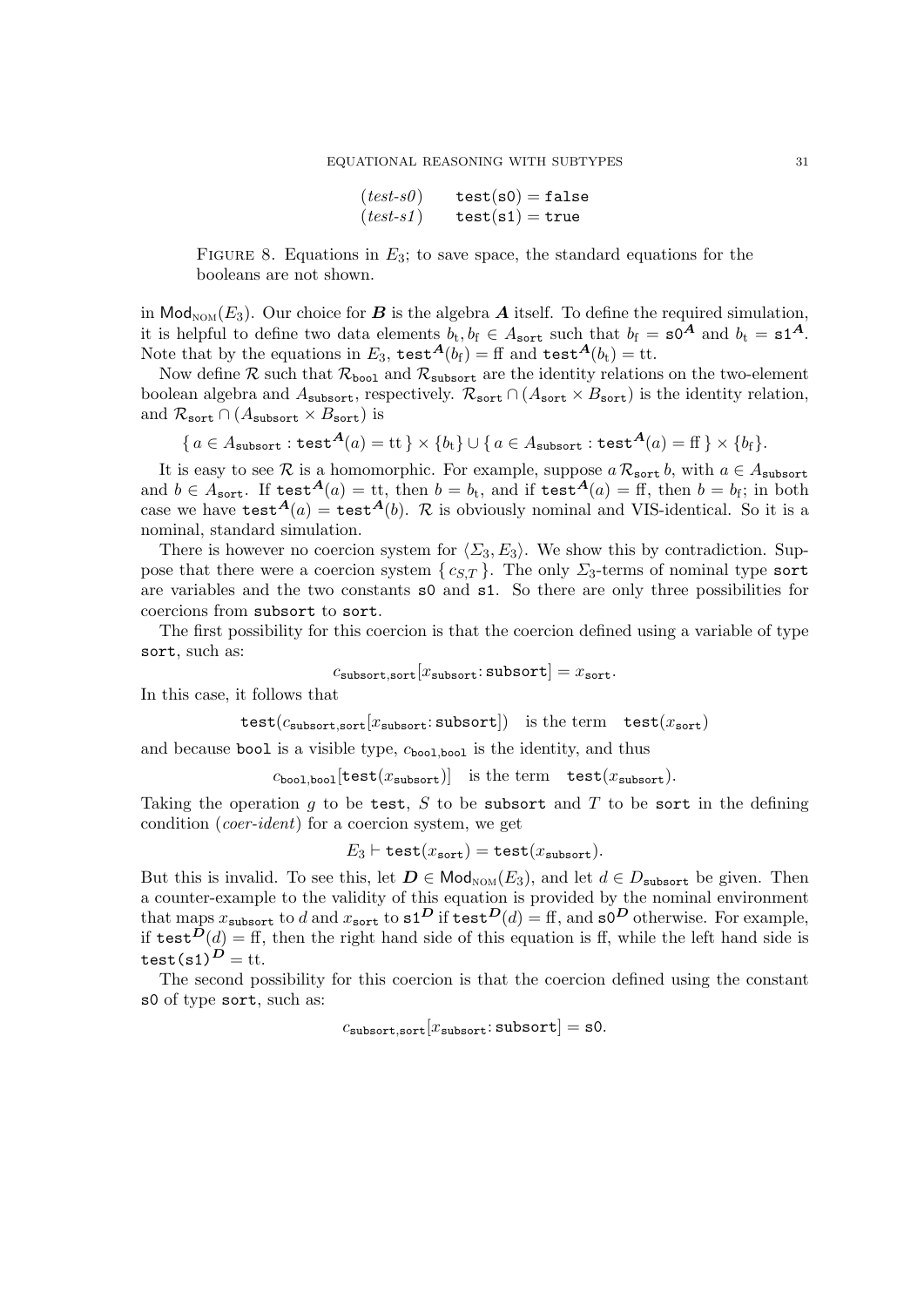$$
\begin{array}{ll}
(\textit{test-s0}) & \mathtt{test(s0) = false} \\
(\textit{test-s1}) & \mathtt{test(s1) = true}
\end{array}
$$

FIGURE 8. Equations in $E_3$; to save space, the standard equations for the booleans are not shown.

in $\mathsf{Mod}_{\text{NOM}}(E_3)$. Our choice for $\boldsymbol{B}$ is the algebra $\boldsymbol{A}$ itself. To define the required simulation, it is helpful to define two data elements $b_t, b_f \in A_{\mathtt{sort}}$ such that $b_f = \mathtt{s0}^{\boldsymbol{A}}$ and $b_t = \mathtt{s1}^{\boldsymbol{A}}$. Note that by the equations in $E_3$, $\mathtt{test}^{\boldsymbol{A}}(b_f) = \text{ff}$ and $\mathtt{test}^{\boldsymbol{A}}(b_t) = \text{tt}$.

Now define $\mathcal{R}$ such that $\mathcal{R}_{\mathtt{bool}}$ and $\mathcal{R}_{\mathtt{subsort}}$ are the identity relations on the two-element boolean algebra and $A_{\mathtt{subsort}}$, respectively. $\mathcal{R}_{\mathtt{sort}} \cap (A_{\mathtt{sort}} \times B_{\mathtt{sort}})$ is the identity relation, and $\mathcal{R}_{\mathtt{sort}} \cap (A_{\mathtt{subsort}} \times B_{\mathtt{sort}})$ is

$$
\{\, a \in A_{\mathtt{subsort}} : \mathtt{test}^{\boldsymbol{A}}(a) = \text{tt} \,\} \times \{b_t\} \cup \{\, a \in A_{\mathtt{subsort}} : \mathtt{test}^{\boldsymbol{A}}(a) = \text{ff} \,\} \times \{b_f\}.
$$

It is easy to see $\mathcal{R}$ is a homomorphic. For example, suppose $a \,\mathcal{R}_{\mathtt{sort}}\, b$, with $a \in A_{\mathtt{subsort}}$ and $b \in A_{\mathtt{sort}}$. If $\mathtt{test}^{\boldsymbol{A}}(a) = \text{tt}$, then $b = b_t$, and if $\mathtt{test}^{\boldsymbol{A}}(a) = \text{ff}$, then $b = b_f$; in both case we have $\mathtt{test}^{\boldsymbol{A}}(a) = \mathtt{test}^{\boldsymbol{A}}(b)$. $\mathcal{R}$ is obviously nominal and VIS-identical. So it is a nominal, standard simulation.

There is however no coercion system for $\langle \Sigma_3, E_3 \rangle$. We show this by contradiction. Suppose that there were a coercion system $\{\, c_{S,T} \,\}$. The only $\Sigma_3$-terms of nominal type `sort` are variables and the two constants `s0` and `s1`. So there are only three possibilities for coercions from `subsort` to `sort`.

The first possibility for this coercion is that the coercion defined using a variable of type `sort`, such as:

$$
c_{\mathtt{subsort},\mathtt{sort}}[x_{\mathtt{subsort}} \colon \mathtt{subsort}] = x_{\mathtt{sort}}.
$$

In this case, it follows that

$$
\mathtt{test}(c_{\mathtt{subsort},\mathtt{sort}}[x_{\mathtt{subsort}} \colon \mathtt{subsort}]) \quad \text{is the term} \quad \mathtt{test}(x_{\mathtt{sort}})
$$

and because `bool` is a visible type, $c_{\mathtt{bool},\mathtt{bool}}$ is the identity, and thus

$$
c_{\mathtt{bool},\mathtt{bool}}[\mathtt{test}(x_{\mathtt{subsort}})] \quad \text{is the term} \quad \mathtt{test}(x_{\mathtt{subsort}}).
$$

Taking the operation $g$ to be `test`, $S$ to be `subsort` and $T$ to be `sort` in the defining condition (*coer-ident*) for a coercion system, we get

$$
E_3 \vdash \mathtt{test}(x_{\mathtt{sort}}) = \mathtt{test}(x_{\mathtt{subsort}}).
$$

But this is invalid. To see this, let $\boldsymbol{D} \in \mathsf{Mod}_{\text{NOM}}(E_3)$, and let $d \in D_{\mathtt{subsort}}$ be given. Then a counter-example to the validity of this equation is provided by the nominal environment that maps $x_{\mathtt{subsort}}$ to $d$ and $x_{\mathtt{sort}}$ to $\mathtt{s1}^{\boldsymbol{D}}$ if $\mathtt{test}^{\boldsymbol{D}}(d) = \text{ff}$, and $\mathtt{s0}^{\boldsymbol{D}}$ otherwise. For example, if $\mathtt{test}^{\boldsymbol{D}}(d) = \text{ff}$, then the right hand side of this equation is ff, while the left hand side is $\mathtt{test(s1)}^{\boldsymbol{D}} = \text{tt}$.

The second possibility for this coercion is that the coercion defined using the constant `s0` of type `sort`, such as:

$$
c_{\mathtt{subsort},\mathtt{sort}}[x_{\mathtt{subsort}} \colon \mathtt{subsort}] = \mathtt{s0}.
$$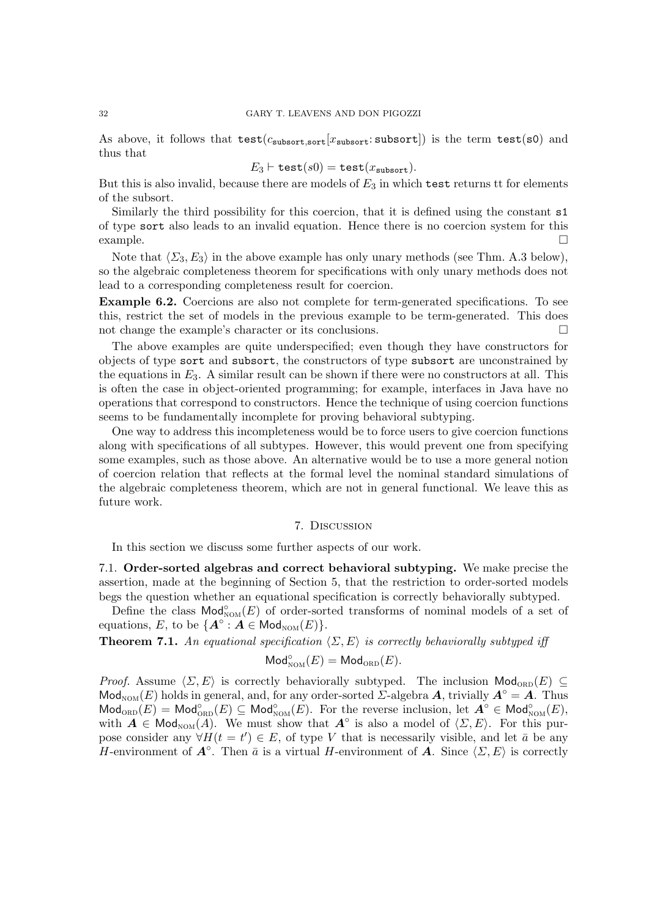As above, it follows that $\mathtt{test}(c_{\mathtt{subsort},\mathtt{sort}}[x_{\mathtt{subsort}}\colon \mathtt{subsort}])$ is the term $\mathtt{test}(\mathtt{s0})$ and thus that

$$E_3 \vdash \mathtt{test}(s0) = \mathtt{test}(x_{\mathtt{subsort}}).$$

But this is also invalid, because there are models of $E_3$ in which `test` returns tt for elements of the subsort.

Similarly the third possibility for this coercion, that it is defined using the constant `s1` of type `sort` also leads to an invalid equation. Hence there is no coercion system for this example. □

Note that $\langle \Sigma_3, E_3 \rangle$ in the above example has only unary methods (see Thm. A.3 below), so the algebraic completeness theorem for specifications with only unary methods does not lead to a corresponding completeness result for coercion.

**Example 6.2.** Coercions are also not complete for term-generated specifications. To see this, restrict the set of models in the previous example to be term-generated. This does not change the example's character or its conclusions. □

The above examples are quite underspecified; even though they have constructors for objects of type `sort` and `subsort`, the constructors of type `subsort` are unconstrained by the equations in $E_3$. A similar result can be shown if there were no constructors at all. This is often the case in object-oriented programming; for example, interfaces in Java have no operations that correspond to constructors. Hence the technique of using coercion functions seems to be fundamentally incomplete for proving behavioral subtyping.

One way to address this incompleteness would be to force users to give coercion functions along with specifications of all subtypes. However, this would prevent one from specifying some examples, such as those above. An alternative would be to use a more general notion of coercion relation that reflects at the formal level the nominal standard simulations of the algebraic completeness theorem, which are not in general functional. We leave this as future work.

## 7. Discussion

In this section we discuss some further aspects of our work.

### 7.1. Order-sorted algebras and correct behavioral subtyping.

We make precise the assertion, made at the beginning of Section 5, that the restriction to order-sorted models begs the question whether an equational specification is correctly behaviorally subtyped.

Define the class $\mathsf{Mod}^{\circ}_{\mathrm{NOM}}(E)$ of order-sorted transforms of nominal models of a set of equations, $E$, to be $\{\boldsymbol{A}^{\circ} : \boldsymbol{A} \in \mathsf{Mod}_{\mathrm{NOM}}(E)\}$.

**Theorem 7.1.** *An equational specification $\langle \Sigma, E \rangle$ is correctly behaviorally subtyped iff*

$$\mathsf{Mod}^{\circ}_{\mathrm{NOM}}(E) = \mathsf{Mod}_{\mathrm{ORD}}(E).$$

*Proof.* Assume $\langle \Sigma, E \rangle$ is correctly behaviorally subtyped. The inclusion $\mathsf{Mod}_{\mathrm{ORD}}(E) \subseteq \mathsf{Mod}_{\mathrm{NOM}}(E)$ holds in general, and, for any order-sorted $\Sigma$-algebra $\boldsymbol{A}$, trivially $\boldsymbol{A}^{\circ} = \boldsymbol{A}$. Thus $\mathsf{Mod}_{\mathrm{ORD}}(E) = \mathsf{Mod}^{\circ}_{\mathrm{ORD}}(E) \subseteq \mathsf{Mod}^{\circ}_{\mathrm{NOM}}(E)$. For the reverse inclusion, let $\boldsymbol{A}^{\circ} \in \mathsf{Mod}^{\circ}_{\mathrm{NOM}}(E)$, with $\boldsymbol{A} \in \mathsf{Mod}_{\mathrm{NOM}}(A)$. We must show that $\boldsymbol{A}^{\circ}$ is also a model of $\langle \Sigma, E \rangle$. For this purpose consider any $\forall H(t = t') \in E$, of type $V$ that is necessarily visible, and let $\bar{a}$ be any $H$-environment of $\boldsymbol{A}^{\circ}$. Then $\bar{a}$ is a virtual $H$-environment of $\boldsymbol{A}$. Since $\langle \Sigma, E \rangle$ is correctly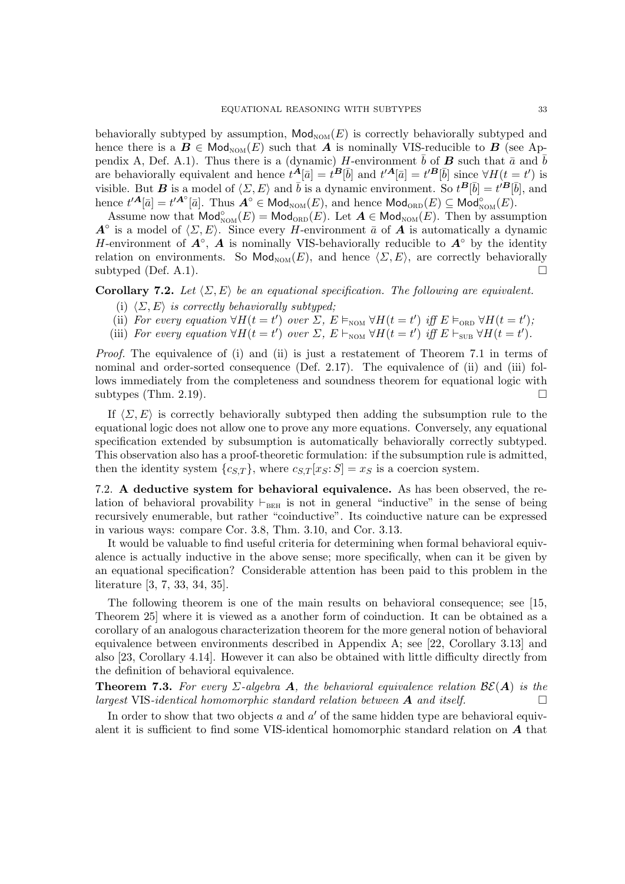behaviorally subtyped by assumption, $\mathsf{Mod}_{\text{NOM}}(E)$ is correctly behaviorally subtyped and hence there is a $\boldsymbol{B} \in \mathsf{Mod}_{\text{NOM}}(E)$ such that $\boldsymbol{A}$ is nominally VIS-reducible to $\boldsymbol{B}$ (see Appendix A, Def. A.1). Thus there is a (dynamic) $H$-environment $\bar{b}$ of $\boldsymbol{B}$ such that $\bar{a}$ and $\bar{b}$ are behaviorally equivalent and hence $t^{\boldsymbol{A}}[\bar{a}] = t^{\boldsymbol{B}}[\bar{b}]$ and $t'^{\boldsymbol{A}}[\bar{a}] = t'^{\boldsymbol{B}}[\bar{b}]$ since $\forall H(t = t')$ is visible. But $\boldsymbol{B}$ is a model of $\langle \Sigma, E\rangle$ and $\bar{b}$ is a dynamic environment. So $t^{\boldsymbol{B}}[\bar{b}] = t'^{\boldsymbol{B}}[\bar{b}]$, and hence $t'^{\boldsymbol{A}}[\bar{a}] = t'^{\boldsymbol{A}^\circ}[\bar{a}]$. Thus $\boldsymbol{A}^\circ \in \mathsf{Mod}_{\text{NOM}}(E)$, and hence $\mathsf{Mod}_{\text{ORD}}(E) \subseteq \mathsf{Mod}^\circ_{\text{NOM}}(E)$.

Assume now that $\mathsf{Mod}^\circ_{\text{NOM}}(E) = \mathsf{Mod}_{\text{ORD}}(E)$. Let $\boldsymbol{A} \in \mathsf{Mod}_{\text{NOM}}(E)$. Then by assumption $\boldsymbol{A}^\circ$ is a model of $\langle \Sigma, E\rangle$. Since every $H$-environment $\bar{a}$ of $\boldsymbol{A}$ is automatically a dynamic $H$-environment of $\boldsymbol{A}^\circ$, $\boldsymbol{A}$ is nominally VIS-behaviorally reducible to $\boldsymbol{A}^\circ$ by the identity relation on environments. So $\mathsf{Mod}_{\text{NOM}}(E)$, and hence $\langle \Sigma, E\rangle$, are correctly behaviorally subtyped (Def. A.1). □

**Corollary 7.2.** *Let $\langle \Sigma, E\rangle$ be an equational specification. The following are equivalent.*

(i) *$\langle \Sigma, E\rangle$ is correctly behaviorally subtyped;*

(ii) *For every equation $\forall H(t = t')$ over $\Sigma$, $E \vDash_{\text{NOM}} \forall H(t = t')$ iff $E \vDash_{\text{ORD}} \forall H(t = t')$;*

(iii) *For every equation $\forall H(t = t')$ over $\Sigma$, $E \vdash_{\text{NOM}} \forall H(t = t')$ iff $E \vdash_{\text{SUB}} \forall H(t = t')$.*

*Proof.* The equivalence of (i) and (ii) is just a restatement of Theorem 7.1 in terms of nominal and order-sorted consequence (Def. 2.17). The equivalence of (ii) and (iii) follows immediately from the completeness and soundness theorem for equational logic with subtypes (Thm. 2.19). □

If $\langle \Sigma, E\rangle$ is correctly behaviorally subtyped then adding the subsumption rule to the equational logic does not allow one to prove any more equations. Conversely, any equational specification extended by subsumption is automatically behaviorally correctly subtyped. This observation also has a proof-theoretic formulation: if the subsumption rule is admitted, then the identity system $\{c_{S,T}\}$, where $c_{S,T}[x_S : S] = x_S$ is a coercion system.

7.2. **A deductive system for behavioral equivalence.** As has been observed, the relation of behavioral provability $\vdash_{\text{BEH}}$ is not in general "inductive" in the sense of being recursively enumerable, but rather "coinductive". Its coinductive nature can be expressed in various ways: compare Cor. 3.8, Thm. 3.10, and Cor. 3.13.

It would be valuable to find useful criteria for determining when formal behavioral equivalence is actually inductive in the above sense; more specifically, when can it be given by an equational specification? Considerable attention has been paid to this problem in the literature [3, 7, 33, 34, 35].

The following theorem is one of the main results on behavioral consequence; see [15, Theorem 25] where it is viewed as a another form of coinduction. It can be obtained as a corollary of an analogous characterization theorem for the more general notion of behavioral equivalence between environments described in Appendix A; see [22, Corollary 3.13] and also [23, Corollary 4.14]. However it can also be obtained with little difficulty directly from the definition of behavioral equivalence.

**Theorem 7.3.** *For every $\Sigma$-algebra $\boldsymbol{A}$, the behavioral equivalence relation $\mathcal{BE}(\boldsymbol{A})$ is the largest* VIS*-identical homomorphic standard relation between $\boldsymbol{A}$ and itself.* □

In order to show that two objects $a$ and $a'$ of the same hidden type are behavioral equivalent it is sufficient to find some VIS-identical homomorphic standard relation on $\boldsymbol{A}$ that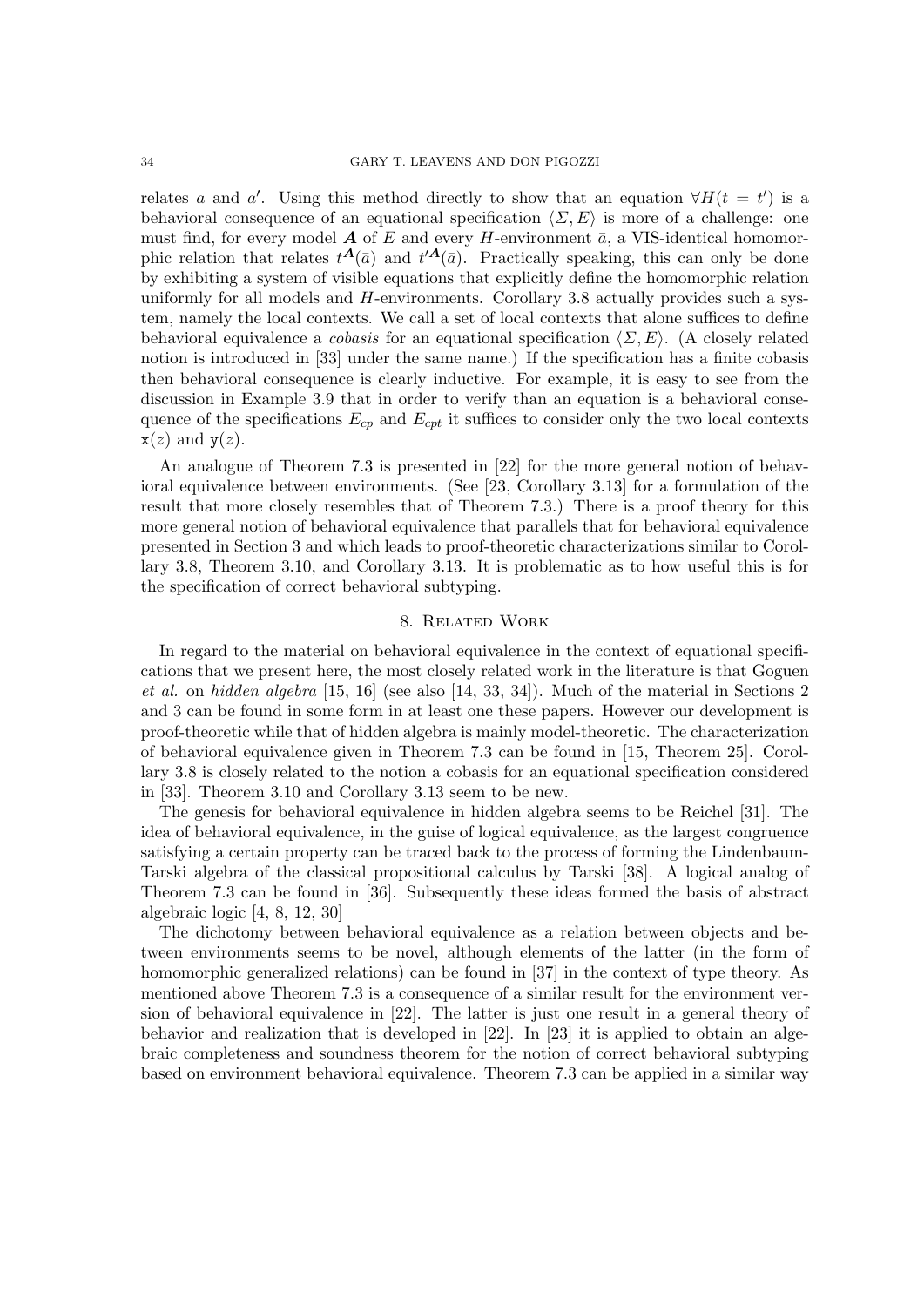relates $a$ and $a'$. Using this method directly to show that an equation $\forall H(t = t')$ is a behavioral consequence of an equational specification $\langle \Sigma, E\rangle$ is more of a challenge: one must find, for every model $\boldsymbol{A}$ of $E$ and every $H$-environment $\bar{a}$, a VIS-identical homomorphic relation that relates $t^{\boldsymbol{A}}(\bar{a})$ and $t'^{\boldsymbol{A}}(\bar{a})$. Practically speaking, this can only be done by exhibiting a system of visible equations that explicitly define the homomorphic relation uniformly for all models and $H$-environments. Corollary 3.8 actually provides such a system, namely the local contexts. We call a set of local contexts that alone suffices to define behavioral equivalence a *cobasis* for an equational specification $\langle \Sigma, E\rangle$. (A closely related notion is introduced in [33] under the same name.) If the specification has a finite cobasis then behavioral consequence is clearly inductive. For example, it is easy to see from the discussion in Example 3.9 that in order to verify than an equation is a behavioral consequence of the specifications $E_{cp}$ and $E_{cpt}$ it suffices to consider only the two local contexts $\mathtt{x}(z)$ and $\mathtt{y}(z)$.

An analogue of Theorem 7.3 is presented in [22] for the more general notion of behavioral equivalence between environments. (See [23, Corollary 3.13] for a formulation of the result that more closely resembles that of Theorem 7.3.) There is a proof theory for this more general notion of behavioral equivalence that parallels that for behavioral equivalence presented in Section 3 and which leads to proof-theoretic characterizations similar to Corollary 3.8, Theorem 3.10, and Corollary 3.13. It is problematic as to how useful this is for the specification of correct behavioral subtyping.

## 8. Related Work

In regard to the material on behavioral equivalence in the context of equational specifications that we present here, the most closely related work in the literature is that Goguen *et al.* on *hidden algebra* [15, 16] (see also [14, 33, 34]). Much of the material in Sections 2 and 3 can be found in some form in at least one these papers. However our development is proof-theoretic while that of hidden algebra is mainly model-theoretic. The characterization of behavioral equivalence given in Theorem 7.3 can be found in [15, Theorem 25]. Corollary 3.8 is closely related to the notion a cobasis for an equational specification considered in [33]. Theorem 3.10 and Corollary 3.13 seem to be new.

The genesis for behavioral equivalence in hidden algebra seems to be Reichel [31]. The idea of behavioral equivalence, in the guise of logical equivalence, as the largest congruence satisfying a certain property can be traced back to the process of forming the Lindenbaum-Tarski algebra of the classical propositional calculus by Tarski [38]. A logical analog of Theorem 7.3 can be found in [36]. Subsequently these ideas formed the basis of abstract algebraic logic [4, 8, 12, 30]

The dichotomy between behavioral equivalence as a relation between objects and between environments seems to be novel, although elements of the latter (in the form of homomorphic generalized relations) can be found in [37] in the context of type theory. As mentioned above Theorem 7.3 is a consequence of a similar result for the environment version of behavioral equivalence in [22]. The latter is just one result in a general theory of behavior and realization that is developed in [22]. In [23] it is applied to obtain an algebraic completeness and soundness theorem for the notion of correct behavioral subtyping based on environment behavioral equivalence. Theorem 7.3 can be applied in a similar way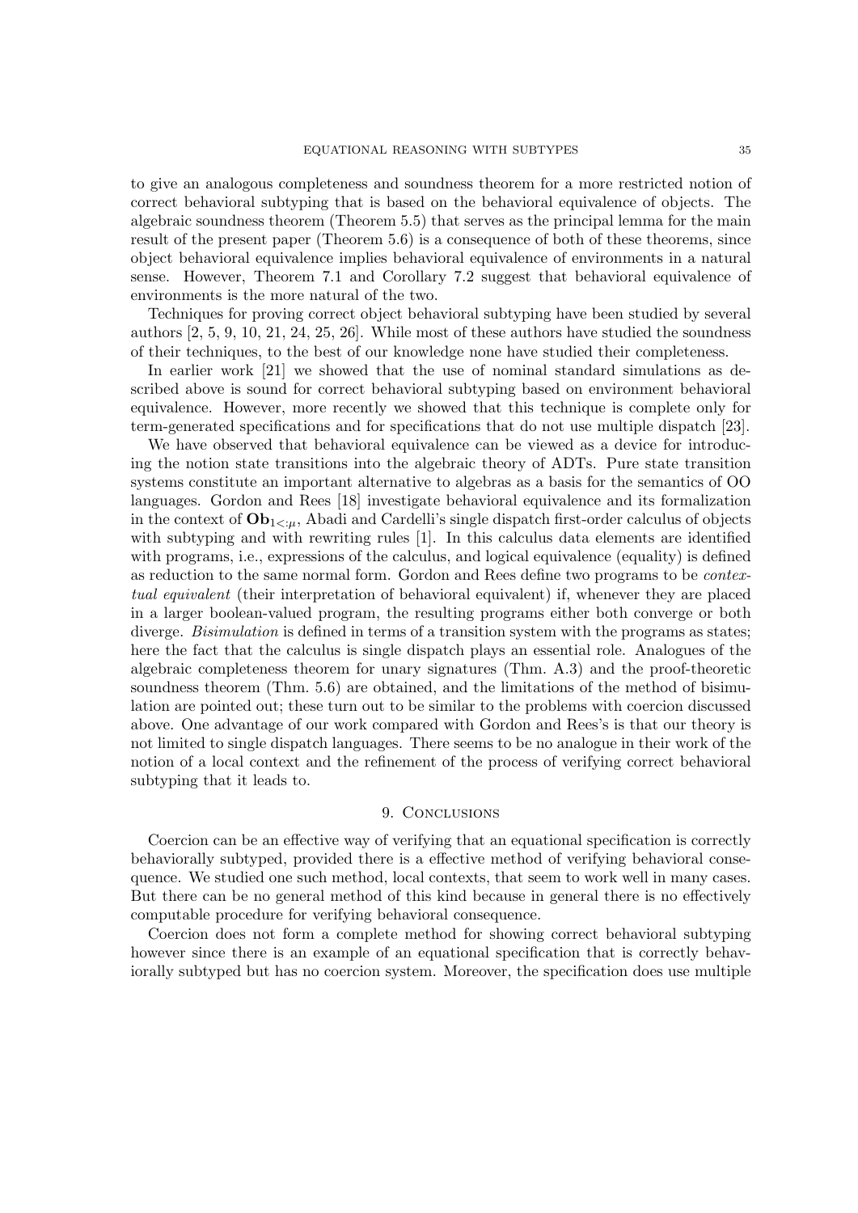to give an analogous completeness and soundness theorem for a more restricted notion of correct behavioral subtyping that is based on the behavioral equivalence of objects. The algebraic soundness theorem (Theorem 5.5) that serves as the principal lemma for the main result of the present paper (Theorem 5.6) is a consequence of both of these theorems, since object behavioral equivalence implies behavioral equivalence of environments in a natural sense. However, Theorem 7.1 and Corollary 7.2 suggest that behavioral equivalence of environments is the more natural of the two.

Techniques for proving correct object behavioral subtyping have been studied by several authors [2, 5, 9, 10, 21, 24, 25, 26]. While most of these authors have studied the soundness of their techniques, to the best of our knowledge none have studied their completeness.

In earlier work [21] we showed that the use of nominal standard simulations as described above is sound for correct behavioral subtyping based on environment behavioral equivalence. However, more recently we showed that this technique is complete only for term-generated specifications and for specifications that do not use multiple dispatch [23].

We have observed that behavioral equivalence can be viewed as a device for introducing the notion state transitions into the algebraic theory of ADTs. Pure state transition systems constitute an important alternative to algebras as a basis for the semantics of OO languages. Gordon and Rees [18] investigate behavioral equivalence and its formalization in the context of $\mathbf{Ob}_{1<:\mu}$, Abadi and Cardelli's single dispatch first-order calculus of objects with subtyping and with rewriting rules [1]. In this calculus data elements are identified with programs, i.e., expressions of the calculus, and logical equivalence (equality) is defined as reduction to the same normal form. Gordon and Rees define two programs to be *contextual equivalent* (their interpretation of behavioral equivalent) if, whenever they are placed in a larger boolean-valued program, the resulting programs either both converge or both diverge. *Bisimulation* is defined in terms of a transition system with the programs as states; here the fact that the calculus is single dispatch plays an essential role. Analogues of the algebraic completeness theorem for unary signatures (Thm. A.3) and the proof-theoretic soundness theorem (Thm. 5.6) are obtained, and the limitations of the method of bisimulation are pointed out; these turn out to be similar to the problems with coercion discussed above. One advantage of our work compared with Gordon and Rees's is that our theory is not limited to single dispatch languages. There seems to be no analogue in their work of the notion of a local context and the refinement of the process of verifying correct behavioral subtyping that it leads to.

## 9. Conclusions

Coercion can be an effective way of verifying that an equational specification is correctly behaviorally subtyped, provided there is a effective method of verifying behavioral consequence. We studied one such method, local contexts, that seem to work well in many cases. But there can be no general method of this kind because in general there is no effectively computable procedure for verifying behavioral consequence.

Coercion does not form a complete method for showing correct behavioral subtyping however since there is an example of an equational specification that is correctly behaviorally subtyped but has no coercion system. Moreover, the specification does use multiple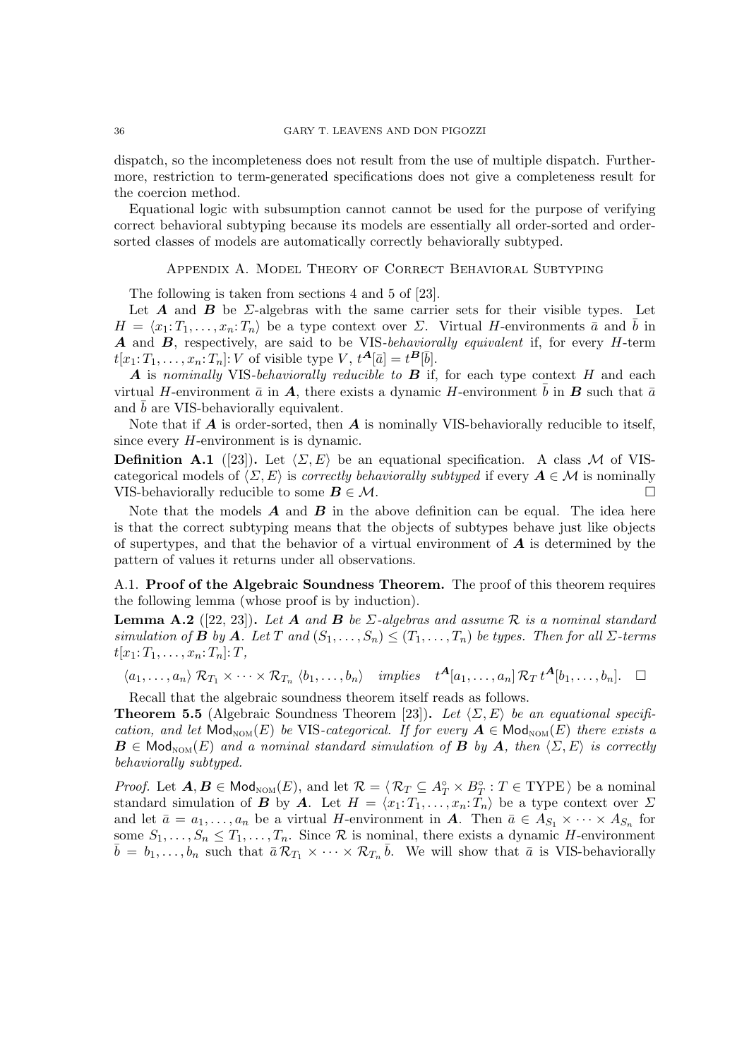dispatch, so the incompleteness does not result from the use of multiple dispatch. Furthermore, restriction to term-generated specifications does not give a completeness result for the coercion method.

Equational logic with subsumption cannot cannot be used for the purpose of verifying correct behavioral subtyping because its models are essentially all order-sorted and order-sorted classes of models are automatically correctly behaviorally subtyped.

## Appendix A. Model Theory of Correct Behavioral Subtyping

The following is taken from sections 4 and 5 of [23].

Let $\boldsymbol{A}$ and $\boldsymbol{B}$ be $\Sigma$-algebras with the same carrier sets for their visible types. Let $H = \langle x_1 \colon T_1, \ldots, x_n \colon T_n \rangle$ be a type context over $\Sigma$. Virtual $H$-environments $\bar{a}$ and $\bar{b}$ in $\boldsymbol{A}$ and $\boldsymbol{B}$, respectively, are said to be VIS-*behaviorally equivalent* if, for every $H$-term $t[x_1 \colon T_1, \ldots, x_n \colon T_n] \colon V$ of visible type $V$, $t^{\boldsymbol{A}}[\bar{a}] = t^{\boldsymbol{B}}[\bar{b}]$.

$\boldsymbol{A}$ is *nominally* VIS-*behaviorally reducible to* $\boldsymbol{B}$ if, for each type context $H$ and each virtual $H$-environment $\bar{a}$ in $\boldsymbol{A}$, there exists a dynamic $H$-environment $\bar{b}$ in $\boldsymbol{B}$ such that $\bar{a}$ and $\bar{b}$ are VIS-behaviorally equivalent.

Note that if $\boldsymbol{A}$ is order-sorted, then $\boldsymbol{A}$ is nominally VIS-behaviorally reducible to itself, since every $H$-environment is is dynamic.

**Definition A.1** ([23]). Let $\langle \Sigma, E \rangle$ be an equational specification. A class $\mathcal{M}$ of VIS-categorical models of $\langle \Sigma, E \rangle$ is *correctly behaviorally subtyped* if every $\boldsymbol{A} \in \mathcal{M}$ is nominally VIS-behaviorally reducible to some $\boldsymbol{B} \in \mathcal{M}$. □

Note that the models $\boldsymbol{A}$ and $\boldsymbol{B}$ in the above definition can be equal. The idea here is that the correct subtyping means that the objects of subtypes behave just like objects of supertypes, and that the behavior of a virtual environment of $\boldsymbol{A}$ is determined by the pattern of values it returns under all observations.

### A.1. Proof of the Algebraic Soundness Theorem.

The proof of this theorem requires the following lemma (whose proof is by induction).

**Lemma A.2** ([22, 23]). *Let $\boldsymbol{A}$ and $\boldsymbol{B}$ be $\Sigma$-algebras and assume $\mathcal{R}$ is a nominal standard simulation of $\boldsymbol{B}$ by $\boldsymbol{A}$. Let $T$ and $(S_1, \ldots, S_n) \leq (T_1, \ldots, T_n)$ be types. Then for all $\Sigma$-terms $t[x_1 \colon T_1, \ldots, x_n \colon T_n] \colon T$,*

$$\langle a_1, \ldots, a_n \rangle \; \mathcal{R}_{T_1} \times \cdots \times \mathcal{R}_{T_n} \; \langle b_1, \ldots, b_n \rangle \quad \textit{implies} \quad t^{\boldsymbol{A}}[a_1, \ldots, a_n] \, \mathcal{R}_T \, t^{\boldsymbol{A}}[b_1, \ldots, b_n]. \quad \square$$

Recall that the algebraic soundness theorem itself reads as follows.

**Theorem 5.5** (Algebraic Soundness Theorem [23]). *Let $\langle \Sigma, E \rangle$ be an equational specification, and let $\mathsf{Mod}_{\text{NOM}}(E)$ be* VIS*-categorical. If for every $\boldsymbol{A} \in \mathsf{Mod}_{\text{NOM}}(E)$ there exists a $\boldsymbol{B} \in \mathsf{Mod}_{\text{NOM}}(E)$ and a nominal standard simulation of $\boldsymbol{B}$ by $\boldsymbol{A}$, then $\langle \Sigma, E \rangle$ is correctly behaviorally subtyped.*

*Proof.* Let $\boldsymbol{A}, \boldsymbol{B} \in \mathsf{Mod}_{\text{NOM}}(E)$, and let $\mathcal{R} = \langle \mathcal{R}_T \subseteq A^{\circ}_T \times B^{\circ}_T : T \in \text{TYPE} \rangle$ be a nominal standard simulation of $\boldsymbol{B}$ by $\boldsymbol{A}$. Let $H = \langle x_1 \colon T_1, \ldots, x_n \colon T_n \rangle$ be a type context over $\Sigma$ and let $\bar{a} = a_1, \ldots, a_n$ be a virtual $H$-environment in $\boldsymbol{A}$. Then $\bar{a} \in A_{S_1} \times \cdots \times A_{S_n}$ for some $S_1, \ldots, S_n \leq T_1, \ldots, T_n$. Since $\mathcal{R}$ is nominal, there exists a dynamic $H$-environment $\bar{b} = b_1, \ldots, b_n$ such that $\bar{a} \, \mathcal{R}_{T_1} \times \cdots \times \mathcal{R}_{T_n} \, \bar{b}$. We will show that $\bar{a}$ is VIS-behaviorally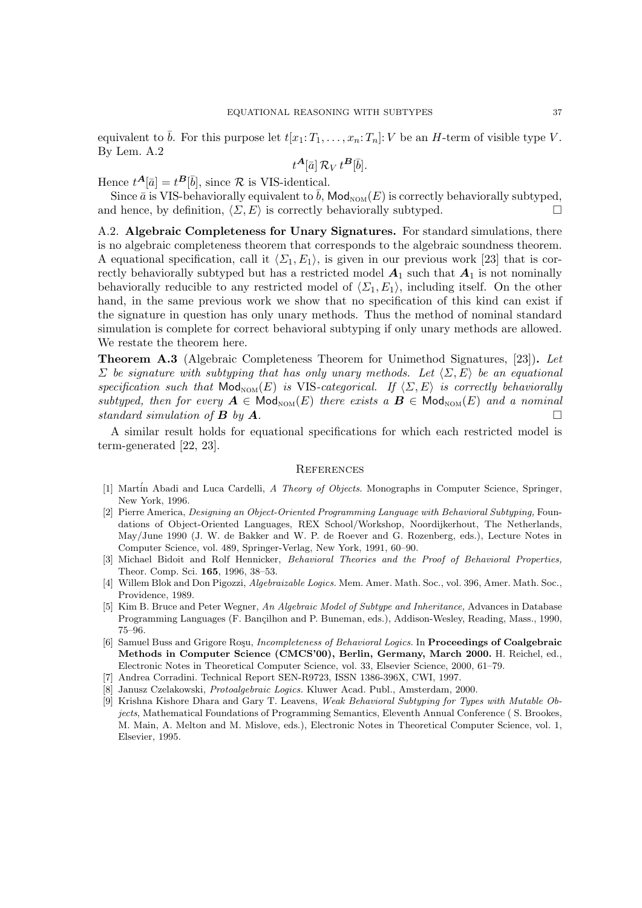equivalent to $\bar{b}$. For this purpose let $t[x_1{:}\,T_1, \dots, x_n{:}\,T_n]{:}\,V$ be an $H$-term of visible type $V$. By Lem. A.2

$$t^{\boldsymbol{A}}[\bar{a}]\,\mathcal{R}_V\,t^{\boldsymbol{B}}[\bar{b}].$$

Hence $t^{\boldsymbol{A}}[\bar{a}] = t^{\boldsymbol{B}}[\bar{b}]$, since $\mathcal{R}$ is VIS-identical.

Since $\bar{a}$ is VIS-behaviorally equivalent to $\bar{b}$, $\mathsf{Mod}_{\text{NOM}}(E)$ is correctly behaviorally subtyped, and hence, by definition, $\langle \Sigma, E\rangle$ is correctly behaviorally subtyped. □

A.2. **Algebraic Completeness for Unary Signatures.** For standard simulations, there is no algebraic completeness theorem that corresponds to the algebraic soundness theorem. A equational specification, call it $\langle \Sigma_1, E_1\rangle$, is given in our previous work [23] that is correctly behaviorally subtyped but has a restricted model $\boldsymbol{A}_1$ such that $\boldsymbol{A}_1$ is not nominally behaviorally reducible to any restricted model of $\langle \Sigma_1, E_1\rangle$, including itself. On the other hand, in the same previous work we show that no specification of this kind can exist if the signature in question has only unary methods. Thus the method of nominal standard simulation is complete for correct behavioral subtyping if only unary methods are allowed. We restate the theorem here.

**Theorem A.3** (Algebraic Completeness Theorem for Unimethod Signatures, [23])**.** *Let $\Sigma$ be signature with subtyping that has only unary methods. Let $\langle \Sigma, E\rangle$ be an equational specification such that $\mathsf{Mod}_{\text{NOM}}(E)$ is* VIS*-categorical. If $\langle \Sigma, E\rangle$ is correctly behaviorally subtyped, then for every $\boldsymbol{A} \in \mathsf{Mod}_{\text{NOM}}(E)$ there exists a $\boldsymbol{B} \in \mathsf{Mod}_{\text{NOM}}(E)$ and a nominal standard simulation of $\boldsymbol{B}$ by $\boldsymbol{A}$.* □

A similar result holds for equational specifications for which each restricted model is term-generated [22, 23].

## References

[1] Martín Abadi and Luca Cardelli, *A Theory of Objects.* Monographs in Computer Science, Springer, New York, 1996.

[2] Pierre America, *Designing an Object-Oriented Programming Language with Behavioral Subtyping,* Foundations of Object-Oriented Languages, REX School/Workshop, Noordijkerhout, The Netherlands, May/June 1990 (J. W. de Bakker and W. P. de Roever and G. Rozenberg, eds.), Lecture Notes in Computer Science, vol. 489, Springer-Verlag, New York, 1991, 60–90.

[3] Michael Bidoit and Rolf Hennicker, *Behavioral Theories and the Proof of Behavioral Properties,* Theor. Comp. Sci. **165**, 1996, 38–53.

[4] Willem Blok and Don Pigozzi, *Algebraizable Logics.* Mem. Amer. Math. Soc., vol. 396, Amer. Math. Soc., Providence, 1989.

[5] Kim B. Bruce and Peter Wegner, *An Algebraic Model of Subtype and Inheritance,* Advances in Database Programming Languages (F. Bançilhon and P. Buneman, eds.), Addison-Wesley, Reading, Mass., 1990, 75–96.

[6] Samuel Buss and Grigore Roşu, *Incompleteness of Behavioral Logics.* In **Proceedings of Coalgebraic Methods in Computer Science (CMCS'00), Berlin, Germany, March 2000.** H. Reichel, ed., Electronic Notes in Theoretical Computer Science, vol. 33, Elsevier Science, 2000, 61–79.

[7] Andrea Corradini. Technical Report SEN-R9723, ISSN 1386-396X, CWI, 1997.

[8] Janusz Czelakowski, *Protoalgebraic Logics.* Kluwer Acad. Publ., Amsterdam, 2000.

[9] Krishna Kishore Dhara and Gary T. Leavens, *Weak Behavioral Subtyping for Types with Mutable Objects*, Mathematical Foundations of Programming Semantics, Eleventh Annual Conference ( S. Brookes, M. Main, A. Melton and M. Mislove, eds.), Electronic Notes in Theoretical Computer Science, vol. 1, Elsevier, 1995.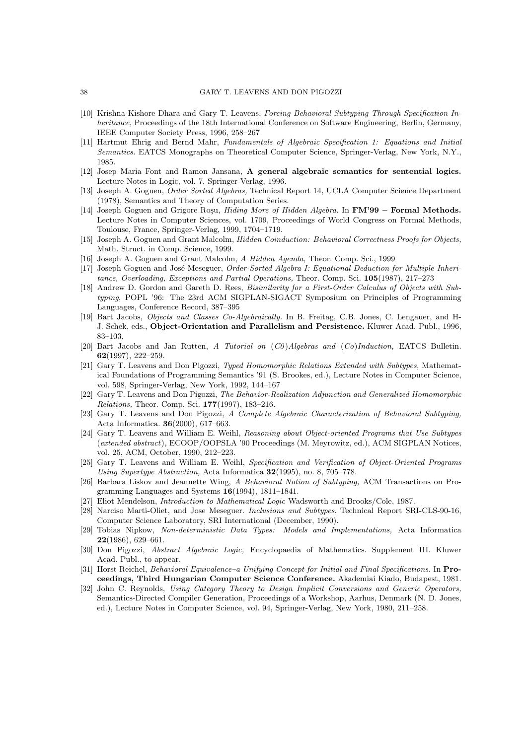[10] Krishna Kishore Dhara and Gary T. Leavens, *Forcing Behavioral Subtyping Through Specification Inheritance,* Proceedings of the 18th International Conference on Software Engineering, Berlin, Germany, IEEE Computer Society Press, 1996, 258–267

[11] Hartmut Ehrig and Bernd Mahr, *Fundamentals of Algebraic Specification 1: Equations and Initial Semantics.* EATCS Monographs on Theoretical Computer Science, Springer-Verlag, New York, N.Y., 1985.

[12] Josep Maria Font and Ramon Jansana, **A general algebraic semantics for sentential logics.** Lecture Notes in Logic, vol. 7, Springer-Verlag, 1996.

[13] Joseph A. Goguen, *Order Sorted Algebras,* Technical Report 14, UCLA Computer Science Department (1978), Semantics and Theory of Computation Series.

[14] Joseph Goguen and Grigore Roşu, *Hiding More of Hidden Algebra.* In **FM'99 – Formal Methods.** Lecture Notes in Computer Sciences, vol. 1709, Proceedings of World Congress on Formal Methods, Toulouse, France, Springer-Verlag, 1999, 1704–1719.

[15] Joseph A. Goguen and Grant Malcolm, *Hidden Coinduction: Behavioral Correctness Proofs for Objects,* Math. Struct. in Comp. Science, 1999.

[16] Joseph A. Goguen and Grant Malcolm, *A Hidden Agenda,* Theor. Comp. Sci., 1999

[17] Joseph Goguen and José Meseguer, *Order-Sorted Algebra I: Equational Deduction for Multiple Inheritance, Overloading, Exceptions and Partial Operations,* Theor. Comp. Sci. **105**(1987), 217–273

[18] Andrew D. Gordon and Gareth D. Rees, *Bisimilarity for a First-Order Calculus of Objects with Subtyping*, POPL '96: The 23rd ACM SIGPLAN-SIGACT Symposium on Principles of Programming Languages, Conference Record, 387–395

[19] Bart Jacobs, *Objects and Classes Co-Algebraically.* In B. Freitag, C.B. Jones, C. Lengauer, and H-J. Schek, eds., **Object-Orientation and Parallelism and Persistence.** Kluwer Acad. Publ., 1996, 83–103.

[20] Bart Jacobs and Jan Rutten, *A Tutorial on (C0)Algebras and (Co)Induction,* EATCS Bulletin. **62**(1997), 222–259.

[21] Gary T. Leavens and Don Pigozzi, *Typed Homomorphic Relations Extended with Subtypes,* Mathematical Foundations of Programming Semantics '91 (S. Brookes, ed.), Lecture Notes in Computer Science, vol. 598, Springer-Verlag, New York, 1992, 144–167

[22] Gary T. Leavens and Don Pigozzi, *The Behavior-Realization Adjunction and Generalized Homomorphic Relations,* Theor. Comp. Sci. **177**(1997), 183–216.

[23] Gary T. Leavens and Don Pigozzi, *A Complete Algebraic Characterization of Behavioral Subtyping,* Acta Informatica. **36**(2000), 617–663.

[24] Gary T. Leavens and William E. Weihl, *Reasoning about Object-oriented Programs that Use Subtypes (extended abstract),* ECOOP/OOPSLA '90 Proceedings (M. Meyrowitz, ed.), ACM SIGPLAN Notices, vol. 25, ACM, October, 1990, 212–223.

[25] Gary T. Leavens and William E. Weihl, *Specification and Verification of Object-Oriented Programs Using Supertype Abstraction,* Acta Informatica **32**(1995), no. 8, 705–778.

[26] Barbara Liskov and Jeannette Wing, *A Behavioral Notion of Subtyping,* ACM Transactions on Programming Languages and Systems **16**(1994), 1811–1841.

[27] Eliot Mendelson, *Introduction to Mathematical Logic* Wadsworth and Brooks/Cole, 1987.

[28] Narciso Marti-Oliet, and Jose Meseguer. *Inclusions and Subtypes.* Technical Report SRI-CLS-90-16, Computer Science Laboratory, SRI International (December, 1990).

[29] Tobias Nipkow, *Non-deterministic Data Types: Models and Implementations,* Acta Informatica **22**(1986), 629–661.

[30] Don Pigozzi, *Abstract Algebraic Logic,* Encyclopaedia of Mathematics. Supplement III. Kluwer Acad. Publ., to appear.

[31] Horst Reichel, *Behavioral Equivalence–a Unifying Concept for Initial and Final Specifications.* In **Proceedings, Third Hungarian Computer Science Conference.** Akademiai Kiado, Budapest, 1981.

[32] John C. Reynolds, *Using Category Theory to Design Implicit Conversions and Generic Operators,* Semantics-Directed Compiler Generation, Proceedings of a Workshop, Aarhus, Denmark (N. D. Jones, ed.), Lecture Notes in Computer Science, vol. 94, Springer-Verlag, New York, 1980, 211–258.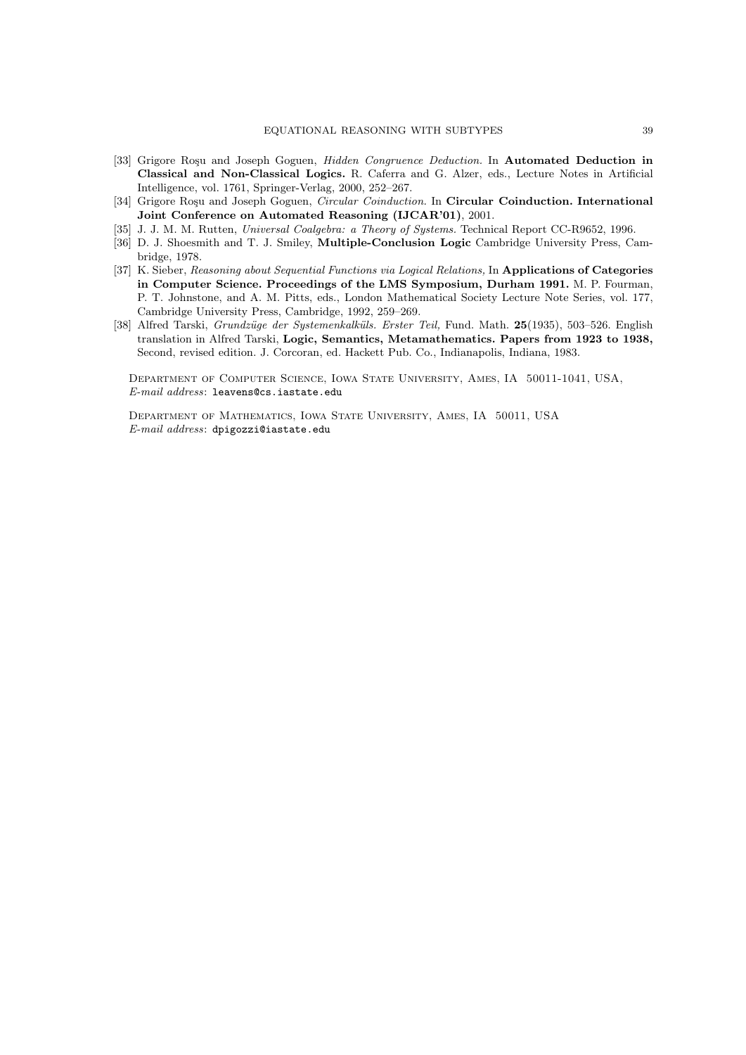[33] Grigore Roşu and Joseph Goguen, *Hidden Congruence Deduction.* In **Automated Deduction in Classical and Non-Classical Logics.** R. Caferra and G. Alzer, eds., Lecture Notes in Artificial Intelligence, vol. 1761, Springer-Verlag, 2000, 252–267.

[34] Grigore Roşu and Joseph Goguen, *Circular Coinduction.* In **Circular Coinduction. International Joint Conference on Automated Reasoning (IJCAR'01)**, 2001.

[35] J. J. M. M. Rutten, *Universal Coalgebra: a Theory of Systems.* Technical Report CC-R9652, 1996.

[36] D. J. Shoesmith and T. J. Smiley, **Multiple-Conclusion Logic** Cambridge University Press, Cambridge, 1978.

[37] K. Sieber, *Reasoning about Sequential Functions via Logical Relations,* In **Applications of Categories in Computer Science. Proceedings of the LMS Symposium, Durham 1991.** M. P. Fourman, P. T. Johnstone, and A. M. Pitts, eds., London Mathematical Society Lecture Note Series, vol. 177, Cambridge University Press, Cambridge, 1992, 259–269.

[38] Alfred Tarski, *Grundzüge der Systemenkalküls. Erster Teil,* Fund. Math. **25**(1935), 503–526. English translation in Alfred Tarski, **Logic, Semantics, Metamathematics. Papers from 1923 to 1938,** Second, revised edition. J. Corcoran, ed. Hackett Pub. Co., Indianapolis, Indiana, 1983.

Department of Computer Science, Iowa State University, Ames, IA 50011-1041, USA,
*E-mail address*: `leavens@cs.iastate.edu`

Department of Mathematics, Iowa State University, Ames, IA 50011, USA
*E-mail address*: `dpigozzi@iastate.edu`